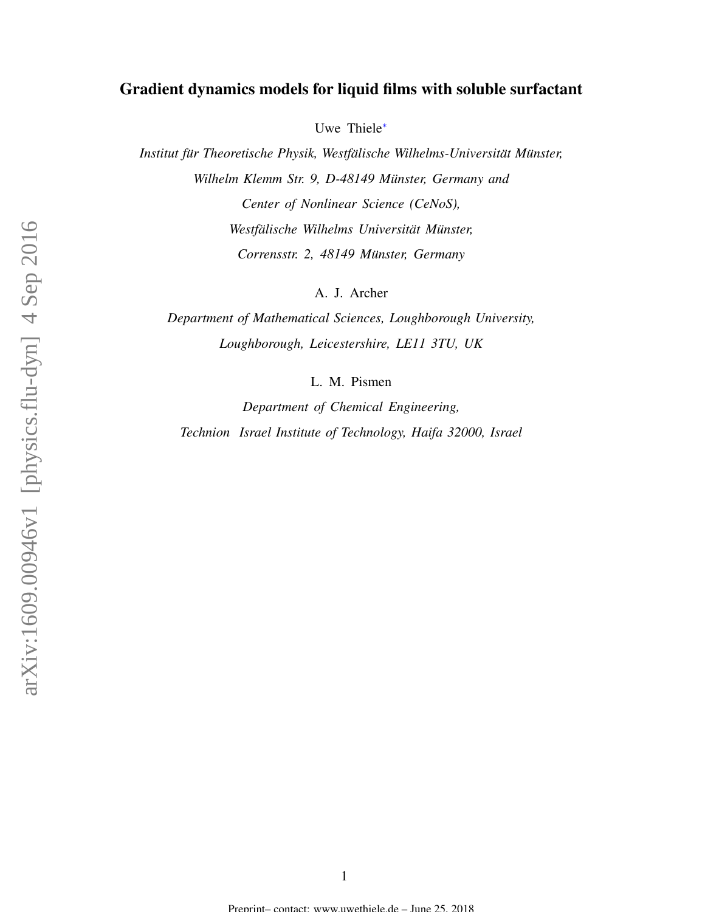# Gradient dynamics models for liquid films with soluble surfactant

Uwe Thiele[*]

*Institut für Theoretische Physik, Westfälische Wilhelms-Universität Münster,*
*Wilhelm Klemm Str. 9, D-48149 Münster, Germany and*
*Center of Nonlinear Science (CeNoS),*
*Westfälische Wilhelms Universität Münster,*
*Corrensstr. 2, 48149 Münster, Germany*

A. J. Archer

*Department of Mathematical Sciences, Loughborough University,*
*Loughborough, Leicestershire, LE11 3TU, UK*

L. M. Pismen

*Department of Chemical Engineering,*
*Technion Israel Institute of Technology, Haifa 32000, Israel*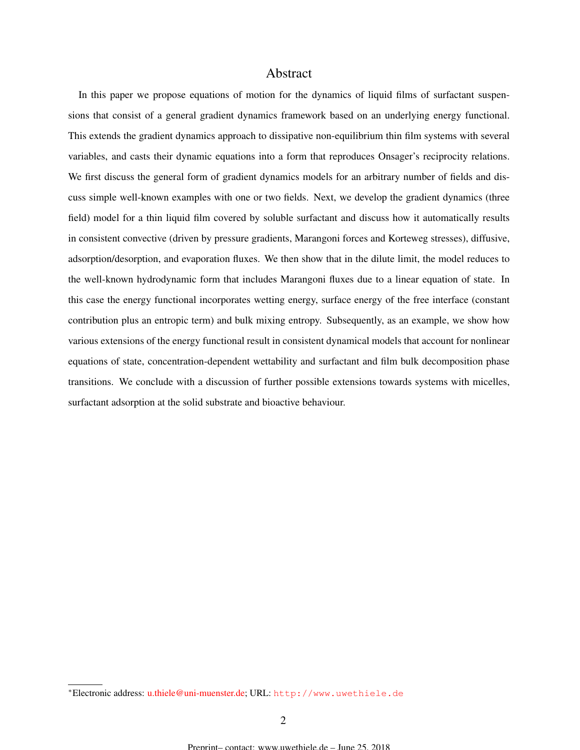# Abstract

In this paper we propose equations of motion for the dynamics of liquid films of surfactant suspensions that consist of a general gradient dynamics framework based on an underlying energy functional. This extends the gradient dynamics approach to dissipative non-equilibrium thin film systems with several variables, and casts their dynamic equations into a form that reproduces Onsager's reciprocity relations. We first discuss the general form of gradient dynamics models for an arbitrary number of fields and discuss simple well-known examples with one or two fields. Next, we develop the gradient dynamics (three field) model for a thin liquid film covered by soluble surfactant and discuss how it automatically results in consistent convective (driven by pressure gradients, Marangoni forces and Korteweg stresses), diffusive, adsorption/desorption, and evaporation fluxes. We then show that in the dilute limit, the model reduces to the well-known hydrodynamic form that includes Marangoni fluxes due to a linear equation of state. In this case the energy functional incorporates wetting energy, surface energy of the free interface (constant contribution plus an entropic term) and bulk mixing entropy. Subsequently, as an example, we show how various extensions of the energy functional result in consistent dynamical models that account for nonlinear equations of state, concentration-dependent wettability and surfactant and film bulk decomposition phase transitions. We conclude with a discussion of further possible extensions towards systems with micelles, surfactant adsorption at the solid substrate and bioactive behaviour.

---

*Electronic address: u.thiele@uni-muenster.de; URL: http://www.uwethiele.de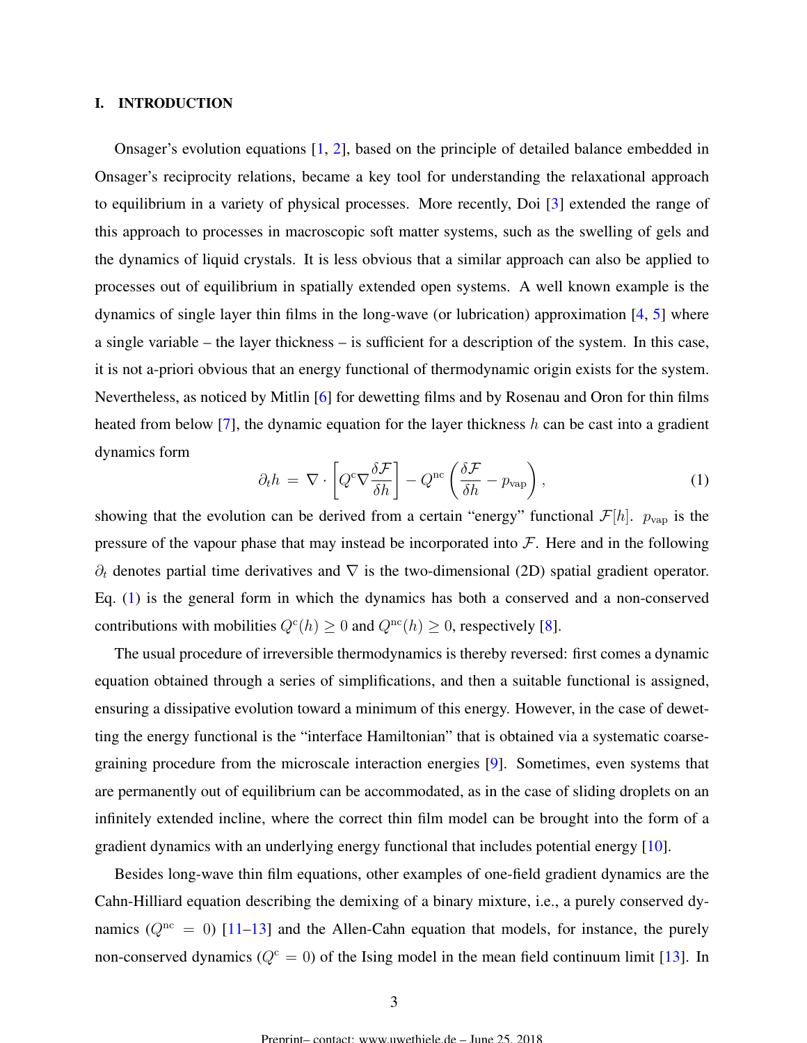## I. INTRODUCTION

Onsager's evolution equations [1, 2], based on the principle of detailed balance embedded in Onsager's reciprocity relations, became a key tool for understanding the relaxational approach to equilibrium in a variety of physical processes. More recently, Doi [3] extended the range of this approach to processes in macroscopic soft matter systems, such as the swelling of gels and the dynamics of liquid crystals. It is less obvious that a similar approach can also be applied to processes out of equilibrium in spatially extended open systems. A well known example is the dynamics of single layer thin films in the long-wave (or lubrication) approximation [4, 5] where a single variable – the layer thickness – is sufficient for a description of the system. In this case, it is not a-priori obvious that an energy functional of thermodynamic origin exists for the system. Nevertheless, as noticed by Mitlin [6] for dewetting films and by Rosenau and Oron for thin films heated from below [7], the dynamic equation for the layer thickness $h$ can be cast into a gradient dynamics form

$$\partial_t h \,=\, \nabla \cdot \left[ Q^{\mathrm{c}} \nabla \frac{\delta \mathcal{F}}{\delta h} \right] - Q^{\mathrm{nc}} \left( \frac{\delta \mathcal{F}}{\delta h} - p_{\mathrm{vap}} \right), \tag{1}$$

showing that the evolution can be derived from a certain "energy" functional $\mathcal{F}[h]$. $p_{\mathrm{vap}}$ is the pressure of the vapour phase that may instead be incorporated into $\mathcal{F}$. Here and in the following $\partial_t$ denotes partial time derivatives and $\nabla$ is the two-dimensional (2D) spatial gradient operator. Eq. (1) is the general form in which the dynamics has both a conserved and a non-conserved contributions with mobilities $Q^{\mathrm{c}}(h) \geq 0$ and $Q^{\mathrm{nc}}(h) \geq 0$, respectively [8].

The usual procedure of irreversible thermodynamics is thereby reversed: first comes a dynamic equation obtained through a series of simplifications, and then a suitable functional is assigned, ensuring a dissipative evolution toward a minimum of this energy. However, in the case of dewetting the energy functional is the "interface Hamiltonian" that is obtained via a systematic coarse-graining procedure from the microscale interaction energies [9]. Sometimes, even systems that are permanently out of equilibrium can be accommodated, as in the case of sliding droplets on an infinitely extended incline, where the correct thin film model can be brought into the form of a gradient dynamics with an underlying energy functional that includes potential energy [10].

Besides long-wave thin film equations, other examples of one-field gradient dynamics are the Cahn-Hilliard equation describing the demixing of a binary mixture, i.e., a purely conserved dynamics ($Q^{\mathrm{nc}} = 0$) [11–13] and the Allen-Cahn equation that models, for instance, the purely non-conserved dynamics ($Q^{\mathrm{c}} = 0$) of the Ising model in the mean field continuum limit [13]. In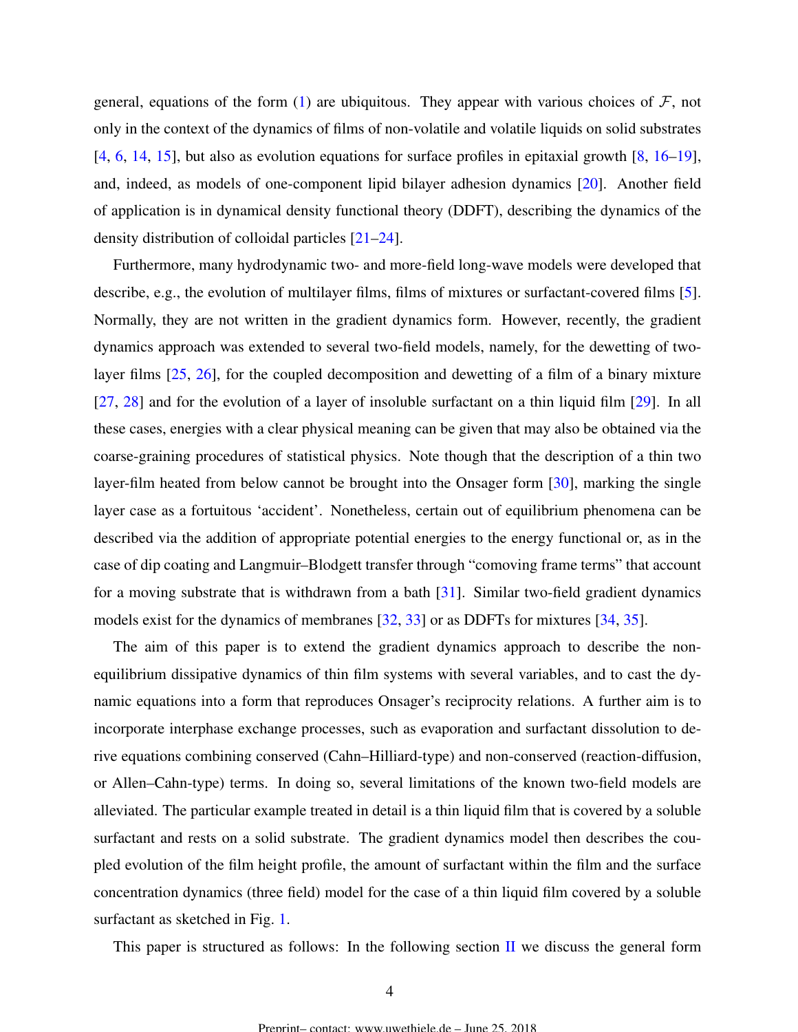general, equations of the form (1) are ubiquitous. They appear with various choices of $\mathcal{F}$, not only in the context of the dynamics of films of non-volatile and volatile liquids on solid substrates [4, 6, 14, 15], but also as evolution equations for surface profiles in epitaxial growth [8, 16–19], and, indeed, as models of one-component lipid bilayer adhesion dynamics [20]. Another field of application is in dynamical density functional theory (DDFT), describing the dynamics of the density distribution of colloidal particles [21–24].

Furthermore, many hydrodynamic two- and more-field long-wave models were developed that describe, e.g., the evolution of multilayer films, films of mixtures or surfactant-covered films [5]. Normally, they are not written in the gradient dynamics form. However, recently, the gradient dynamics approach was extended to several two-field models, namely, for the dewetting of two-layer films [25, 26], for the coupled decomposition and dewetting of a film of a binary mixture [27, 28] and for the evolution of a layer of insoluble surfactant on a thin liquid film [29]. In all these cases, energies with a clear physical meaning can be given that may also be obtained via the coarse-graining procedures of statistical physics. Note though that the description of a thin two layer-film heated from below cannot be brought into the Onsager form [30], marking the single layer case as a fortuitous 'accident'. Nonetheless, certain out of equilibrium phenomena can be described via the addition of appropriate potential energies to the energy functional or, as in the case of dip coating and Langmuir–Blodgett transfer through "comoving frame terms" that account for a moving substrate that is withdrawn from a bath [31]. Similar two-field gradient dynamics models exist for the dynamics of membranes [32, 33] or as DDFTs for mixtures [34, 35].

The aim of this paper is to extend the gradient dynamics approach to describe the non-equilibrium dissipative dynamics of thin film systems with several variables, and to cast the dynamic equations into a form that reproduces Onsager's reciprocity relations. A further aim is to incorporate interphase exchange processes, such as evaporation and surfactant dissolution to derive equations combining conserved (Cahn–Hilliard-type) and non-conserved (reaction-diffusion, or Allen–Cahn-type) terms. In doing so, several limitations of the known two-field models are alleviated. The particular example treated in detail is a thin liquid film that is covered by a soluble surfactant and rests on a solid substrate. The gradient dynamics model then describes the coupled evolution of the film height profile, the amount of surfactant within the film and the surface concentration dynamics (three field) model for the case of a thin liquid film covered by a soluble surfactant as sketched in Fig. 1.

This paper is structured as follows: In the following section II we discuss the general form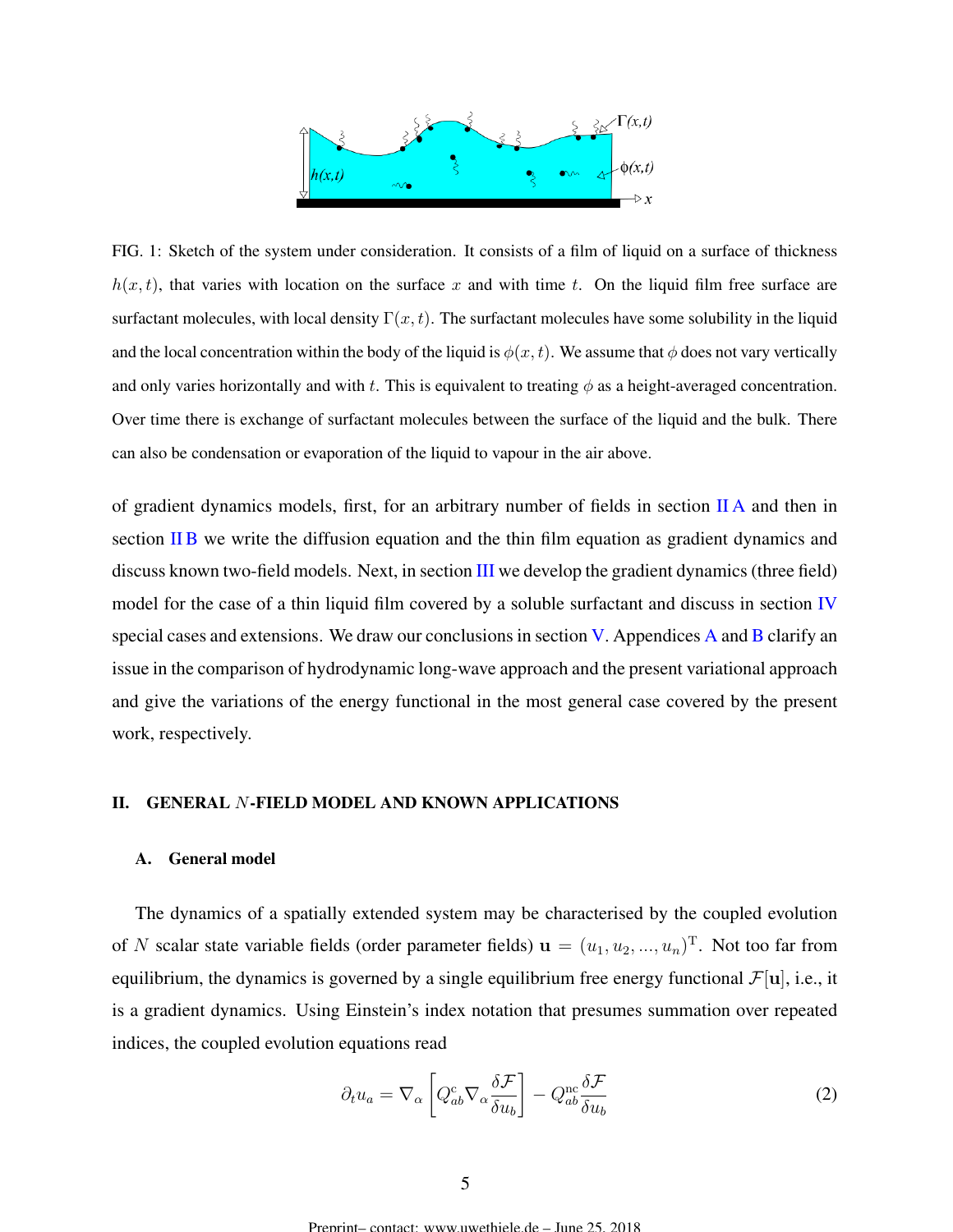FIG. 1: Sketch of the system under consideration. It consists of a film of liquid on a surface of thickness $h(x,t)$, that varies with location on the surface $x$ and with time $t$. On the liquid film free surface are surfactant molecules, with local density $\Gamma(x,t)$. The surfactant molecules have some solubility in the liquid and the local concentration within the body of the liquid is $\phi(x,t)$. We assume that $\phi$ does not vary vertically and only varies horizontally and with $t$. This is equivalent to treating $\phi$ as a height-averaged concentration. Over time there is exchange of surfactant molecules between the surface of the liquid and the bulk. There can also be condensation or evaporation of the liquid to vapour in the air above.

of gradient dynamics models, first, for an arbitrary number of fields in section II A and then in section II B we write the diffusion equation and the thin film equation as gradient dynamics and discuss known two-field models. Next, in section III we develop the gradient dynamics (three field) model for the case of a thin liquid film covered by a soluble surfactant and discuss in section IV special cases and extensions. We draw our conclusions in section V. Appendices A and B clarify an issue in the comparison of hydrodynamic long-wave approach and the present variational approach and give the variations of the energy functional in the most general case covered by the present work, respectively.

## II. GENERAL $N$-FIELD MODEL AND KNOWN APPLICATIONS

### A. General model

The dynamics of a spatially extended system may be characterised by the coupled evolution of $N$ scalar state variable fields (order parameter fields) $\mathbf{u} = (u_1, u_2, ..., u_n)^{\mathrm{T}}$. Not too far from equilibrium, the dynamics is governed by a single equilibrium free energy functional $\mathcal{F}[\mathbf{u}]$, i.e., it is a gradient dynamics. Using Einstein's index notation that presumes summation over repeated indices, the coupled evolution equations read

$$\partial_t u_a = \nabla_\alpha \left[ Q^{\mathrm{c}}_{ab} \nabla_\alpha \frac{\delta \mathcal{F}}{\delta u_b} \right] - Q^{\mathrm{nc}}_{ab} \frac{\delta \mathcal{F}}{\delta u_b} \tag{2}$$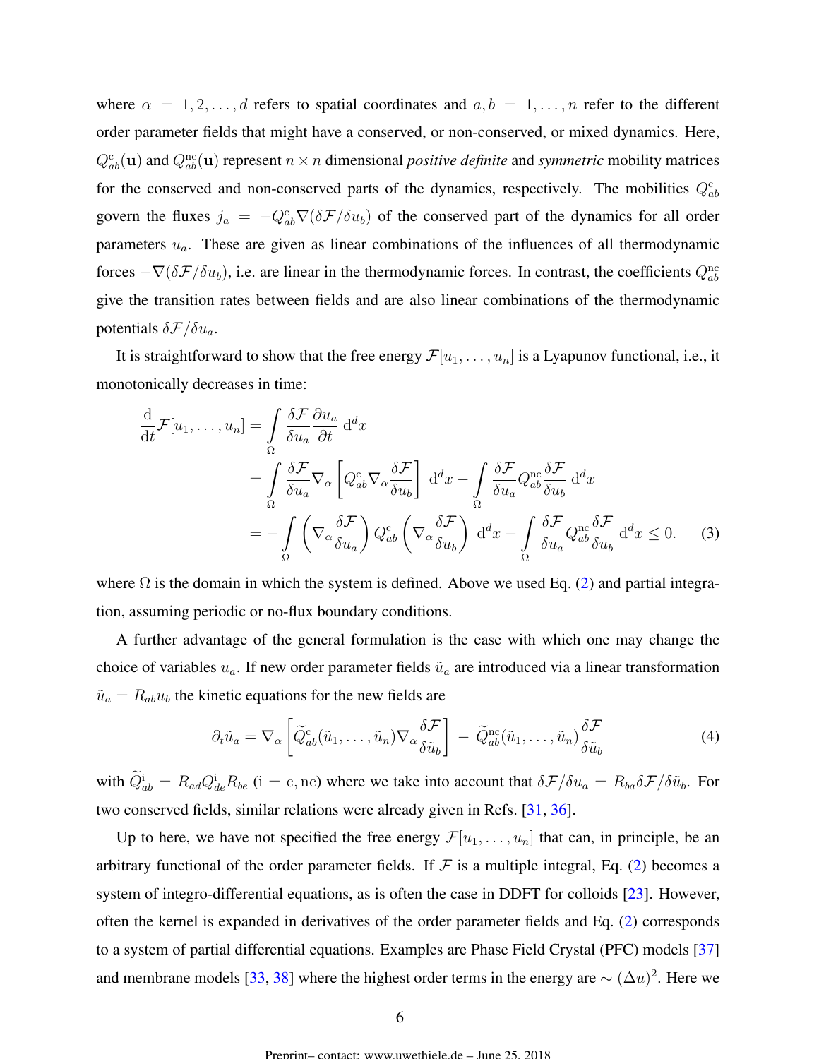where $\alpha = 1, 2, \ldots, d$ refers to spatial coordinates and $a, b = 1, \ldots, n$ refer to the different order parameter fields that might have a conserved, or non-conserved, or mixed dynamics. Here, $Q^{\mathrm{c}}_{ab}(\mathbf{u})$ and $Q^{\mathrm{nc}}_{ab}(\mathbf{u})$ represent $n \times n$ dimensional *positive definite* and *symmetric* mobility matrices for the conserved and non-conserved parts of the dynamics, respectively. The mobilities $Q^{\mathrm{c}}_{ab}$ govern the fluxes $j_a = -Q^{\mathrm{c}}_{ab}\nabla(\delta\mathcal{F}/\delta u_b)$ of the conserved part of the dynamics for all order parameters $u_a$. These are given as linear combinations of the influences of all thermodynamic forces $-\nabla(\delta\mathcal{F}/\delta u_b)$, i.e. are linear in the thermodynamic forces. In contrast, the coefficients $Q^{\mathrm{nc}}_{ab}$ give the transition rates between fields and are also linear combinations of the thermodynamic potentials $\delta\mathcal{F}/\delta u_a$.

It is straightforward to show that the free energy $\mathcal{F}[u_1, \ldots, u_n]$ is a Lyapunov functional, i.e., it monotonically decreases in time:

$$
\begin{aligned}
\frac{\mathrm{d}}{\mathrm{d}t}\mathcal{F}[u_1, \ldots, u_n] &= \int\limits_{\Omega} \frac{\delta\mathcal{F}}{\delta u_a}\frac{\partial u_a}{\partial t}\,\mathrm{d}^d x \\
&= \int\limits_{\Omega} \frac{\delta\mathcal{F}}{\delta u_a}\nabla_\alpha\left[Q^{\mathrm{c}}_{ab}\nabla_\alpha\frac{\delta\mathcal{F}}{\delta u_b}\right]\,\mathrm{d}^d x - \int\limits_{\Omega}\frac{\delta\mathcal{F}}{\delta u_a}Q^{\mathrm{nc}}_{ab}\frac{\delta\mathcal{F}}{\delta u_b}\,\mathrm{d}^d x \\
&= -\int\limits_{\Omega}\left(\nabla_\alpha\frac{\delta\mathcal{F}}{\delta u_a}\right)Q^{\mathrm{c}}_{ab}\left(\nabla_\alpha\frac{\delta\mathcal{F}}{\delta u_b}\right)\,\mathrm{d}^d x - \int\limits_{\Omega}\frac{\delta\mathcal{F}}{\delta u_a}Q^{\mathrm{nc}}_{ab}\frac{\delta\mathcal{F}}{\delta u_b}\,\mathrm{d}^d x \leq 0. \qquad (3)
\end{aligned}
$$

where $\Omega$ is the domain in which the system is defined. Above we used Eq. (2) and partial integration, assuming periodic or no-flux boundary conditions.

A further advantage of the general formulation is the ease with which one may change the choice of variables $u_a$. If new order parameter fields $\tilde{u}_a$ are introduced via a linear transformation $\tilde{u}_a = R_{ab}u_b$ the kinetic equations for the new fields are

$$
\partial_t \tilde{u}_a = \nabla_\alpha\left[\widetilde{Q}^{\mathrm{c}}_{ab}(\tilde{u}_1, \ldots, \tilde{u}_n)\nabla_\alpha\frac{\delta\mathcal{F}}{\delta\tilde{u}_b}\right] - \widetilde{Q}^{\mathrm{nc}}_{ab}(\tilde{u}_1, \ldots, \tilde{u}_n)\frac{\delta\mathcal{F}}{\delta\tilde{u}_b} \qquad (4)
$$

with $\widetilde{Q}^{\mathrm{i}}_{ab} = R_{ad}Q^{\mathrm{i}}_{de}R_{be}$ ($\mathrm{i} = \mathrm{c}, \mathrm{nc}$) where we take into account that $\delta\mathcal{F}/\delta u_a = R_{ba}\delta\mathcal{F}/\delta\tilde{u}_b$. For two conserved fields, similar relations were already given in Refs. [31, 36].

Up to here, we have not specified the free energy $\mathcal{F}[u_1, \ldots, u_n]$ that can, in principle, be an arbitrary functional of the order parameter fields. If $\mathcal{F}$ is a multiple integral, Eq. (2) becomes a system of integro-differential equations, as is often the case in DDFT for colloids [23]. However, often the kernel is expanded in derivatives of the order parameter fields and Eq. (2) corresponds to a system of partial differential equations. Examples are Phase Field Crystal (PFC) models [37] and membrane models [33, 38] where the highest order terms in the energy are $\sim (\Delta u)^2$. Here we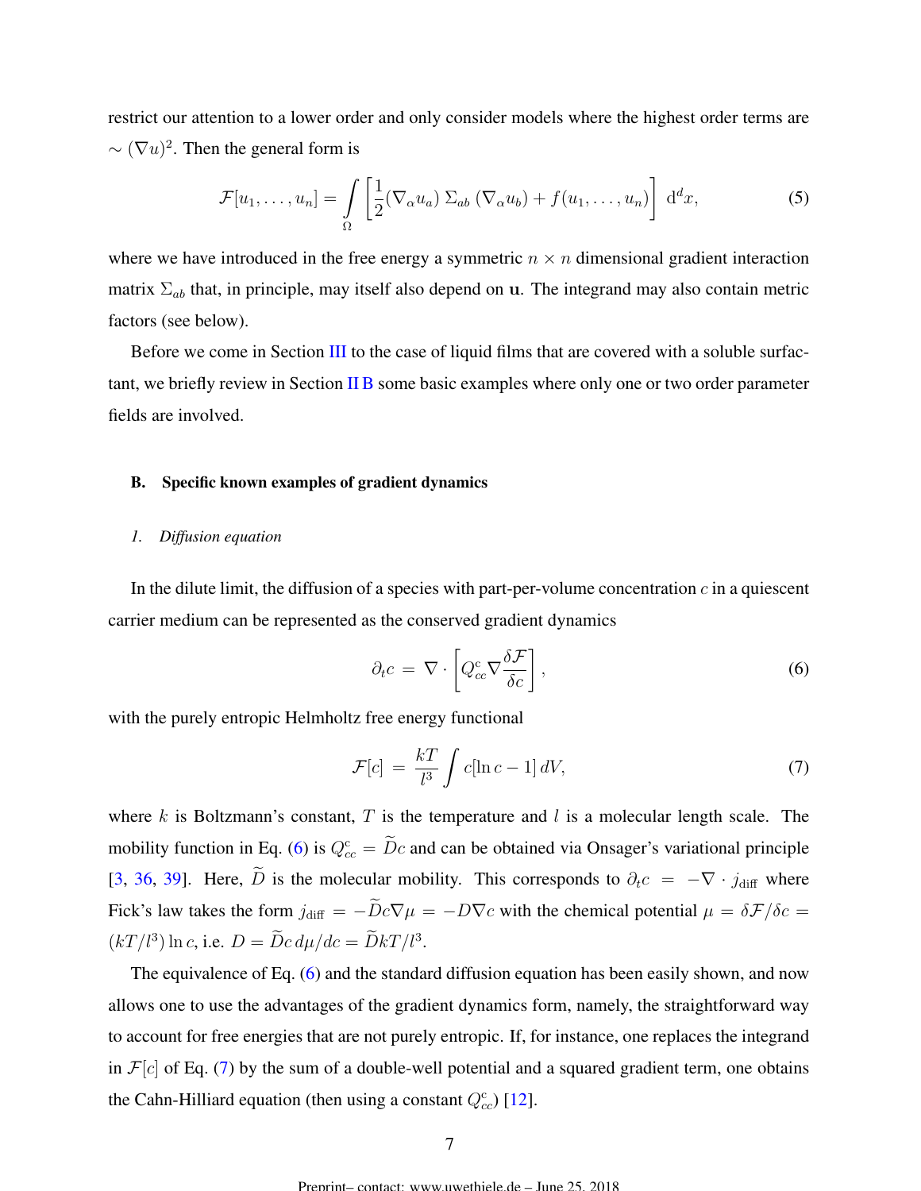restrict our attention to a lower order and only consider models where the highest order terms are $\sim (\nabla u)^2$. Then the general form is

$$\mathcal{F}[u_1, \dots, u_n] = \int\limits_{\Omega} \left[ \frac{1}{2} (\nabla_\alpha u_a) \, \Sigma_{ab} \, (\nabla_\alpha u_b) + f(u_1, \dots, u_n) \right] \, \mathrm{d}^d x, \tag{5}$$

where we have introduced in the free energy a symmetric $n \times n$ dimensional gradient interaction matrix $\Sigma_{ab}$ that, in principle, may itself also depend on $\mathbf{u}$. The integrand may also contain metric factors (see below).

Before we come in Section III to the case of liquid films that are covered with a soluble surfactant, we briefly review in Section II B some basic examples where only one or two order parameter fields are involved.

### B. Specific known examples of gradient dynamics

#### *1. Diffusion equation*

In the dilute limit, the diffusion of a species with part-per-volume concentration $c$ in a quiescent carrier medium can be represented as the conserved gradient dynamics

$$\partial_t c \; = \; \nabla \cdot \left[ Q^{\mathrm{c}}_{cc} \nabla \frac{\delta \mathcal{F}}{\delta c} \right], \tag{6}$$

with the purely entropic Helmholtz free energy functional

$$\mathcal{F}[c] \; = \; \frac{kT}{l^3} \int c [\ln c - 1] \, dV, \tag{7}$$

where $k$ is Boltzmann's constant, $T$ is the temperature and $l$ is a molecular length scale. The mobility function in Eq. (6) is $Q^{\mathrm{c}}_{cc} = \widetilde{D} c$ and can be obtained via Onsager's variational principle [3, 36, 39]. Here, $\widetilde{D}$ is the molecular mobility. This corresponds to $\partial_t c \; = \; -\nabla \cdot j_{\mathrm{diff}}$ where Fick's law takes the form $j_{\mathrm{diff}} = -\widetilde{D} c \nabla \mu = -D \nabla c$ with the chemical potential $\mu = \delta \mathcal{F} / \delta c = (kT/l^3) \ln c$, i.e. $D = \widetilde{D} c \, d\mu/dc = \widetilde{D} kT/l^3$.

The equivalence of Eq. (6) and the standard diffusion equation has been easily shown, and now allows one to use the advantages of the gradient dynamics form, namely, the straightforward way to account for free energies that are not purely entropic. If, for instance, one replaces the integrand in $\mathcal{F}[c]$ of Eq. (7) by the sum of a double-well potential and a squared gradient term, one obtains the Cahn-Hilliard equation (then using a constant $Q^{\mathrm{c}}_{cc}$) [12].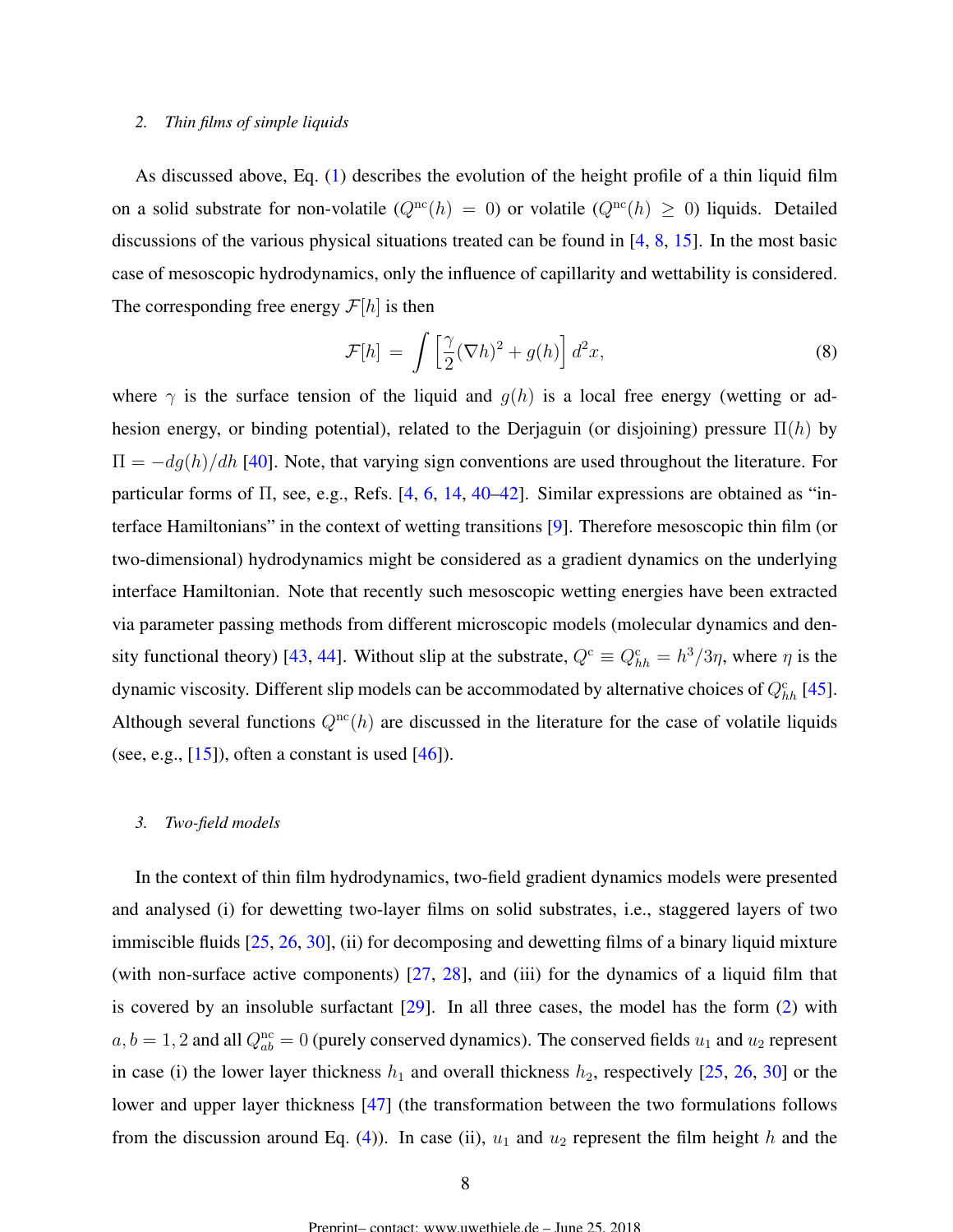### 2. *Thin films of simple liquids*

As discussed above, Eq. (1) describes the evolution of the height profile of a thin liquid film on a solid substrate for non-volatile ($Q^{\mathrm{nc}}(h) = 0$) or volatile ($Q^{\mathrm{nc}}(h) \geq 0$) liquids. Detailed discussions of the various physical situations treated can be found in [4, 8, 15]. In the most basic case of mesoscopic hydrodynamics, only the influence of capillarity and wettability is considered. The corresponding free energy $\mathcal{F}[h]$ is then

$$\mathcal{F}[h] = \int \left[\frac{\gamma}{2}(\nabla h)^2 + g(h)\right] d^2x, \tag{8}$$

where $\gamma$ is the surface tension of the liquid and $g(h)$ is a local free energy (wetting or adhesion energy, or binding potential), related to the Derjaguin (or disjoining) pressure $\Pi(h)$ by $\Pi = -dg(h)/dh$ [40]. Note, that varying sign conventions are used throughout the literature. For particular forms of $\Pi$, see, e.g., Refs. [4, 6, 14, 40–42]. Similar expressions are obtained as "interface Hamiltonians" in the context of wetting transitions [9]. Therefore mesoscopic thin film (or two-dimensional) hydrodynamics might be considered as a gradient dynamics on the underlying interface Hamiltonian. Note that recently such mesoscopic wetting energies have been extracted via parameter passing methods from different microscopic models (molecular dynamics and density functional theory) [43, 44]. Without slip at the substrate, $Q^{\mathrm{c}} \equiv Q^{\mathrm{c}}_{hh} = h^3/3\eta$, where $\eta$ is the dynamic viscosity. Different slip models can be accommodated by alternative choices of $Q^{\mathrm{c}}_{hh}$ [45]. Although several functions $Q^{\mathrm{nc}}(h)$ are discussed in the literature for the case of volatile liquids (see, e.g., [15]), often a constant is used [46]).

### 3. *Two-field models*

In the context of thin film hydrodynamics, two-field gradient dynamics models were presented and analysed (i) for dewetting two-layer films on solid substrates, i.e., staggered layers of two immiscible fluids [25, 26, 30], (ii) for decomposing and dewetting films of a binary liquid mixture (with non-surface active components) [27, 28], and (iii) for the dynamics of a liquid film that is covered by an insoluble surfactant [29]. In all three cases, the model has the form (2) with $a, b = 1, 2$ and all $Q^{\mathrm{nc}}_{ab} = 0$ (purely conserved dynamics). The conserved fields $u_1$ and $u_2$ represent in case (i) the lower layer thickness $h_1$ and overall thickness $h_2$, respectively [25, 26, 30] or the lower and upper layer thickness [47] (the transformation between the two formulations follows from the discussion around Eq. (4)). In case (ii), $u_1$ and $u_2$ represent the film height $h$ and the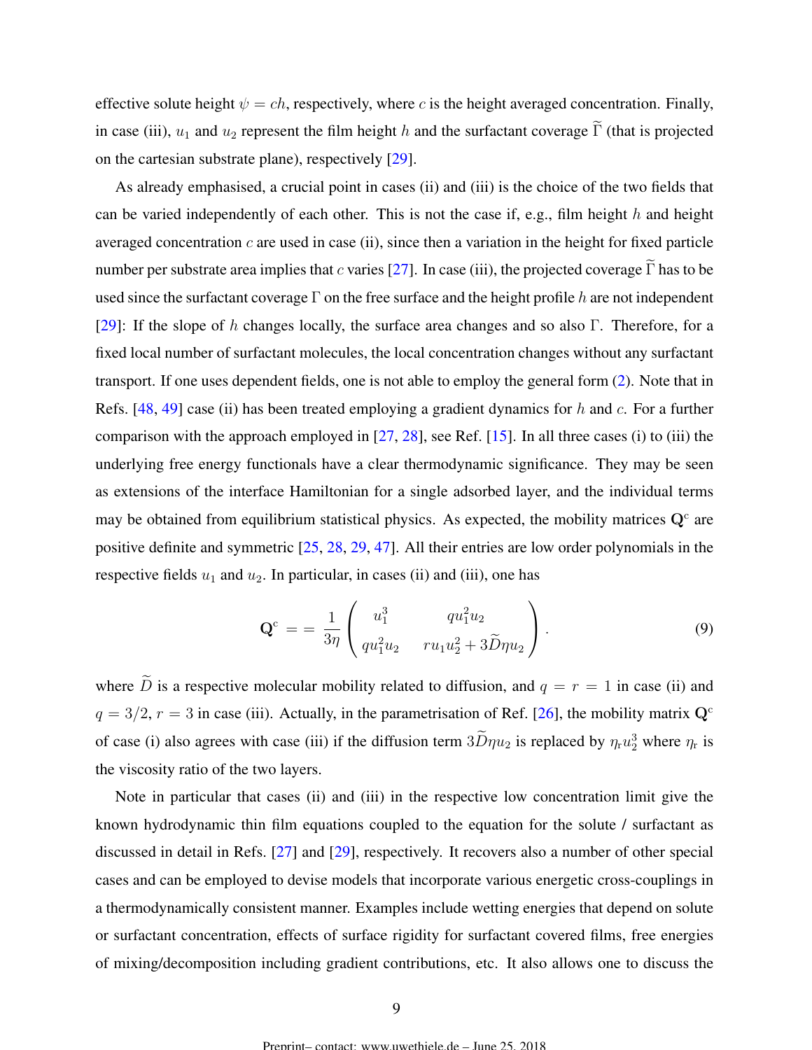effective solute height $\psi = ch$, respectively, where $c$ is the height averaged concentration. Finally, in case (iii), $u_1$ and $u_2$ represent the film height $h$ and the surfactant coverage $\widetilde{\Gamma}$ (that is projected on the cartesian substrate plane), respectively [29].

As already emphasised, a crucial point in cases (ii) and (iii) is the choice of the two fields that can be varied independently of each other. This is not the case if, e.g., film height $h$ and height averaged concentration $c$ are used in case (ii), since then a variation in the height for fixed particle number per substrate area implies that $c$ varies [27]. In case (iii), the projected coverage $\widetilde{\Gamma}$ has to be used since the surfactant coverage $\Gamma$ on the free surface and the height profile $h$ are not independent [29]: If the slope of $h$ changes locally, the surface area changes and so also $\Gamma$. Therefore, for a fixed local number of surfactant molecules, the local concentration changes without any surfactant transport. If one uses dependent fields, one is not able to employ the general form (2). Note that in Refs. [48, 49] case (ii) has been treated employing a gradient dynamics for $h$ and $c$. For a further comparison with the approach employed in [27, 28], see Ref. [15]. In all three cases (i) to (iii) the underlying free energy functionals have a clear thermodynamic significance. They may be seen as extensions of the interface Hamiltonian for a single adsorbed layer, and the individual terms may be obtained from equilibrium statistical physics. As expected, the mobility matrices $\mathbf{Q}^{\mathrm{c}}$ are positive definite and symmetric [25, 28, 29, 47]. All their entries are low order polynomials in the respective fields $u_1$ and $u_2$. In particular, in cases (ii) and (iii), one has

$$\mathbf{Q}^{\mathrm{c}} = = \frac{1}{3\eta}\begin{pmatrix} u_1^3 & q u_1^2 u_2 \\ q u_1^2 u_2 & r u_1 u_2^2 + 3\widetilde{D}\eta u_2 \end{pmatrix}. \tag{9}$$

where $\widetilde{D}$ is a respective molecular mobility related to diffusion, and $q = r = 1$ in case (ii) and $q = 3/2$, $r = 3$ in case (iii). Actually, in the parametrisation of Ref. [26], the mobility matrix $\mathbf{Q}^{\mathrm{c}}$ of case (i) also agrees with case (iii) if the diffusion term $3\widetilde{D}\eta u_2$ is replaced by $\eta_{\mathrm{r}} u_2^3$ where $\eta_{\mathrm{r}}$ is the viscosity ratio of the two layers.

Note in particular that cases (ii) and (iii) in the respective low concentration limit give the known hydrodynamic thin film equations coupled to the equation for the solute / surfactant as discussed in detail in Refs. [27] and [29], respectively. It recovers also a number of other special cases and can be employed to devise models that incorporate various energetic cross-couplings in a thermodynamically consistent manner. Examples include wetting energies that depend on solute or surfactant concentration, effects of surface rigidity for surfactant covered films, free energies of mixing/decomposition including gradient contributions, etc. It also allows one to discuss the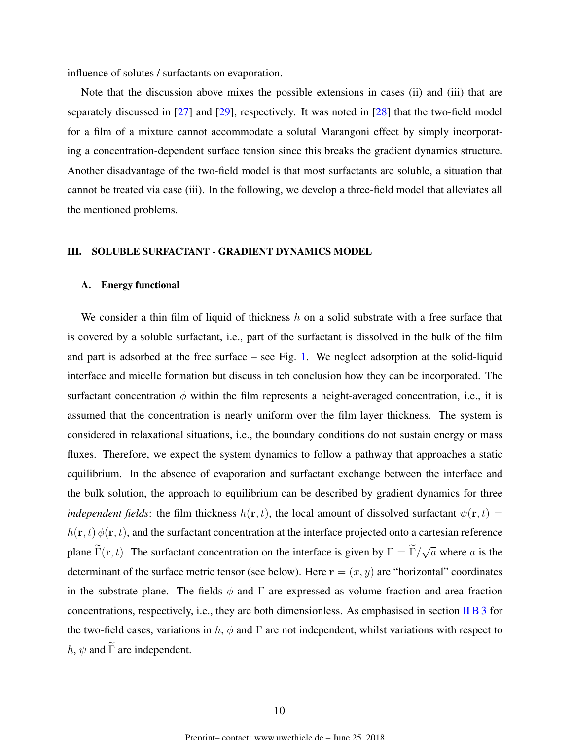influence of solutes / surfactants on evaporation.

Note that the discussion above mixes the possible extensions in cases (ii) and (iii) that are separately discussed in [27] and [29], respectively. It was noted in [28] that the two-field model for a film of a mixture cannot accommodate a solutal Marangoni effect by simply incorporating a concentration-dependent surface tension since this breaks the gradient dynamics structure. Another disadvantage of the two-field model is that most surfactants are soluble, a situation that cannot be treated via case (iii). In the following, we develop a three-field model that alleviates all the mentioned problems.

## III. SOLUBLE SURFACTANT - GRADIENT DYNAMICS MODEL

### A. Energy functional

We consider a thin film of liquid of thickness $h$ on a solid substrate with a free surface that is covered by a soluble surfactant, i.e., part of the surfactant is dissolved in the bulk of the film and part is adsorbed at the free surface – see Fig. 1. We neglect adsorption at the solid-liquid interface and micelle formation but discuss in teh conclusion how they can be incorporated. The surfactant concentration $\phi$ within the film represents a height-averaged concentration, i.e., it is assumed that the concentration is nearly uniform over the film layer thickness. The system is considered in relaxational situations, i.e., the boundary conditions do not sustain energy or mass fluxes. Therefore, we expect the system dynamics to follow a pathway that approaches a static equilibrium. In the absence of evaporation and surfactant exchange between the interface and the bulk solution, the approach to equilibrium can be described by gradient dynamics for three *independent fields*: the film thickness $h(\mathbf{r}, t)$, the local amount of dissolved surfactant $\psi(\mathbf{r}, t) = h(\mathbf{r}, t)\,\phi(\mathbf{r}, t)$, and the surfactant concentration at the interface projected onto a cartesian reference plane $\widetilde{\Gamma}(\mathbf{r}, t)$. The surfactant concentration on the interface is given by $\Gamma = \widetilde{\Gamma}/\sqrt{a}$ where $a$ is the determinant of the surface metric tensor (see below). Here $\mathbf{r} = (x, y)$ are "horizontal" coordinates in the substrate plane. The fields $\phi$ and $\Gamma$ are expressed as volume fraction and area fraction concentrations, respectively, i.e., they are both dimensionless. As emphasised in section II B 3 for the two-field cases, variations in $h$, $\phi$ and $\Gamma$ are not independent, whilst variations with respect to $h$, $\psi$ and $\widetilde{\Gamma}$ are independent.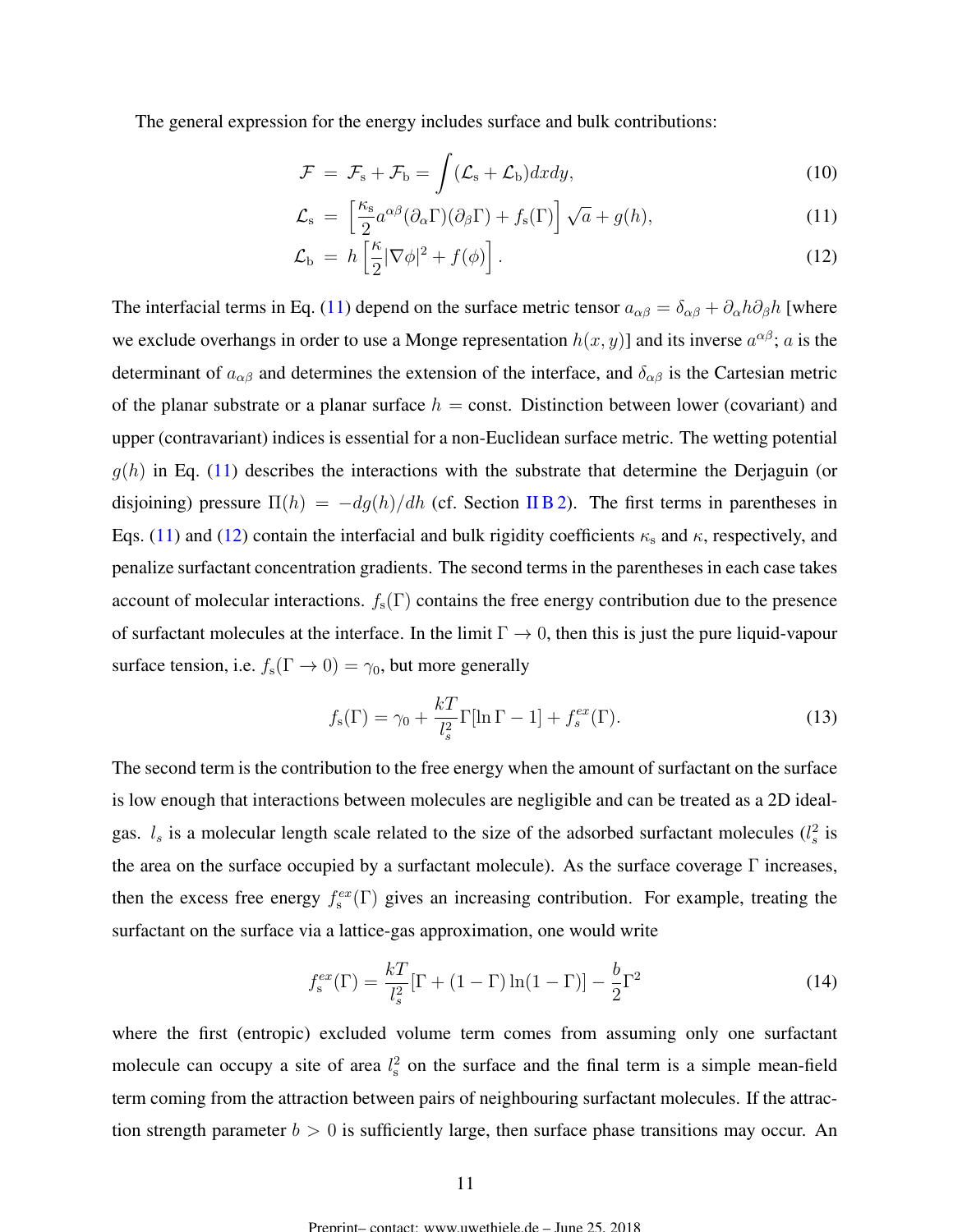The general expression for the energy includes surface and bulk contributions:

$$
\mathcal{F} = \mathcal{F}_{\rm s} + \mathcal{F}_{\rm b} = \int (\mathcal{L}_{\rm s} + \mathcal{L}_{\rm b}) dx dy, \tag{10}
$$

$$
\mathcal{L}_{\rm s} = \left[\frac{\kappa_{\rm s}}{2} a^{\alpha\beta}(\partial_\alpha \Gamma)(\partial_\beta \Gamma) + f_{\rm s}(\Gamma)\right]\sqrt{a} + g(h), \tag{11}
$$

$$
\mathcal{L}_{\rm b} = h\left[\frac{\kappa}{2}|\nabla\phi|^2 + f(\phi)\right]. \tag{12}
$$

The interfacial terms in Eq. (11) depend on the surface metric tensor $a_{\alpha\beta} = \delta_{\alpha\beta} + \partial_\alpha h \partial_\beta h$ [where we exclude overhangs in order to use a Monge representation $h(x, y)$] and its inverse $a^{\alpha\beta}$; $a$ is the determinant of $a_{\alpha\beta}$ and determines the extension of the interface, and $\delta_{\alpha\beta}$ is the Cartesian metric of the planar substrate or a planar surface $h = \text{const}$. Distinction between lower (covariant) and upper (contravariant) indices is essential for a non-Euclidean surface metric. The wetting potential $g(h)$ in Eq. (11) describes the interactions with the substrate that determine the Derjaguin (or disjoining) pressure $\Pi(h) = -dg(h)/dh$ (cf. Section II B 2). The first terms in parentheses in Eqs. (11) and (12) contain the interfacial and bulk rigidity coefficients $\kappa_{\rm s}$ and $\kappa$, respectively, and penalize surfactant concentration gradients. The second terms in the parentheses in each case takes account of molecular interactions. $f_{\rm s}(\Gamma)$ contains the free energy contribution due to the presence of surfactant molecules at the interface. In the limit $\Gamma \to 0$, then this is just the pure liquid-vapour surface tension, i.e. $f_{\rm s}(\Gamma \to 0) = \gamma_0$, but more generally

$$
f_{\rm s}(\Gamma) = \gamma_0 + \frac{kT}{l_s^2}\Gamma[\ln\Gamma - 1] + f_s^{ex}(\Gamma). \tag{13}
$$

The second term is the contribution to the free energy when the amount of surfactant on the surface is low enough that interactions between molecules are negligible and can be treated as a 2D ideal-gas. $l_s$ is a molecular length scale related to the size of the adsorbed surfactant molecules ($l_s^2$ is the area on the surface occupied by a surfactant molecule). As the surface coverage $\Gamma$ increases, then the excess free energy $f_{\rm s}^{ex}(\Gamma)$ gives an increasing contribution. For example, treating the surfactant on the surface via a lattice-gas approximation, one would write

$$
f_{\rm s}^{ex}(\Gamma) = \frac{kT}{l_s^2}[\Gamma + (1-\Gamma)\ln(1-\Gamma)] - \frac{b}{2}\Gamma^2 \tag{14}
$$

where the first (entropic) excluded volume term comes from assuming only one surfactant molecule can occupy a site of area $l_{\rm s}^2$ on the surface and the final term is a simple mean-field term coming from the attraction between pairs of neighbouring surfactant molecules. If the attraction strength parameter $b > 0$ is sufficiently large, then surface phase transitions may occur. An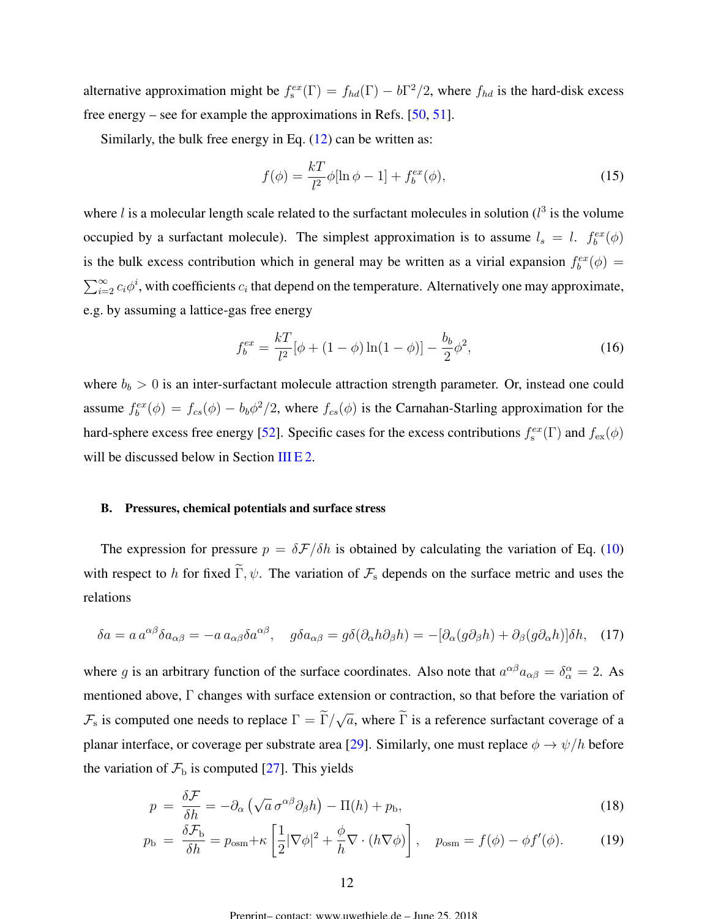alternative approximation might be $f_{\rm s}^{ex}(\Gamma) = f_{hd}(\Gamma) - b\Gamma^2/2$, where $f_{hd}$ is the hard-disk excess free energy – see for example the approximations in Refs. [50, 51].

Similarly, the bulk free energy in Eq. (12) can be written as:

$$f(\phi) = \frac{kT}{l^2}\phi[\ln\phi - 1] + f_b^{ex}(\phi), \tag{15}$$

where $l$ is a molecular length scale related to the surfactant molecules in solution ($l^3$ is the volume occupied by a surfactant molecule). The simplest approximation is to assume $l_s = l$. $f_b^{ex}(\phi)$ is the bulk excess contribution which in general may be written as a virial expansion $f_b^{ex}(\phi) = \sum_{i=2}^{\infty} c_i\phi^i$, with coefficients $c_i$ that depend on the temperature. Alternatively one may approximate, e.g. by assuming a lattice-gas free energy

$$f_b^{ex} = \frac{kT}{l^2}[\phi + (1-\phi)\ln(1-\phi)] - \frac{b_{\rm b}}{2}\phi^2, \tag{16}$$

where $b_b > 0$ is an inter-surfactant molecule attraction strength parameter. Or, instead one could assume $f_b^{ex}(\phi) = f_{cs}(\phi) - b_b\phi^2/2$, where $f_{cs}(\phi)$ is the Carnahan-Starling approximation for the hard-sphere excess free energy [52]. Specific cases for the excess contributions $f_{\rm s}^{ex}(\Gamma)$ and $f_{\rm ex}(\phi)$ will be discussed below in Section III E 2.

### B. Pressures, chemical potentials and surface stress

The expression for pressure $p = \delta\mathcal{F}/\delta h$ is obtained by calculating the variation of Eq. (10) with respect to $h$ for fixed $\widetilde{\Gamma}, \psi$. The variation of $\mathcal{F}_{\rm s}$ depends on the surface metric and uses the relations

$$\delta a = a\, a^{\alpha\beta}\delta a_{\alpha\beta} = -a\, a_{\alpha\beta}\delta a^{\alpha\beta}, \quad g\delta a_{\alpha\beta} = g\delta(\partial_\alpha h\partial_\beta h) = -[\partial_\alpha(g\partial_\beta h) + \partial_\beta(g\partial_\alpha h)]\delta h, \tag{17}$$

where $g$ is an arbitrary function of the surface coordinates. Also note that $a^{\alpha\beta}a_{\alpha\beta} = \delta^\alpha_\alpha = 2$. As mentioned above, $\Gamma$ changes with surface extension or contraction, so that before the variation of $\mathcal{F}_{\rm s}$ is computed one needs to replace $\Gamma = \widetilde{\Gamma}/\sqrt{a}$, where $\widetilde{\Gamma}$ is a reference surfactant coverage of a planar interface, or coverage per substrate area [29]. Similarly, one must replace $\phi \to \psi/h$ before the variation of $\mathcal{F}_{\rm b}$ is computed [27]. This yields

$$p \;=\; \frac{\delta\mathcal{F}}{\delta h} = -\partial_\alpha\left(\sqrt{a}\,\sigma^{\alpha\beta}\partial_\beta h\right) - \Pi(h) + p_{\rm b}, \tag{18}$$

$$p_{\rm b} \;=\; \frac{\delta\mathcal{F}_{\rm b}}{\delta h} = p_{\rm osm} + \kappa\left[\frac{1}{2}|\nabla\phi|^2 + \frac{\phi}{h}\nabla\cdot(h\nabla\phi)\right], \quad p_{\rm osm} = f(\phi) - \phi f'(\phi). \tag{19}$$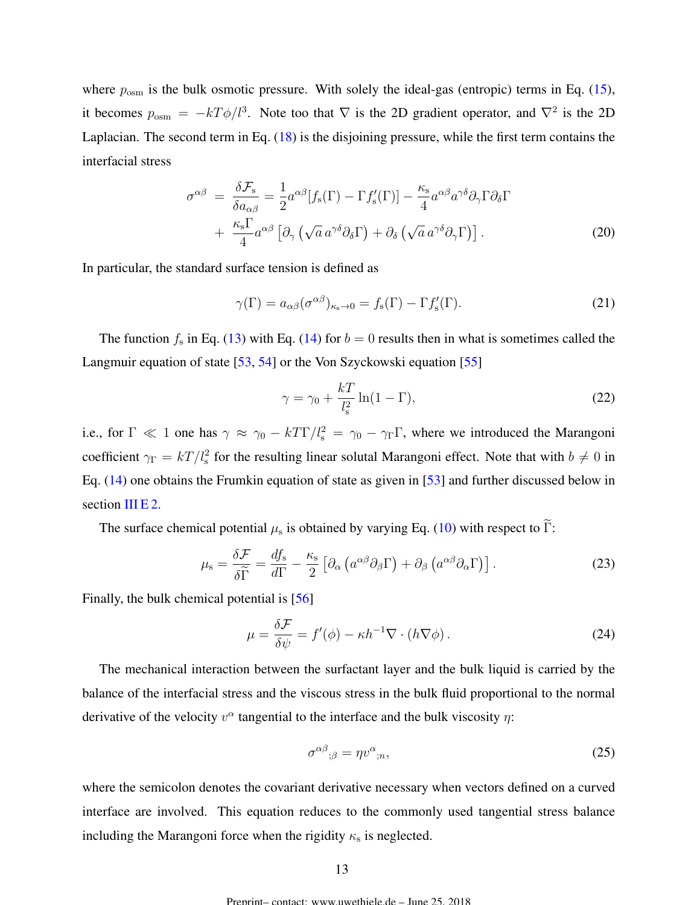where $p_{\rm osm}$ is the bulk osmotic pressure. With solely the ideal-gas (entropic) terms in Eq. (15), it becomes $p_{\rm osm} = -kT\phi/l^3$. Note too that $\nabla$ is the 2D gradient operator, and $\nabla^2$ is the 2D Laplacian. The second term in Eq. (18) is the disjoining pressure, while the first term contains the interfacial stress

$$
\begin{aligned}
\sigma^{\alpha\beta} &= \frac{\delta \mathcal{F}_{\rm s}}{\delta a_{\alpha\beta}} = \frac{1}{2} a^{\alpha\beta}[f_{\rm s}(\Gamma) - \Gamma f_{\rm s}'(\Gamma)] - \frac{\kappa_{\rm s}}{4} a^{\alpha\beta} a^{\gamma\delta} \partial_\gamma \Gamma \partial_\delta \Gamma \\
&+ \frac{\kappa_{\rm s}\Gamma}{4} a^{\alpha\beta} \left[ \partial_\gamma \left( \sqrt{a}\, a^{\gamma\delta} \partial_\delta \Gamma \right) + \partial_\delta \left( \sqrt{a}\, a^{\gamma\delta} \partial_\gamma \Gamma \right) \right]. \qquad (20)
\end{aligned}
$$

In particular, the standard surface tension is defined as

$$
\gamma(\Gamma) = a_{\alpha\beta}(\sigma^{\alpha\beta})_{\kappa_{\rm s}\to 0} = f_{\rm s}(\Gamma) - \Gamma f_{\rm s}'(\Gamma). \qquad (21)
$$

The function $f_{\rm s}$ in Eq. (13) with Eq. (14) for $b = 0$ results then in what is sometimes called the Langmuir equation of state [53, 54] or the Von Szyckowski equation [55]

$$
\gamma = \gamma_0 + \frac{kT}{l_{\rm s}^2} \ln(1 - \Gamma), \qquad (22)
$$

i.e., for $\Gamma \ll 1$ one has $\gamma \approx \gamma_0 - kT\Gamma/l_{\rm s}^2 = \gamma_0 - \gamma_\Gamma \Gamma$, where we introduced the Marangoni coefficient $\gamma_\Gamma = kT/l_{\rm s}^2$ for the resulting linear solutal Marangoni effect. Note that with $b \neq 0$ in Eq. (14) one obtains the Frumkin equation of state as given in [53] and further discussed below in section III E 2.

The surface chemical potential $\mu_{\rm s}$ is obtained by varying Eq. (10) with respect to $\widetilde{\Gamma}$:

$$
\mu_{\rm s} = \frac{\delta \mathcal{F}}{\delta \widetilde{\Gamma}} = \frac{df_{\rm s}}{d\Gamma} - \frac{\kappa_{\rm s}}{2} \left[ \partial_\alpha \left( a^{\alpha\beta} \partial_\beta \Gamma \right) + \partial_\beta \left( a^{\alpha\beta} \partial_\alpha \Gamma \right) \right]. \qquad (23)
$$

Finally, the bulk chemical potential is [56]

$$
\mu = \frac{\delta \mathcal{F}}{\delta \psi} = f'(\phi) - \kappa h^{-1} \nabla \cdot (h \nabla \phi). \qquad (24)
$$

The mechanical interaction between the surfactant layer and the bulk liquid is carried by the balance of the interfacial stress and the viscous stress in the bulk fluid proportional to the normal derivative of the velocity $v^\alpha$ tangential to the interface and the bulk viscosity $\eta$:

$$
\sigma^{\alpha\beta}{}_{;\beta} = \eta v^{\alpha}{}_{;n}, \qquad (25)
$$

where the semicolon denotes the covariant derivative necessary when vectors defined on a curved interface are involved. This equation reduces to the commonly used tangential stress balance including the Marangoni force when the rigidity $\kappa_{\rm s}$ is neglected.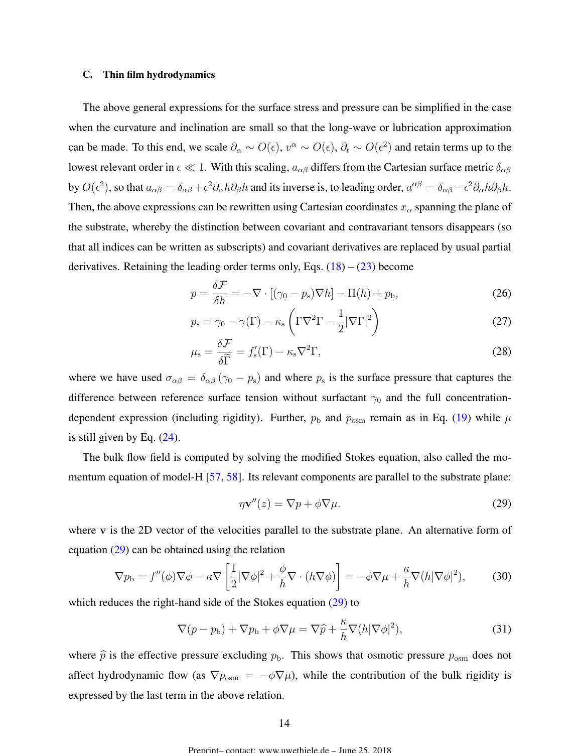### C. Thin film hydrodynamics

The above general expressions for the surface stress and pressure can be simplified in the case when the curvature and inclination are small so that the long-wave or lubrication approximation can be made. To this end, we scale $\partial_\alpha \sim O(\epsilon)$, $v^\alpha \sim O(\epsilon)$, $\partial_t \sim O(\epsilon^2)$ and retain terms up to the lowest relevant order in $\epsilon \ll 1$. With this scaling, $a_{\alpha\beta}$ differs from the Cartesian surface metric $\delta_{\alpha\beta}$ by $O(\epsilon^2)$, so that $a_{\alpha\beta} = \delta_{\alpha\beta} + \epsilon^2 \partial_\alpha h \partial_\beta h$ and its inverse is, to leading order, $a^{\alpha\beta} = \delta_{\alpha\beta} - \epsilon^2 \partial_\alpha h \partial_\beta h$. Then, the above expressions can be rewritten using Cartesian coordinates $x_\alpha$ spanning the plane of the substrate, whereby the distinction between covariant and contravariant tensors disappears (so that all indices can be written as subscripts) and covariant derivatives are replaced by usual partial derivatives. Retaining the leading order terms only, Eqs. (18) – (23) become

$$p = \frac{\delta \mathcal{F}}{\delta h} = -\nabla \cdot [(\gamma_0 - p_\mathrm{s})\nabla h] - \Pi(h) + p_\mathrm{b}, \tag{26}$$

$$p_\mathrm{s} = \gamma_0 - \gamma(\Gamma) - \kappa_\mathrm{s}\left(\Gamma \nabla^2 \Gamma - \frac{1}{2}|\nabla \Gamma|^2\right) \tag{27}$$

$$\mu_\mathrm{s} = \frac{\delta \mathcal{F}}{\delta \widetilde{\Gamma}} = f_\mathrm{s}'(\Gamma) - \kappa_\mathrm{s} \nabla^2 \Gamma, \tag{28}$$

where we have used $\sigma_{\alpha\beta} = \delta_{\alpha\beta}(\gamma_0 - p_\mathrm{s})$ and where $p_\mathrm{s}$ is the surface pressure that captures the difference between reference surface tension without surfactant $\gamma_0$ and the full concentration-dependent expression (including rigidity). Further, $p_\mathrm{b}$ and $p_\mathrm{osm}$ remain as in Eq. (19) while $\mu$ is still given by Eq. (24).

The bulk flow field is computed by solving the modified Stokes equation, also called the momentum equation of model-H [57, 58]. Its relevant components are parallel to the substrate plane:

$$\eta \mathbf{v}''(z) = \nabla p + \phi \nabla \mu. \tag{29}$$

where $\mathbf{v}$ is the 2D vector of the velocities parallel to the substrate plane. An alternative form of equation (29) can be obtained using the relation

$$\nabla p_\mathrm{b} = f''(\phi)\nabla\phi - \kappa \nabla\left[\frac{1}{2}|\nabla\phi|^2 + \frac{\phi}{h}\nabla\cdot(h\nabla\phi)\right] = -\phi\nabla\mu + \frac{\kappa}{h}\nabla(h|\nabla\phi|^2), \tag{30}$$

which reduces the right-hand side of the Stokes equation (29) to

$$\nabla(p - p_\mathrm{b}) + \nabla p_\mathrm{b} + \phi\nabla\mu = \nabla\widehat{p} + \frac{\kappa}{h}\nabla(h|\nabla\phi|^2), \tag{31}$$

where $\widehat{p}$ is the effective pressure excluding $p_\mathrm{b}$. This shows that osmotic pressure $p_\mathrm{osm}$ does not affect hydrodynamic flow (as $\nabla p_\mathrm{osm} = -\phi\nabla\mu$), while the contribution of the bulk rigidity is expressed by the last term in the above relation.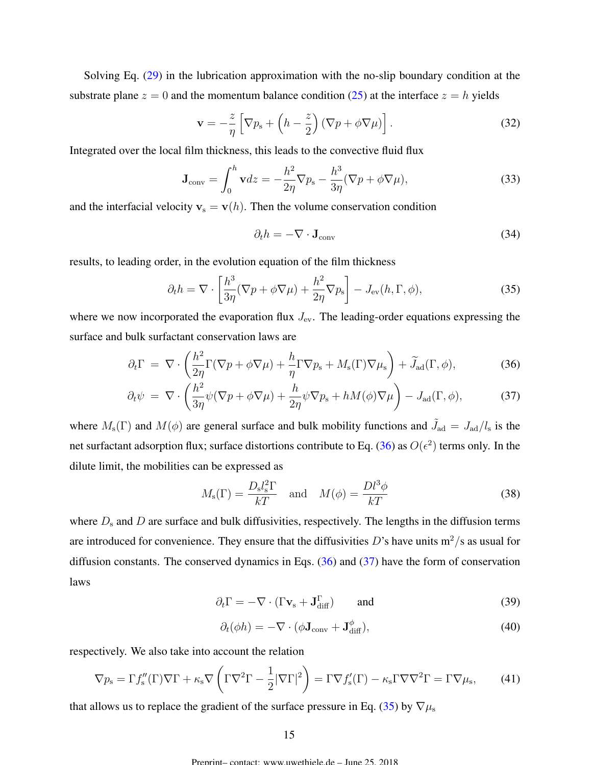Solving Eq. (29) in the lubrication approximation with the no-slip boundary condition at the substrate plane $z = 0$ and the momentum balance condition (25) at the interface $z = h$ yields

$$\mathbf{v} = -\frac{z}{\eta}\left[\nabla p_{\rm s} + \left(h - \frac{z}{2}\right)(\nabla p + \phi\nabla\mu)\right]. \tag{32}$$

Integrated over the local film thickness, this leads to the convective fluid flux

$$\mathbf{J}_{\rm conv} = \int_0^h \mathbf{v}dz = -\frac{h^2}{2\eta}\nabla p_{\rm s} - \frac{h^3}{3\eta}(\nabla p + \phi\nabla\mu), \tag{33}$$

and the interfacial velocity $\mathbf{v}_{\rm s} = \mathbf{v}(h)$. Then the volume conservation condition

$$\partial_t h = -\nabla\cdot\mathbf{J}_{\rm conv} \tag{34}$$

results, to leading order, in the evolution equation of the film thickness

$$\partial_t h = \nabla\cdot\left[\frac{h^3}{3\eta}(\nabla p + \phi\nabla\mu) + \frac{h^2}{2\eta}\nabla p_{\rm s}\right] - J_{\rm ev}(h,\Gamma,\phi), \tag{35}$$

where we now incorporated the evaporation flux $J_{\rm ev}$. The leading-order equations expressing the surface and bulk surfactant conservation laws are

$$\partial_t\Gamma = \nabla\cdot\left(\frac{h^2}{2\eta}\Gamma(\nabla p + \phi\nabla\mu) + \frac{h}{\eta}\Gamma\nabla p_{\rm s} + M_{\rm s}(\Gamma)\nabla\mu_{\rm s}\right) + \widetilde{J}_{\rm ad}(\Gamma,\phi), \tag{36}$$

$$\partial_t\psi = \nabla\cdot\left(\frac{h^3}{3\eta}\psi(\nabla p + \phi\nabla\mu) + \frac{h}{2\eta}\psi\nabla p_{\rm s} + hM(\phi)\nabla\mu\right) - J_{\rm ad}(\Gamma,\phi), \tag{37}$$

where $M_{\rm s}(\Gamma)$ and $M(\phi)$ are general surface and bulk mobility functions and $\tilde{J}_{\rm ad} = J_{\rm ad}/l_{\rm s}$ is the net surfactant adsorption flux; surface distortions contribute to Eq. (36) as $O(\epsilon^2)$ terms only. In the dilute limit, the mobilities can be expressed as

$$M_{\rm s}(\Gamma) = \frac{D_{\rm s}l_{\rm s}^2\Gamma}{kT} \quad \text{and} \quad M(\phi) = \frac{Dl^3\phi}{kT} \tag{38}$$

where $D_{\rm s}$ and $D$ are surface and bulk diffusivities, respectively. The lengths in the diffusion terms are introduced for convenience. They ensure that the diffusivities $D$'s have units $\mathrm{m}^2/\mathrm{s}$ as usual for diffusion constants. The conserved dynamics in Eqs. (36) and (37) have the form of conservation laws

$$\partial_t\Gamma = -\nabla\cdot(\Gamma\mathbf{v}_{\rm s} + \mathbf{J}_{\rm diff}^{\Gamma}) \qquad \text{and} \tag{39}$$

$$\partial_t(\phi h) = -\nabla\cdot(\phi\mathbf{J}_{\rm conv} + \mathbf{J}_{\rm diff}^{\phi}), \tag{40}$$

respectively. We also take into account the relation

$$\nabla p_{\rm s} = \Gamma f_{\rm s}''(\Gamma)\nabla\Gamma + \kappa_{\rm s}\nabla\left(\Gamma\nabla^2\Gamma - \frac{1}{2}|\nabla\Gamma|^2\right) = \Gamma\nabla f_{\rm s}'(\Gamma) - \kappa_{\rm s}\Gamma\nabla\nabla^2\Gamma = \Gamma\nabla\mu_{\rm s}, \tag{41}$$

that allows us to replace the gradient of the surface pressure in Eq. (35) by $\nabla\mu_{\rm s}$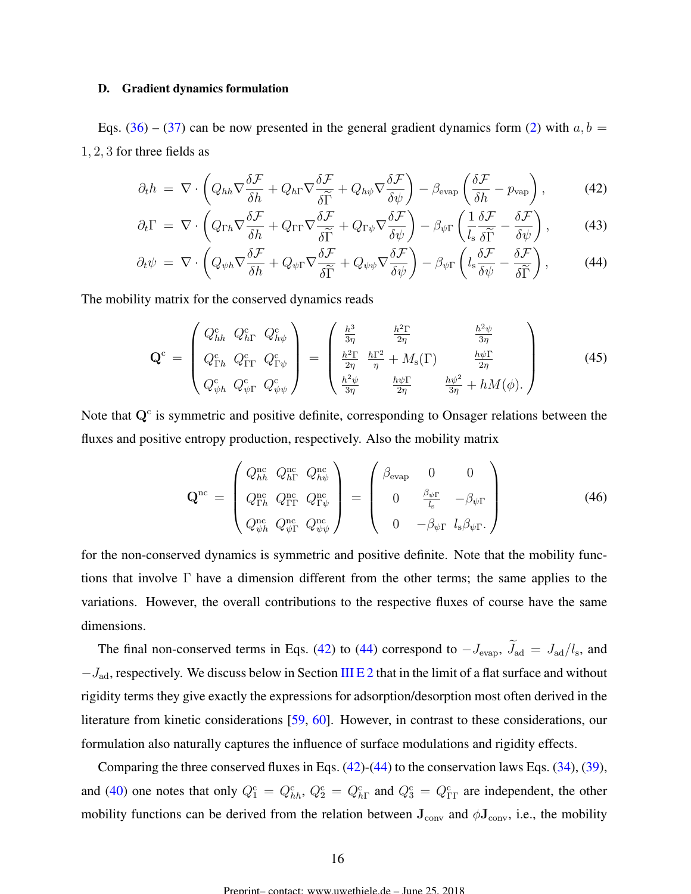### D. Gradient dynamics formulation

Eqs. (36) – (37) can be now presented in the general gradient dynamics form (2) with $a, b = 1, 2, 3$ for three fields as

$$
\partial_t h = \nabla \cdot \left( Q_{hh} \nabla \frac{\delta \mathcal{F}}{\delta h} + Q_{h\Gamma} \nabla \frac{\delta \mathcal{F}}{\delta \widetilde{\Gamma}} + Q_{h\psi} \nabla \frac{\delta \mathcal{F}}{\delta \psi} \right) - \beta_{\mathrm{evap}} \left( \frac{\delta \mathcal{F}}{\delta h} - p_{\mathrm{vap}} \right), \tag{42}
$$

$$
\partial_t \Gamma = \nabla \cdot \left( Q_{\Gamma h} \nabla \frac{\delta \mathcal{F}}{\delta h} + Q_{\Gamma\Gamma} \nabla \frac{\delta \mathcal{F}}{\delta \widetilde{\Gamma}} + Q_{\Gamma\psi} \nabla \frac{\delta \mathcal{F}}{\delta \psi} \right) - \beta_{\psi\Gamma} \left( \frac{1}{l_{\mathrm{s}}} \frac{\delta \mathcal{F}}{\delta \widetilde{\Gamma}} - \frac{\delta \mathcal{F}}{\delta \psi} \right), \tag{43}
$$

$$
\partial_t \psi = \nabla \cdot \left( Q_{\psi h} \nabla \frac{\delta \mathcal{F}}{\delta h} + Q_{\psi\Gamma} \nabla \frac{\delta \mathcal{F}}{\delta \widetilde{\Gamma}} + Q_{\psi\psi} \nabla \frac{\delta \mathcal{F}}{\delta \psi} \right) - \beta_{\psi\Gamma} \left( l_{\mathrm{s}} \frac{\delta \mathcal{F}}{\delta \psi} - \frac{\delta \mathcal{F}}{\delta \widetilde{\Gamma}} \right), \tag{44}
$$

The mobility matrix for the conserved dynamics reads

$$
\mathbf{Q}^{\mathrm{c}} = \begin{pmatrix} Q^{\mathrm{c}}_{hh} & Q^{\mathrm{c}}_{h\Gamma} & Q^{\mathrm{c}}_{h\psi} \\ Q^{\mathrm{c}}_{\Gamma h} & Q^{\mathrm{c}}_{\Gamma\Gamma} & Q^{\mathrm{c}}_{\Gamma\psi} \\ Q^{\mathrm{c}}_{\psi h} & Q^{\mathrm{c}}_{\psi\Gamma} & Q^{\mathrm{c}}_{\psi\psi} \end{pmatrix} = \begin{pmatrix} \frac{h^3}{3\eta} & \frac{h^2\Gamma}{2\eta} & \frac{h^2\psi}{3\eta} \\ \frac{h^2\Gamma}{2\eta} & \frac{h\Gamma^2}{\eta} + M_{\mathrm{s}}(\Gamma) & \frac{h\psi\Gamma}{2\eta} \\ \frac{h^2\psi}{3\eta} & \frac{h\psi\Gamma}{2\eta} & \frac{h\psi^2}{3\eta} + hM(\phi). \end{pmatrix} \tag{45}
$$

Note that $\mathbf{Q}^{\mathrm{c}}$ is symmetric and positive definite, corresponding to Onsager relations between the fluxes and positive entropy production, respectively. Also the mobility matrix

$$
\mathbf{Q}^{\mathrm{nc}} = \begin{pmatrix} Q^{\mathrm{nc}}_{hh} & Q^{\mathrm{nc}}_{h\Gamma} & Q^{\mathrm{nc}}_{h\psi} \\ Q^{\mathrm{nc}}_{\Gamma h} & Q^{\mathrm{nc}}_{\Gamma\Gamma} & Q^{\mathrm{nc}}_{\Gamma\psi} \\ Q^{\mathrm{nc}}_{\psi h} & Q^{\mathrm{nc}}_{\psi\Gamma} & Q^{\mathrm{nc}}_{\psi\psi} \end{pmatrix} = \begin{pmatrix} \beta_{\mathrm{evap}} & 0 & 0 \\ 0 & \frac{\beta_{\psi\Gamma}}{l_{\mathrm{s}}} & -\beta_{\psi\Gamma} \\ 0 & -\beta_{\psi\Gamma} & l_{\mathrm{s}}\beta_{\psi\Gamma}. \end{pmatrix} \tag{46}
$$

for the non-conserved dynamics is symmetric and positive definite. Note that the mobility functions that involve $\Gamma$ have a dimension different from the other terms; the same applies to the variations. However, the overall contributions to the respective fluxes of course have the same dimensions.

The final non-conserved terms in Eqs. (42) to (44) correspond to $-J_{\mathrm{evap}}$, $\widetilde{J}_{\mathrm{ad}} = J_{\mathrm{ad}}/l_{\mathrm{s}}$, and $-J_{\mathrm{ad}}$, respectively. We discuss below in Section III E 2 that in the limit of a flat surface and without rigidity terms they give exactly the expressions for adsorption/desorption most often derived in the literature from kinetic considerations [59, 60]. However, in contrast to these considerations, our formulation also naturally captures the influence of surface modulations and rigidity effects.

Comparing the three conserved fluxes in Eqs. (42)-(44) to the conservation laws Eqs. (34), (39), and (40) one notes that only $Q^{\mathrm{c}}_1 = Q^{\mathrm{c}}_{hh}$, $Q^{\mathrm{c}}_2 = Q^{\mathrm{c}}_{h\Gamma}$ and $Q^{\mathrm{c}}_3 = Q^{\mathrm{c}}_{\Gamma\Gamma}$ are independent, the other mobility functions can be derived from the relation between $\mathbf{J}_{\mathrm{conv}}$ and $\phi\mathbf{J}_{\mathrm{conv}}$, i.e., the mobility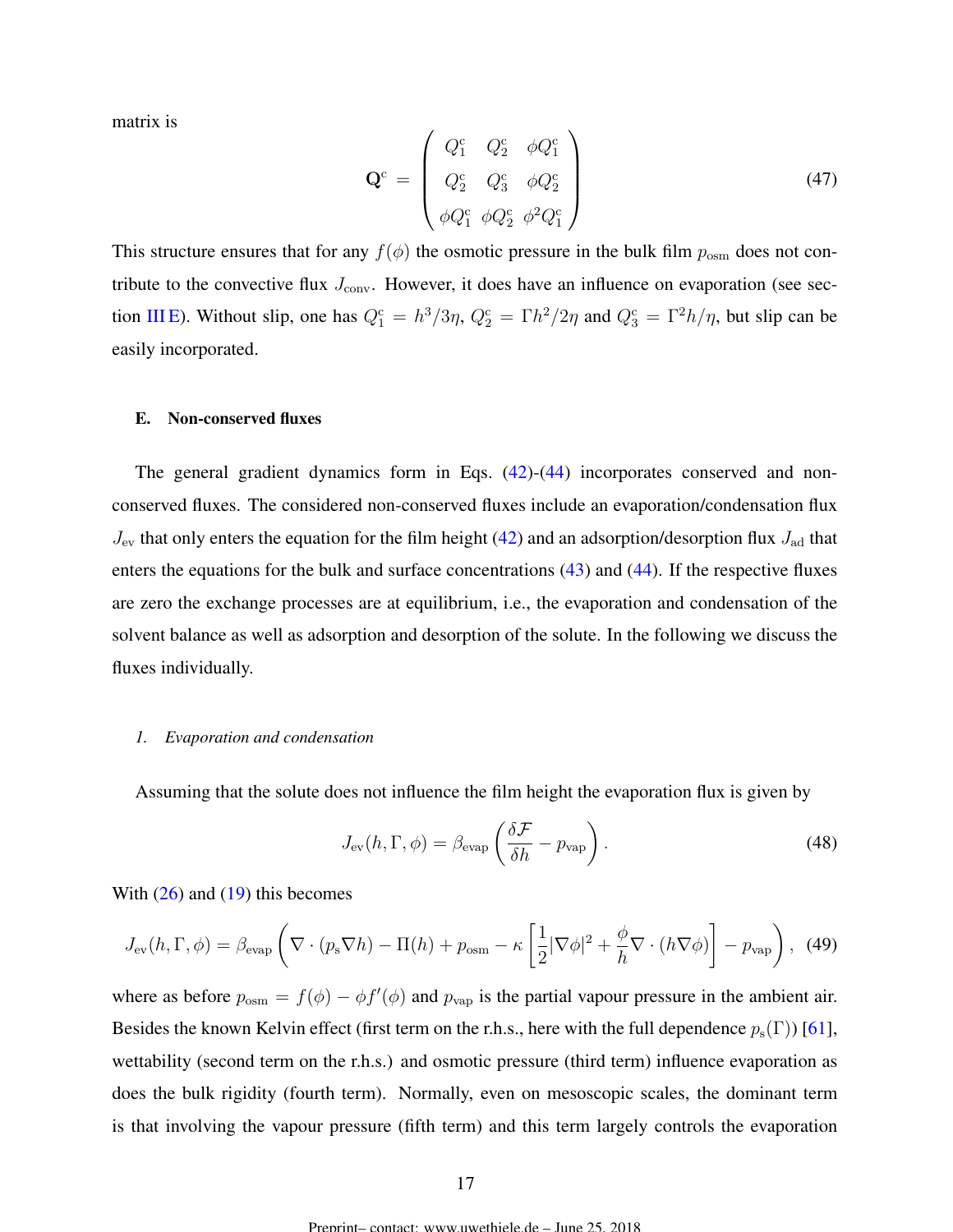matrix is

$$
\mathbf{Q}^{\mathrm{c}} = \begin{pmatrix} Q_1^{\mathrm{c}} & Q_2^{\mathrm{c}} & \phi Q_1^{\mathrm{c}} \\ Q_2^{\mathrm{c}} & Q_3^{\mathrm{c}} & \phi Q_2^{\mathrm{c}} \\ \phi Q_1^{\mathrm{c}} & \phi Q_2^{\mathrm{c}} & \phi^2 Q_1^{\mathrm{c}} \end{pmatrix} \tag{47}
$$

This structure ensures that for any $f(\phi)$ the osmotic pressure in the bulk film $p_{\mathrm{osm}}$ does not contribute to the convective flux $J_{\mathrm{conv}}$. However, it does have an influence on evaporation (see section III E). Without slip, one has $Q_1^{\mathrm{c}} = h^3/3\eta$, $Q_2^{\mathrm{c}} = \Gamma h^2/2\eta$ and $Q_3^{\mathrm{c}} = \Gamma^2 h/\eta$, but slip can be easily incorporated.

### E. Non-conserved fluxes

The general gradient dynamics form in Eqs. (42)-(44) incorporates conserved and non-conserved fluxes. The considered non-conserved fluxes include an evaporation/condensation flux $J_{\mathrm{ev}}$ that only enters the equation for the film height (42) and an adsorption/desorption flux $J_{\mathrm{ad}}$ that enters the equations for the bulk and surface concentrations (43) and (44). If the respective fluxes are zero the exchange processes are at equilibrium, i.e., the evaporation and condensation of the solvent balance as well as adsorption and desorption of the solute. In the following we discuss the fluxes individually.

#### *1. Evaporation and condensation*

Assuming that the solute does not influence the film height the evaporation flux is given by

$$
J_{\mathrm{ev}}(h,\Gamma,\phi) = \beta_{\mathrm{evap}} \left( \frac{\delta \mathcal{F}}{\delta h} - p_{\mathrm{vap}} \right). \tag{48}
$$

With (26) and (19) this becomes

$$
J_{\mathrm{ev}}(h,\Gamma,\phi) = \beta_{\mathrm{evap}} \left( \nabla \cdot (p_{\mathrm{s}} \nabla h) - \Pi(h) + p_{\mathrm{osm}} - \kappa \left[ \frac{1}{2} |\nabla \phi|^2 + \frac{\phi}{h} \nabla \cdot (h \nabla \phi) \right] - p_{\mathrm{vap}} \right), \tag{49}
$$

where as before $p_{\mathrm{osm}} = f(\phi) - \phi f'(\phi)$ and $p_{\mathrm{vap}}$ is the partial vapour pressure in the ambient air. Besides the known Kelvin effect (first term on the r.h.s., here with the full dependence $p_{\mathrm{s}}(\Gamma)$) [61], wettability (second term on the r.h.s.) and osmotic pressure (third term) influence evaporation as does the bulk rigidity (fourth term). Normally, even on mesoscopic scales, the dominant term is that involving the vapour pressure (fifth term) and this term largely controls the evaporation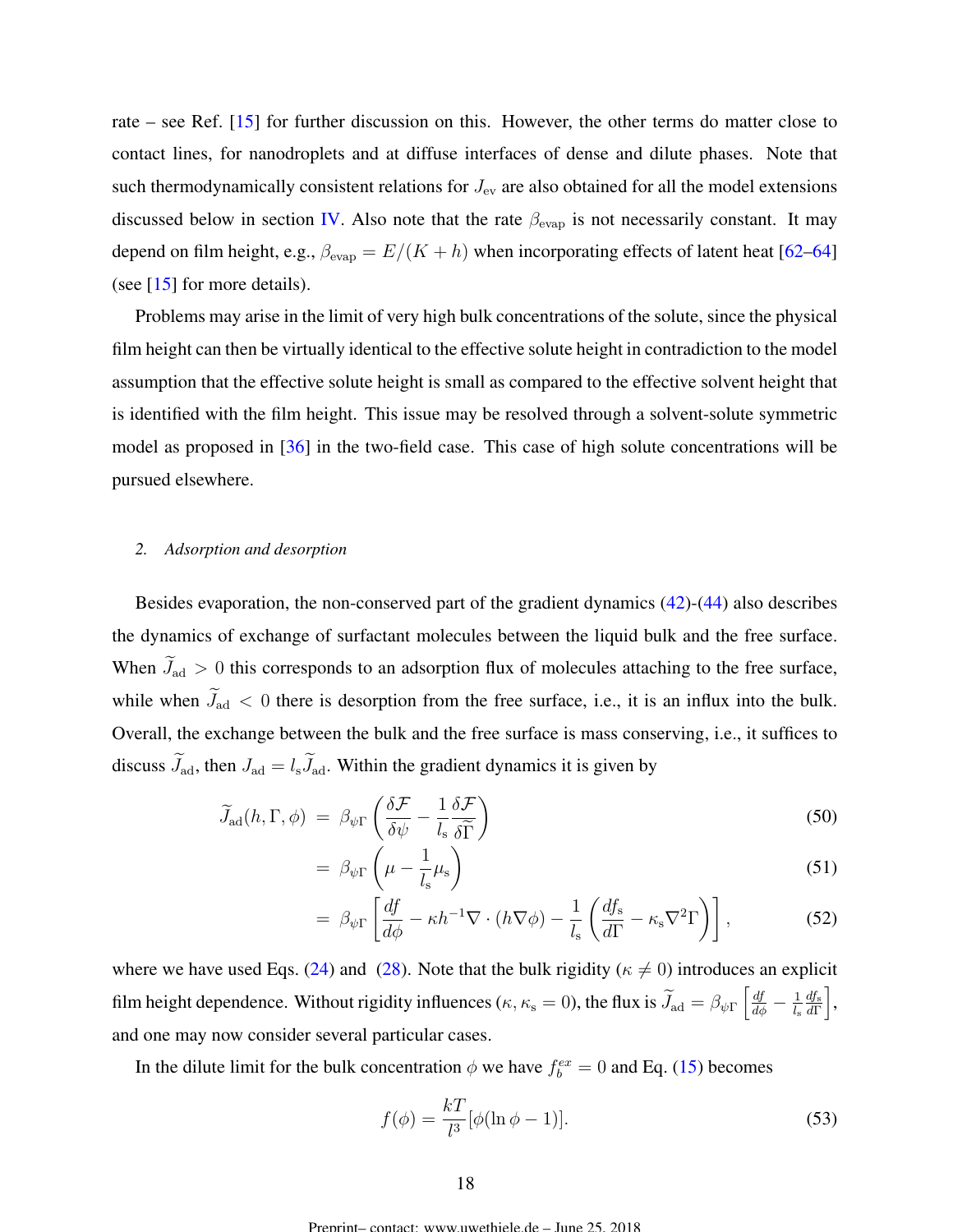rate – see Ref. [15] for further discussion on this. However, the other terms do matter close to contact lines, for nanodroplets and at diffuse interfaces of dense and dilute phases. Note that such thermodynamically consistent relations for $J_{\text{ev}}$ are also obtained for all the model extensions discussed below in section IV. Also note that the rate $\beta_{\text{evap}}$ is not necessarily constant. It may depend on film height, e.g., $\beta_{\text{evap}} = E/(K+h)$ when incorporating effects of latent heat [62–64] (see [15] for more details).

Problems may arise in the limit of very high bulk concentrations of the solute, since the physical film height can then be virtually identical to the effective solute height in contradiction to the model assumption that the effective solute height is small as compared to the effective solvent height that is identified with the film height. This issue may be resolved through a solvent-solute symmetric model as proposed in [36] in the two-field case. This case of high solute concentrations will be pursued elsewhere.

### 2. Adsorption and desorption

Besides evaporation, the non-conserved part of the gradient dynamics (42)-(44) also describes the dynamics of exchange of surfactant molecules between the liquid bulk and the free surface. When $\widetilde{J}_{\text{ad}} > 0$ this corresponds to an adsorption flux of molecules attaching to the free surface, while when $\widetilde{J}_{\text{ad}} < 0$ there is desorption from the free surface, i.e., it is an influx into the bulk. Overall, the exchange between the bulk and the free surface is mass conserving, i.e., it suffices to discuss $\widetilde{J}_{\text{ad}}$, then $J_{\text{ad}} = l_{\text{s}}\widetilde{J}_{\text{ad}}$. Within the gradient dynamics it is given by

$$
\begin{aligned}
\widetilde{J}_{\text{ad}}(h,\Gamma,\phi) &= \beta_{\psi\Gamma}\left(\frac{\delta\mathcal{F}}{\delta\psi} - \frac{1}{l_{\text{s}}}\frac{\delta\mathcal{F}}{\delta\widetilde{\Gamma}}\right) &(50)\\
&= \beta_{\psi\Gamma}\left(\mu - \frac{1}{l_{\text{s}}}\mu_{\text{s}}\right) &(51)\\
&= \beta_{\psi\Gamma}\left[\frac{df}{d\phi} - \kappa h^{-1}\nabla\cdot(h\nabla\phi) - \frac{1}{l_{\text{s}}}\left(\frac{df_{\text{s}}}{d\Gamma} - \kappa_{\text{s}}\nabla^2\Gamma\right)\right], &(52)
\end{aligned}
$$

where we have used Eqs. (24) and (28). Note that the bulk rigidity ($\kappa \neq 0$) introduces an explicit film height dependence. Without rigidity influences ($\kappa, \kappa_{\text{s}} = 0$), the flux is $\widetilde{J}_{\text{ad}} = \beta_{\psi\Gamma}\left[\frac{df}{d\phi} - \frac{1}{l_{\text{s}}}\frac{df_{\text{s}}}{d\Gamma}\right]$, and one may now consider several particular cases.

In the dilute limit for the bulk concentration $\phi$ we have $f_b^{ex} = 0$ and Eq. (15) becomes

$$
f(\phi) = \frac{kT}{l^3}[\phi(\ln\phi - 1)]. \tag{53}
$$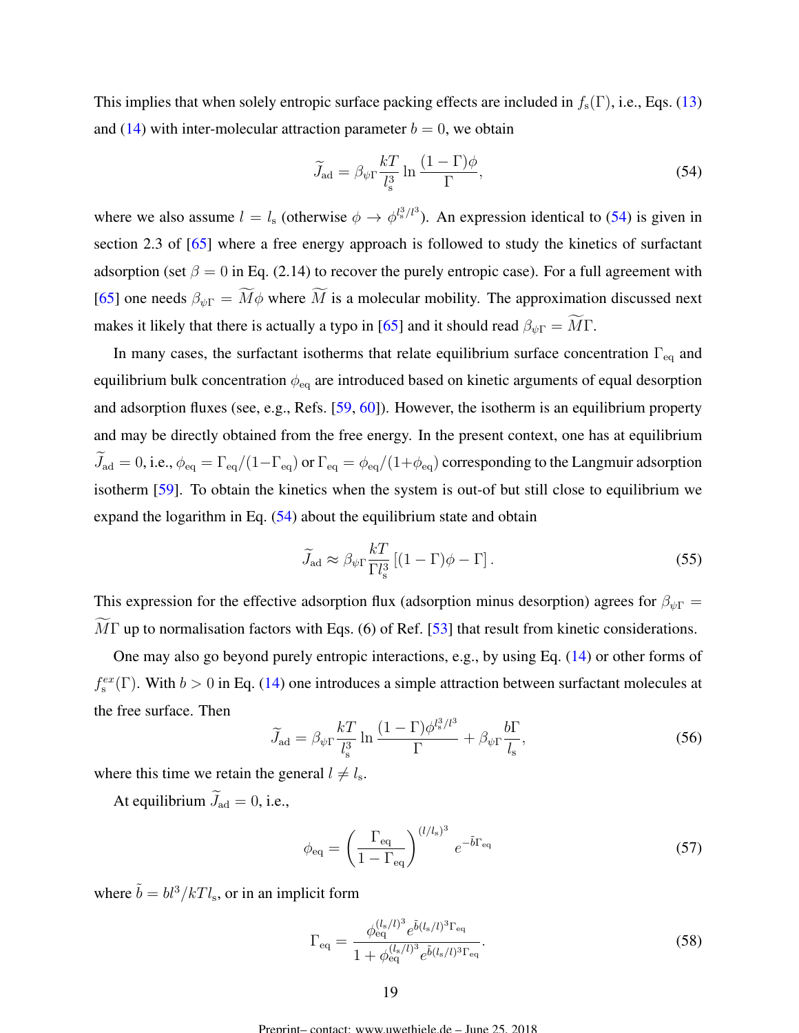This implies that when solely entropic surface packing effects are included in $f_s(\Gamma)$, i.e., Eqs. (13) and (14) with inter-molecular attraction parameter $b = 0$, we obtain

$$\widetilde{J}_{\text{ad}} = \beta_{\psi\Gamma} \frac{kT}{l_s^3} \ln \frac{(1-\Gamma)\phi}{\Gamma}, \tag{54}$$

where we also assume $l = l_s$ (otherwise $\phi \to \phi^{l_s^3/l^3}$). An expression identical to (54) is given in section 2.3 of [65] where a free energy approach is followed to study the kinetics of surfactant adsorption (set $\beta = 0$ in Eq. (2.14) to recover the purely entropic case). For a full agreement with [65] one needs $\beta_{\psi\Gamma} = \widetilde{M}\phi$ where $\widetilde{M}$ is a molecular mobility. The approximation discussed next makes it likely that there is actually a typo in [65] and it should read $\beta_{\psi\Gamma} = \widetilde{M}\Gamma$.

In many cases, the surfactant isotherms that relate equilibrium surface concentration $\Gamma_{\text{eq}}$ and equilibrium bulk concentration $\phi_{\text{eq}}$ are introduced based on kinetic arguments of equal desorption and adsorption fluxes (see, e.g., Refs. [59, 60]). However, the isotherm is an equilibrium property and may be directly obtained from the free energy. In the present context, one has at equilibrium $\widetilde{J}_{\text{ad}} = 0$, i.e., $\phi_{\text{eq}} = \Gamma_{\text{eq}}/(1-\Gamma_{\text{eq}})$ or $\Gamma_{\text{eq}} = \phi_{\text{eq}}/(1+\phi_{\text{eq}})$ corresponding to the Langmuir adsorption isotherm [59]. To obtain the kinetics when the system is out-of but still close to equilibrium we expand the logarithm in Eq. (54) about the equilibrium state and obtain

$$\widetilde{J}_{\text{ad}} \approx \beta_{\psi\Gamma} \frac{kT}{\Gamma l_s^3} \left[(1-\Gamma)\phi - \Gamma\right]. \tag{55}$$

This expression for the effective adsorption flux (adsorption minus desorption) agrees for $\beta_{\psi\Gamma} = \widetilde{M}\Gamma$ up to normalisation factors with Eqs. (6) of Ref. [53] that result from kinetic considerations.

One may also go beyond purely entropic interactions, e.g., by using Eq. (14) or other forms of $f_s^{ex}(\Gamma)$. With $b > 0$ in Eq. (14) one introduces a simple attraction between surfactant molecules at the free surface. Then

$$\widetilde{J}_{\text{ad}} = \beta_{\psi\Gamma} \frac{kT}{l_s^3} \ln \frac{(1-\Gamma)\phi^{l_s^3/l^3}}{\Gamma} + \beta_{\psi\Gamma} \frac{b\Gamma}{l_s}, \tag{56}$$

where this time we retain the general $l \neq l_s$.

At equilibrium $\widetilde{J}_{\text{ad}} = 0$, i.e.,

$$\phi_{\text{eq}} = \left(\frac{\Gamma_{\text{eq}}}{1-\Gamma_{\text{eq}}}\right)^{(l/l_s)^3} e^{-\tilde{b}\Gamma_{\text{eq}}} \tag{57}$$

where $\tilde{b} = bl^3/kTl_s$, or in an implicit form

$$\Gamma_{\text{eq}} = \frac{\phi_{\text{eq}}^{(l_s/l)^3} e^{\tilde{b}(l_s/l)^3\Gamma_{\text{eq}}}}{1 + \phi_{\text{eq}}^{(l_s/l)^3} e^{\tilde{b}(l_s/l)^3\Gamma_{\text{eq}}}}. \tag{58}$$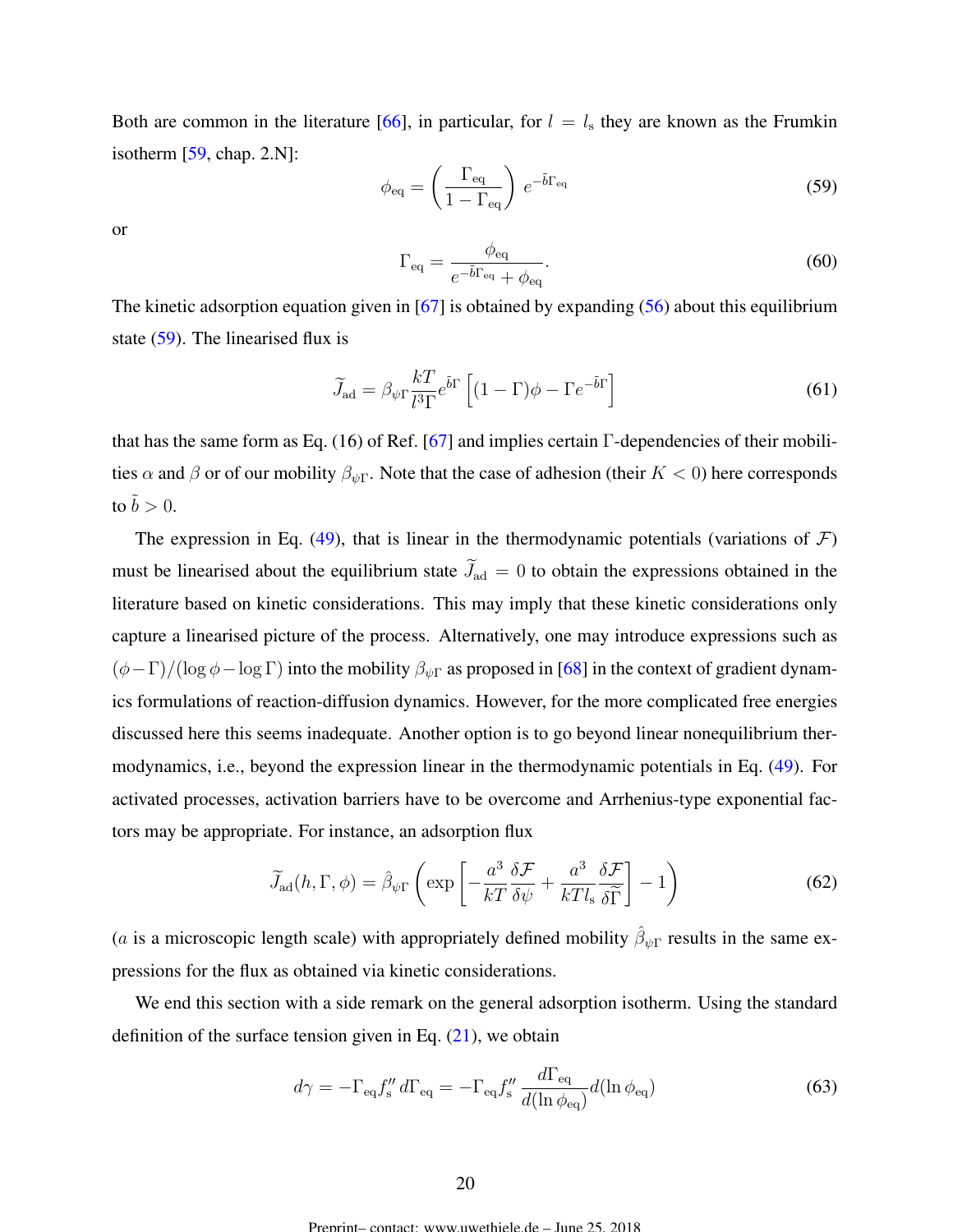Both are common in the literature [66], in particular, for $l = l_{\rm s}$ they are known as the Frumkin isotherm [59, chap. 2.N]:

$$\phi_{\rm eq} = \left(\frac{\Gamma_{\rm eq}}{1-\Gamma_{\rm eq}}\right)\, e^{-\tilde{b}\Gamma_{\rm eq}} \tag{59}$$

or

$$\Gamma_{\rm eq} = \frac{\phi_{\rm eq}}{e^{-\tilde{b}\Gamma_{\rm eq}} + \phi_{\rm eq}}. \tag{60}$$

The kinetic adsorption equation given in [67] is obtained by expanding (56) about this equilibrium state (59). The linearised flux is

$$\widetilde{J}_{\rm ad} = \beta_{\psi\Gamma}\frac{kT}{l^3\Gamma}e^{\tilde{b}\Gamma}\left[(1-\Gamma)\phi - \Gamma e^{-\tilde{b}\Gamma}\right] \tag{61}$$

that has the same form as Eq. (16) of Ref. [67] and implies certain $\Gamma$-dependencies of their mobilities $\alpha$ and $\beta$ or of our mobility $\beta_{\psi\Gamma}$. Note that the case of adhesion (their $K < 0$) here corresponds to $\tilde{b} > 0$.

The expression in Eq. (49), that is linear in the thermodynamic potentials (variations of $\mathcal{F}$) must be linearised about the equilibrium state $\widetilde{J}_{\rm ad} = 0$ to obtain the expressions obtained in the literature based on kinetic considerations. This may imply that these kinetic considerations only capture a linearised picture of the process. Alternatively, one may introduce expressions such as $(\phi-\Gamma)/(\log\phi - \log\Gamma)$ into the mobility $\beta_{\psi\Gamma}$ as proposed in [68] in the context of gradient dynamics formulations of reaction-diffusion dynamics. However, for the more complicated free energies discussed here this seems inadequate. Another option is to go beyond linear nonequilibrium thermodynamics, i.e., beyond the expression linear in the thermodynamic potentials in Eq. (49). For activated processes, activation barriers have to be overcome and Arrhenius-type exponential factors may be appropriate. For instance, an adsorption flux

$$\widetilde{J}_{\rm ad}(h,\Gamma,\phi) = \hat{\beta}_{\psi\Gamma}\left(\exp\left[-\frac{a^3}{kT}\frac{\delta\mathcal{F}}{\delta\psi} + \frac{a^3}{kTl_{\rm s}}\frac{\delta\mathcal{F}}{\delta\widetilde{\Gamma}}\right] - 1\right) \tag{62}$$

($a$ is a microscopic length scale) with appropriately defined mobility $\hat{\beta}_{\psi\Gamma}$ results in the same expressions for the flux as obtained via kinetic considerations.

We end this section with a side remark on the general adsorption isotherm. Using the standard definition of the surface tension given in Eq. (21), we obtain

$$d\gamma = -\Gamma_{\rm eq} f_{\rm s}''\, d\Gamma_{\rm eq} = -\Gamma_{\rm eq} f_{\rm s}''\,\frac{d\Gamma_{\rm eq}}{d(\ln\phi_{\rm eq})}d(\ln\phi_{\rm eq}) \tag{63}$$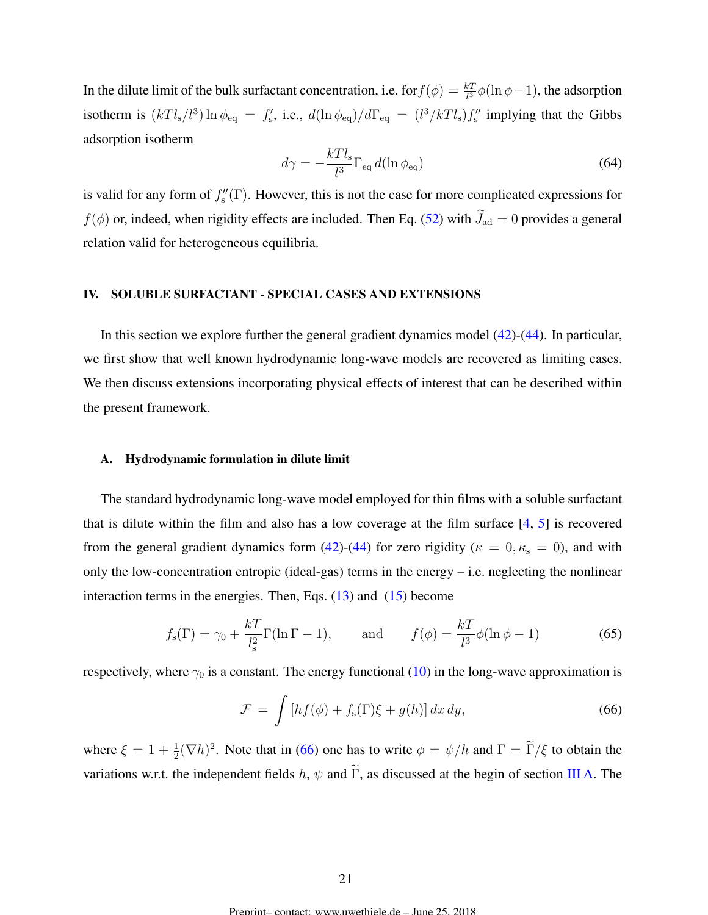In the dilute limit of the bulk surfactant concentration, i.e. for $f(\phi) = \frac{kT}{l^3}\phi(\ln\phi - 1)$, the adsorption isotherm is $(kTl_\mathrm{s}/l^3)\ln\phi_\mathrm{eq} = f_\mathrm{s}'$, i.e., $d(\ln\phi_\mathrm{eq})/d\Gamma_\mathrm{eq} = (l^3/kTl_\mathrm{s})f_\mathrm{s}''$ implying that the Gibbs adsorption isotherm

$$d\gamma = -\frac{kTl_\mathrm{s}}{l^3}\Gamma_\mathrm{eq}\, d(\ln\phi_\mathrm{eq}) \tag{64}$$

is valid for any form of $f_\mathrm{s}''(\Gamma)$. However, this is not the case for more complicated expressions for $f(\phi)$ or, indeed, when rigidity effects are included. Then Eq. (52) with $\widetilde{J}_\mathrm{ad} = 0$ provides a general relation valid for heterogeneous equilibria.

## IV. SOLUBLE SURFACTANT - SPECIAL CASES AND EXTENSIONS

In this section we explore further the general gradient dynamics model (42)-(44). In particular, we first show that well known hydrodynamic long-wave models are recovered as limiting cases. We then discuss extensions incorporating physical effects of interest that can be described within the present framework.

### A. Hydrodynamic formulation in dilute limit

The standard hydrodynamic long-wave model employed for thin films with a soluble surfactant that is dilute within the film and also has a low coverage at the film surface [4, 5] is recovered from the general gradient dynamics form (42)-(44) for zero rigidity ($\kappa = 0, \kappa_\mathrm{s} = 0$), and with only the low-concentration entropic (ideal-gas) terms in the energy – i.e. neglecting the nonlinear interaction terms in the energies. Then, Eqs. (13) and (15) become

$$f_\mathrm{s}(\Gamma) = \gamma_0 + \frac{kT}{l_\mathrm{s}^2}\Gamma(\ln\Gamma - 1), \qquad \text{and} \qquad f(\phi) = \frac{kT}{l^3}\phi(\ln\phi - 1) \tag{65}$$

respectively, where $\gamma_0$ is a constant. The energy functional (10) in the long-wave approximation is

$$\mathcal{F} = \int \left[hf(\phi) + f_\mathrm{s}(\Gamma)\xi + g(h)\right] dx\, dy, \tag{66}$$

where $\xi = 1 + \frac{1}{2}(\nabla h)^2$. Note that in (66) one has to write $\phi = \psi/h$ and $\Gamma = \widetilde{\Gamma}/\xi$ to obtain the variations w.r.t. the independent fields $h$, $\psi$ and $\widetilde{\Gamma}$, as discussed at the begin of section III A. The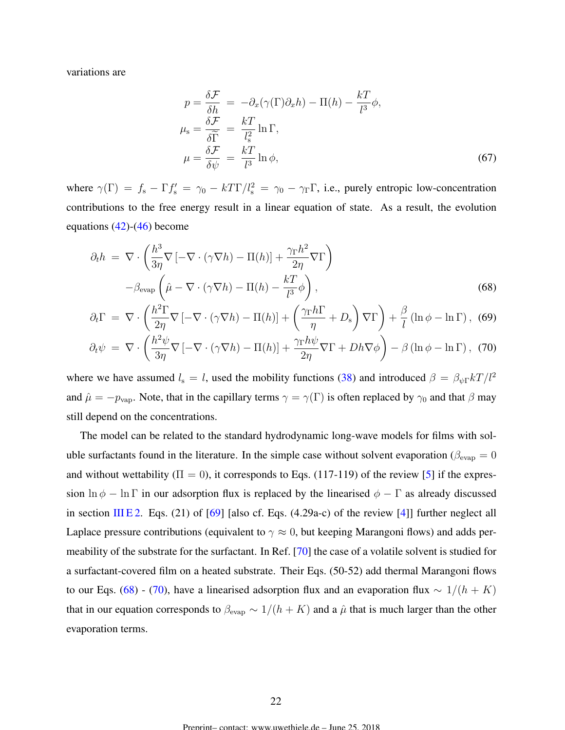variations are

$$
\begin{aligned}
p = \frac{\delta \mathcal{F}}{\delta h} &= -\partial_x(\gamma(\Gamma)\partial_x h) - \Pi(h) - \frac{kT}{l^3}\phi, \\
\mu_{\rm s} = \frac{\delta \mathcal{F}}{\delta \widetilde{\Gamma}} &= \frac{kT}{l_{\rm s}^2}\ln \Gamma, \\
\mu = \frac{\delta \mathcal{F}}{\delta \psi} &= \frac{kT}{l^3}\ln \phi,
\end{aligned} \tag{67}
$$

where $\gamma(\Gamma) = f_{\rm s} - \Gamma f_{\rm s}' = \gamma_0 - kT\Gamma/l_{\rm s}^2 = \gamma_0 - \gamma_\Gamma \Gamma$, i.e., purely entropic low-concentration contributions to the free energy result in a linear equation of state. As a result, the evolution equations (42)-(46) become

$$
\begin{aligned}
\partial_t h &= \nabla\cdot\left(\frac{h^3}{3\eta}\nabla\left[-\nabla\cdot(\gamma\nabla h) - \Pi(h)\right] + \frac{\gamma_\Gamma h^2}{2\eta}\nabla\Gamma\right) \\
&\quad -\beta_{\rm evap}\left(\hat{\mu} - \nabla\cdot(\gamma\nabla h) - \Pi(h) - \frac{kT}{l^3}\phi\right), & (68)\\
\partial_t \Gamma &= \nabla\cdot\left(\frac{h^2\Gamma}{2\eta}\nabla\left[-\nabla\cdot(\gamma\nabla h) - \Pi(h)\right] + \left(\frac{\gamma_\Gamma h\Gamma}{\eta} + D_{\rm s}\right)\nabla\Gamma\right) + \frac{\beta}{l}\left(\ln\phi - \ln\Gamma\right), & (69)\\
\partial_t \psi &= \nabla\cdot\left(\frac{h^2\psi}{3\eta}\nabla\left[-\nabla\cdot(\gamma\nabla h) - \Pi(h)\right] + \frac{\gamma_\Gamma h\psi}{2\eta}\nabla\Gamma + Dh\nabla\phi\right) - \beta\left(\ln\phi - \ln\Gamma\right), & (70)
\end{aligned}
$$

where we have assumed $l_{\rm s} = l$, used the mobility functions (38) and introduced $\beta = \beta_{\psi\Gamma}kT/l^2$ and $\hat{\mu} = -p_{\rm vap}$. Note, that in the capillary terms $\gamma = \gamma(\Gamma)$ is often replaced by $\gamma_0$ and that $\beta$ may still depend on the concentrations.

The model can be related to the standard hydrodynamic long-wave models for films with soluble surfactants found in the literature. In the simple case without solvent evaporation ($\beta_{\rm evap} = 0$ and without wettability ($\Pi = 0$), it corresponds to Eqs. (117-119) of the review [5] if the expression $\ln\phi - \ln\Gamma$ in our adsorption flux is replaced by the linearised $\phi - \Gamma$ as already discussed in section III E 2. Eqs. (21) of [69] [also cf. Eqs. (4.29a-c) of the review [4]] further neglect all Laplace pressure contributions (equivalent to $\gamma \approx 0$, but keeping Marangoni flows) and adds permeability of the substrate for the surfactant. In Ref. [70] the case of a volatile solvent is studied for a surfactant-covered film on a heated substrate. Their Eqs. (50-52) add thermal Marangoni flows to our Eqs. (68) - (70), have a linearised adsorption flux and an evaporation flux $\sim 1/(h+K)$ that in our equation corresponds to $\beta_{\rm evap} \sim 1/(h+K)$ and a $\hat{\mu}$ that is much larger than the other evaporation terms.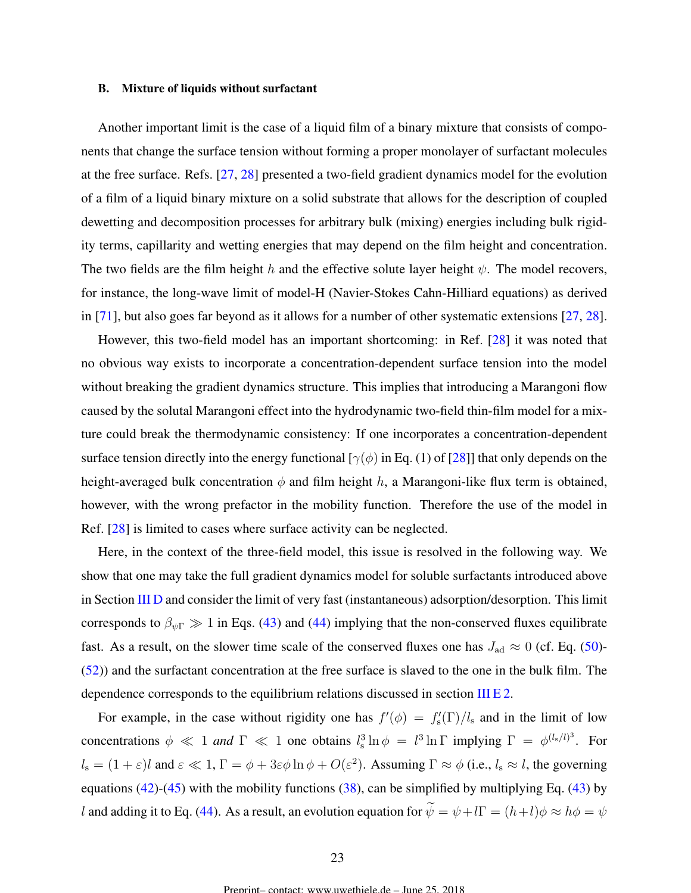### B. Mixture of liquids without surfactant

Another important limit is the case of a liquid film of a binary mixture that consists of components that change the surface tension without forming a proper monolayer of surfactant molecules at the free surface. Refs. [27, 28] presented a two-field gradient dynamics model for the evolution of a film of a liquid binary mixture on a solid substrate that allows for the description of coupled dewetting and decomposition processes for arbitrary bulk (mixing) energies including bulk rigidity terms, capillarity and wetting energies that may depend on the film height and concentration. The two fields are the film height $h$ and the effective solute layer height $\psi$. The model recovers, for instance, the long-wave limit of model-H (Navier-Stokes Cahn-Hilliard equations) as derived in [71], but also goes far beyond as it allows for a number of other systematic extensions [27, 28].

However, this two-field model has an important shortcoming: in Ref. [28] it was noted that no obvious way exists to incorporate a concentration-dependent surface tension into the model without breaking the gradient dynamics structure. This implies that introducing a Marangoni flow caused by the solutal Marangoni effect into the hydrodynamic two-field thin-film model for a mixture could break the thermodynamic consistency: If one incorporates a concentration-dependent surface tension directly into the energy functional [$\gamma(\phi)$ in Eq. (1) of [28]] that only depends on the height-averaged bulk concentration $\phi$ and film height $h$, a Marangoni-like flux term is obtained, however, with the wrong prefactor in the mobility function. Therefore the use of the model in Ref. [28] is limited to cases where surface activity can be neglected.

Here, in the context of the three-field model, this issue is resolved in the following way. We show that one may take the full gradient dynamics model for soluble surfactants introduced above in Section III D and consider the limit of very fast (instantaneous) adsorption/desorption. This limit corresponds to $\beta_{\psi\Gamma} \gg 1$ in Eqs. (43) and (44) implying that the non-conserved fluxes equilibrate fast. As a result, on the slower time scale of the conserved fluxes one has $J_{\mathrm{ad}} \approx 0$ (cf. Eq. (50)-(52)) and the surfactant concentration at the free surface is slaved to the one in the bulk film. The dependence corresponds to the equilibrium relations discussed in section III E 2.

For example, in the case without rigidity one has $f'(\phi) = f_{\mathrm{s}}'(\Gamma)/l_{\mathrm{s}}$ and in the limit of low concentrations $\phi \ll 1$ *and* $\Gamma \ll 1$ one obtains $l_{\mathrm{s}}^3 \ln\phi = l^3 \ln\Gamma$ implying $\Gamma = \phi^{(l_{\mathrm{s}}/l)^3}$. For $l_{\mathrm{s}} = (1+\varepsilon)l$ and $\varepsilon \ll 1$, $\Gamma = \phi + 3\varepsilon\phi\ln\phi + O(\varepsilon^2)$. Assuming $\Gamma \approx \phi$ (i.e., $l_{\mathrm{s}} \approx l$, the governing equations (42)-(45) with the mobility functions (38), can be simplified by multiplying Eq. (43) by $l$ and adding it to Eq. (44). As a result, an evolution equation for $\widetilde{\psi} = \psi + l\Gamma = (h+l)\phi \approx h\phi = \psi$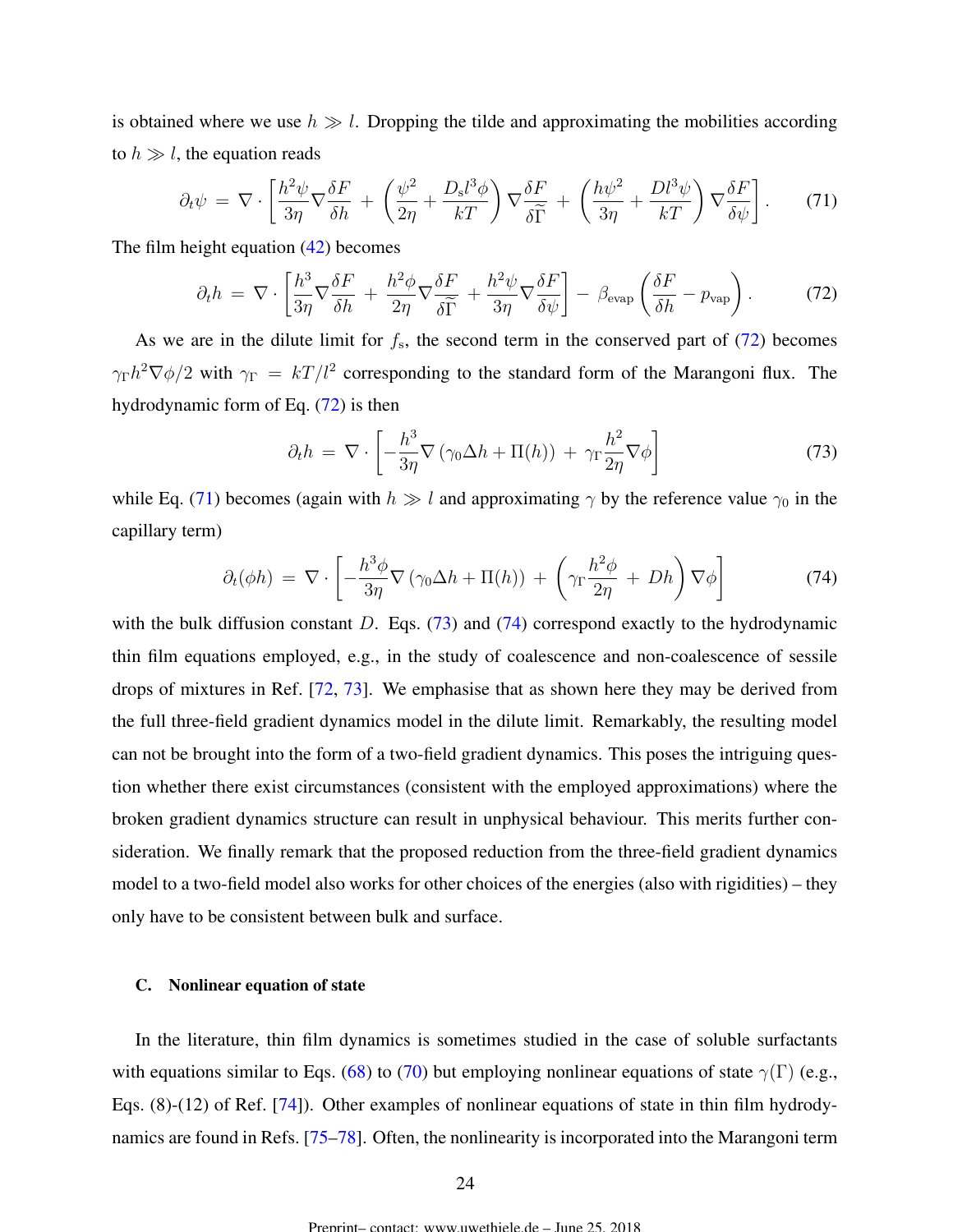is obtained where we use $h \gg l$. Dropping the tilde and approximating the mobilities according to $h \gg l$, the equation reads

$$\partial_t \psi \,=\, \nabla \cdot \left[ \frac{h^2 \psi}{3\eta} \nabla \frac{\delta F}{\delta h} \,+\, \left( \frac{\psi^2}{2\eta} + \frac{D_{\rm s} l^3 \phi}{kT} \right) \nabla \frac{\delta F}{\delta \widetilde{\Gamma}} \,+\, \left( \frac{h \psi^2}{3\eta} + \frac{D l^3 \psi}{kT} \right) \nabla \frac{\delta F}{\delta \psi} \right]. \tag{71}$$

The film height equation (42) becomes

$$\partial_t h \,=\, \nabla \cdot \left[ \frac{h^3}{3\eta} \nabla \frac{\delta F}{\delta h} \,+\, \frac{h^2 \phi}{2\eta} \nabla \frac{\delta F}{\delta \widetilde{\Gamma}} \,+\, \frac{h^2 \psi}{3\eta} \nabla \frac{\delta F}{\delta \psi} \right] \,-\, \beta_{\rm evap} \left( \frac{\delta F}{\delta h} - p_{\rm vap} \right). \tag{72}$$

As we are in the dilute limit for $f_{\rm s}$, the second term in the conserved part of (72) becomes $\gamma_\Gamma h^2 \nabla \phi / 2$ with $\gamma_\Gamma \,=\, kT/l^2$ corresponding to the standard form of the Marangoni flux. The hydrodynamic form of Eq. (72) is then

$$\partial_t h \,=\, \nabla \cdot \left[ -\frac{h^3}{3\eta} \nabla \left( \gamma_0 \Delta h + \Pi(h) \right) \,+\, \gamma_\Gamma \frac{h^2}{2\eta} \nabla \phi \right] \tag{73}$$

while Eq. (71) becomes (again with $h \gg l$ and approximating $\gamma$ by the reference value $\gamma_0$ in the capillary term)

$$\partial_t (\phi h) \,=\, \nabla \cdot \left[ -\frac{h^3 \phi}{3\eta} \nabla \left( \gamma_0 \Delta h + \Pi(h) \right) \,+\, \left( \gamma_\Gamma \frac{h^2 \phi}{2\eta} \,+\, D h \right) \nabla \phi \right] \tag{74}$$

with the bulk diffusion constant $D$. Eqs. (73) and (74) correspond exactly to the hydrodynamic thin film equations employed, e.g., in the study of coalescence and non-coalescence of sessile drops of mixtures in Ref. [72, 73]. We emphasise that as shown here they may be derived from the full three-field gradient dynamics model in the dilute limit. Remarkably, the resulting model can not be brought into the form of a two-field gradient dynamics. This poses the intriguing question whether there exist circumstances (consistent with the employed approximations) where the broken gradient dynamics structure can result in unphysical behaviour. This merits further consideration. We finally remark that the proposed reduction from the three-field gradient dynamics model to a two-field model also works for other choices of the energies (also with rigidities) – they only have to be consistent between bulk and surface.

### C. Nonlinear equation of state

In the literature, thin film dynamics is sometimes studied in the case of soluble surfactants with equations similar to Eqs. (68) to (70) but employing nonlinear equations of state $\gamma(\Gamma)$ (e.g., Eqs. (8)-(12) of Ref. [74]). Other examples of nonlinear equations of state in thin film hydrodynamics are found in Refs. [75–78]. Often, the nonlinearity is incorporated into the Marangoni term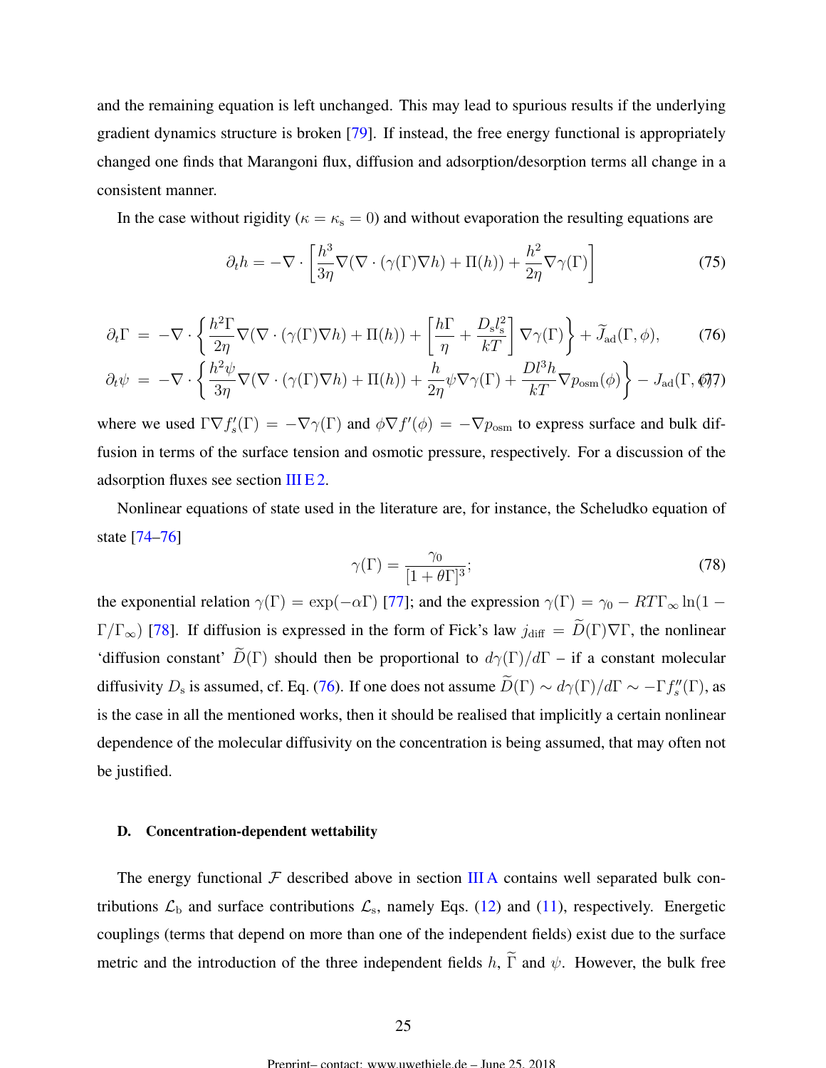and the remaining equation is left unchanged. This may lead to spurious results if the underlying gradient dynamics structure is broken [79]. If instead, the free energy functional is appropriately changed one finds that Marangoni flux, diffusion and adsorption/desorption terms all change in a consistent manner.

In the case without rigidity ($\kappa = \kappa_s = 0$) and without evaporation the resulting equations are

$$\partial_t h = -\nabla \cdot \left[ \frac{h^3}{3\eta} \nabla (\nabla \cdot (\gamma(\Gamma) \nabla h) + \Pi(h)) + \frac{h^2}{2\eta} \nabla \gamma(\Gamma) \right] \tag{75}$$

$$\partial_t \Gamma = -\nabla \cdot \left\{ \frac{h^2 \Gamma}{2\eta} \nabla (\nabla \cdot (\gamma(\Gamma) \nabla h) + \Pi(h)) + \left[ \frac{h\Gamma}{\eta} + \frac{D_s l_s^2}{kT} \right] \nabla \gamma(\Gamma) \right\} + \widetilde{J}_{ad}(\Gamma, \phi), \tag{76}$$

$$\partial_t \psi = -\nabla \cdot \left\{ \frac{h^2 \psi}{3\eta} \nabla (\nabla \cdot (\gamma(\Gamma) \nabla h) + \Pi(h)) + \frac{h}{2\eta} \psi \nabla \gamma(\Gamma) + \frac{D l^3 h}{kT} \nabla p_{osm}(\phi) \right\} - J_{ad}(\Gamma, \phi), \tag{77}$$

where we used $\Gamma \nabla f_s'(\Gamma) = -\nabla \gamma(\Gamma)$ and $\phi \nabla f'(\phi) = -\nabla p_{osm}$ to express surface and bulk diffusion in terms of the surface tension and osmotic pressure, respectively. For a discussion of the adsorption fluxes see section III E 2.

Nonlinear equations of state used in the literature are, for instance, the Scheludko equation of state [74–76]

$$\gamma(\Gamma) = \frac{\gamma_0}{[1 + \theta \Gamma]^3}; \tag{78}$$

the exponential relation $\gamma(\Gamma) = \exp(-\alpha \Gamma)$ [77]; and the expression $\gamma(\Gamma) = \gamma_0 - RT\Gamma_\infty \ln(1 - \Gamma/\Gamma_\infty)$ [78]. If diffusion is expressed in the form of Fick's law $j_{diff} = \widetilde{D}(\Gamma) \nabla \Gamma$, the nonlinear 'diffusion constant' $\widetilde{D}(\Gamma)$ should then be proportional to $d\gamma(\Gamma)/d\Gamma$ – if a constant molecular diffusivity $D_s$ is assumed, cf. Eq. (76). If one does not assume $\widetilde{D}(\Gamma) \sim d\gamma(\Gamma)/d\Gamma \sim -\Gamma f_s''(\Gamma)$, as is the case in all the mentioned works, then it should be realised that implicitly a certain nonlinear dependence of the molecular diffusivity on the concentration is being assumed, that may often not be justified.

### D. Concentration-dependent wettability

The energy functional $\mathcal{F}$ described above in section III A contains well separated bulk contributions $\mathcal{L}_b$ and surface contributions $\mathcal{L}_s$, namely Eqs. (12) and (11), respectively. Energetic couplings (terms that depend on more than one of the independent fields) exist due to the surface metric and the introduction of the three independent fields $h$, $\widetilde{\Gamma}$ and $\psi$. However, the bulk free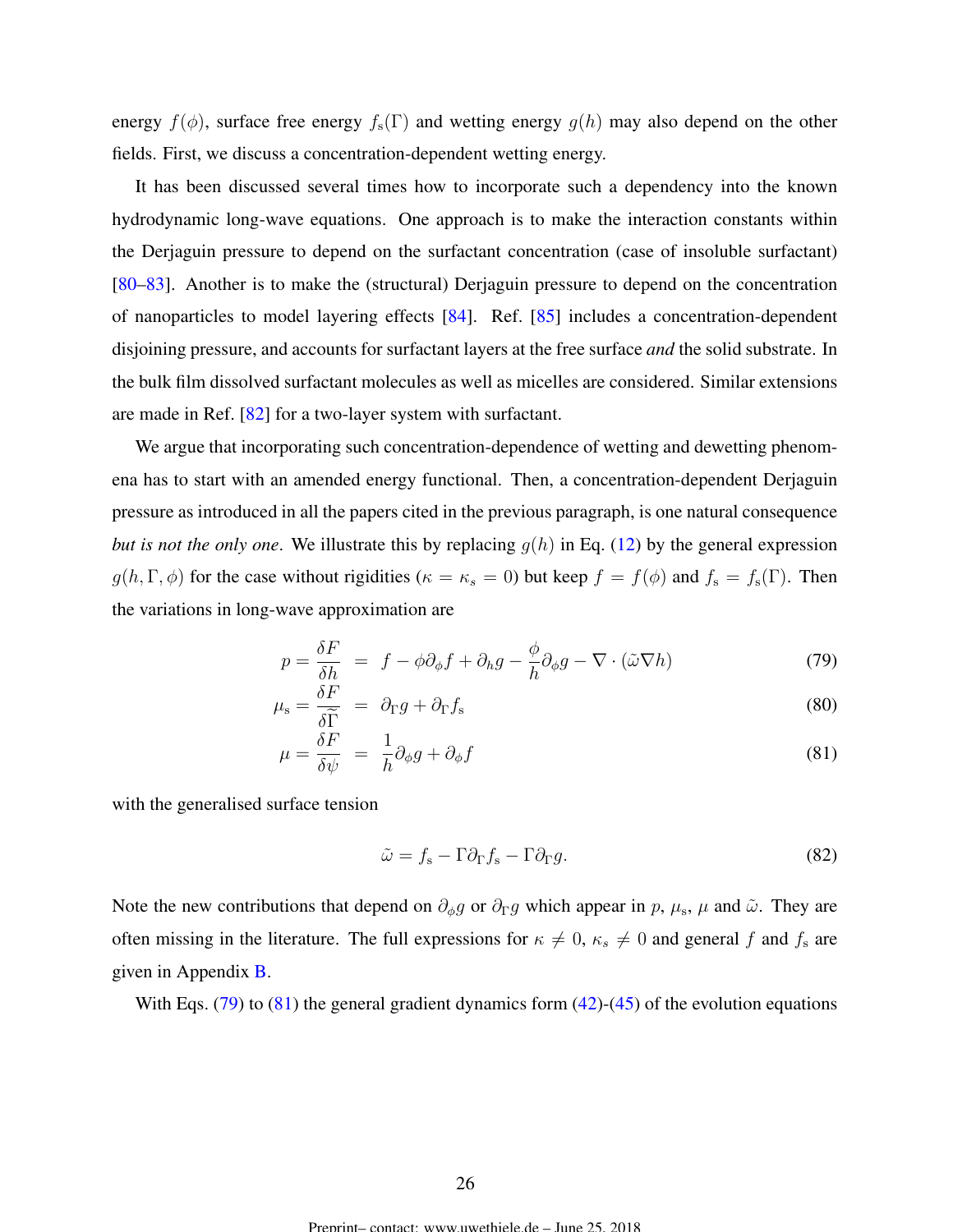energy $f(\phi)$, surface free energy $f_s(\Gamma)$ and wetting energy $g(h)$ may also depend on the other fields. First, we discuss a concentration-dependent wetting energy.

It has been discussed several times how to incorporate such a dependency into the known hydrodynamic long-wave equations. One approach is to make the interaction constants within the Derjaguin pressure to depend on the surfactant concentration (case of insoluble surfactant) [80–83]. Another is to make the (structural) Derjaguin pressure to depend on the concentration of nanoparticles to model layering effects [84]. Ref. [85] includes a concentration-dependent disjoining pressure, and accounts for surfactant layers at the free surface *and* the solid substrate. In the bulk film dissolved surfactant molecules as well as micelles are considered. Similar extensions are made in Ref. [82] for a two-layer system with surfactant.

We argue that incorporating such concentration-dependence of wetting and dewetting phenomena has to start with an amended energy functional. Then, a concentration-dependent Derjaguin pressure as introduced in all the papers cited in the previous paragraph, is one natural consequence *but is not the only one*. We illustrate this by replacing $g(h)$ in Eq. (12) by the general expression $g(h,\Gamma,\phi)$ for the case without rigidities ($\kappa = \kappa_s = 0$) but keep $f = f(\phi)$ and $f_s = f_s(\Gamma)$. Then the variations in long-wave approximation are

$$p = \frac{\delta F}{\delta h} \;=\; f - \phi\partial_\phi f + \partial_h g - \frac{\phi}{h}\partial_\phi g - \nabla\cdot(\tilde{\omega}\nabla h) \tag{79}$$

$$\mu_s = \frac{\delta F}{\delta \widetilde{\Gamma}} \;=\; \partial_\Gamma g + \partial_\Gamma f_s \tag{80}$$

$$\mu = \frac{\delta F}{\delta \psi} \;=\; \frac{1}{h}\partial_\phi g + \partial_\phi f \tag{81}$$

with the generalised surface tension

$$\tilde{\omega} = f_s - \Gamma\partial_\Gamma f_s - \Gamma\partial_\Gamma g. \tag{82}$$

Note the new contributions that depend on $\partial_\phi g$ or $\partial_\Gamma g$ which appear in $p$, $\mu_s$, $\mu$ and $\tilde{\omega}$. They are often missing in the literature. The full expressions for $\kappa \neq 0$, $\kappa_s \neq 0$ and general $f$ and $f_s$ are given in Appendix B.

With Eqs. (79) to (81) the general gradient dynamics form (42)-(45) of the evolution equations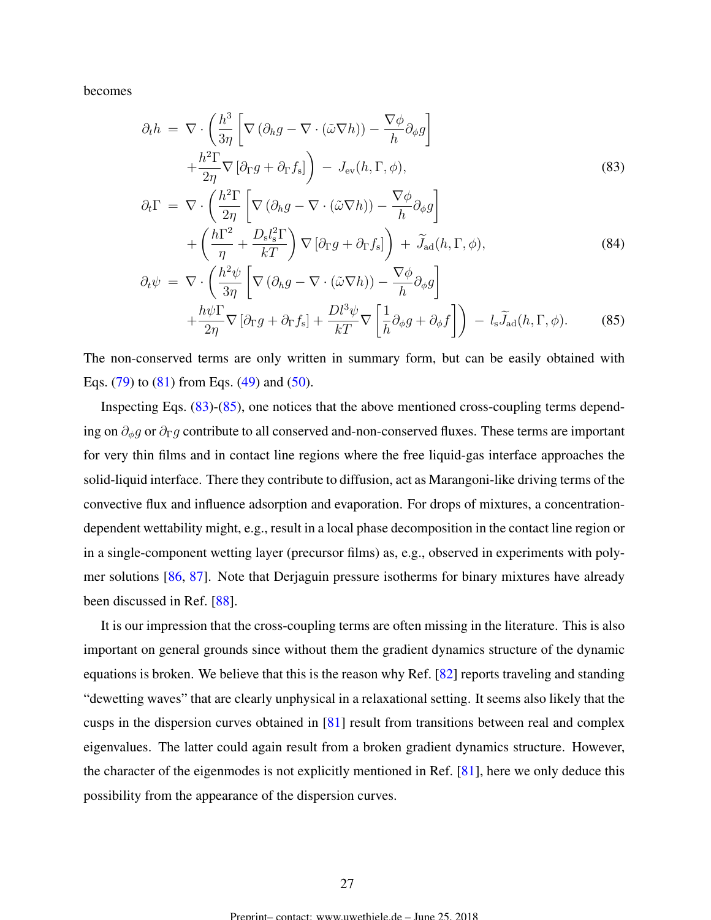becomes

$$
\begin{aligned}
\partial_t h \;&=\; \nabla\cdot\left(\frac{h^3}{3\eta}\left[\nabla\left(\partial_h g - \nabla\cdot(\tilde{\omega}\nabla h)\right) - \frac{\nabla\phi}{h}\partial_\phi g\right]\right.\\
&\left.\quad + \frac{h^2\Gamma}{2\eta}\nabla\left[\partial_\Gamma g + \partial_\Gamma f_\mathrm{s}\right]\right) \;-\; J_\mathrm{ev}(h,\Gamma,\phi), \qquad (83)\\
\partial_t \Gamma \;&=\; \nabla\cdot\left(\frac{h^2\Gamma}{2\eta}\left[\nabla\left(\partial_h g - \nabla\cdot(\tilde{\omega}\nabla h)\right) - \frac{\nabla\phi}{h}\partial_\phi g\right]\right.\\
&\left.\quad + \left(\frac{h\Gamma^2}{\eta} + \frac{D_\mathrm{s} l_\mathrm{s}^2 \Gamma}{kT}\right)\nabla\left[\partial_\Gamma g + \partial_\Gamma f_\mathrm{s}\right]\right) \;+\; \widetilde{J}_\mathrm{ad}(h,\Gamma,\phi), \qquad (84)\\
\partial_t \psi \;&=\; \nabla\cdot\left(\frac{h^2\psi}{3\eta}\left[\nabla\left(\partial_h g - \nabla\cdot(\tilde{\omega}\nabla h)\right) - \frac{\nabla\phi}{h}\partial_\phi g\right]\right.\\
&\left.\quad + \frac{h\psi\Gamma}{2\eta}\nabla\left[\partial_\Gamma g + \partial_\Gamma f_\mathrm{s}\right] + \frac{D l^3 \psi}{kT}\nabla\left[\frac{1}{h}\partial_\phi g + \partial_\phi f\right]\right) \;-\; l_\mathrm{s}\widetilde{J}_\mathrm{ad}(h,\Gamma,\phi). \qquad (85)
\end{aligned}
$$

The non-conserved terms are only written in summary form, but can be easily obtained with Eqs. (79) to (81) from Eqs. (49) and (50).

Inspecting Eqs. (83)-(85), one notices that the above mentioned cross-coupling terms depending on $\partial_\phi g$ or $\partial_\Gamma g$ contribute to all conserved and-non-conserved fluxes. These terms are important for very thin films and in contact line regions where the free liquid-gas interface approaches the solid-liquid interface. There they contribute to diffusion, act as Marangoni-like driving terms of the convective flux and influence adsorption and evaporation. For drops of mixtures, a concentration-dependent wettability might, e.g., result in a local phase decomposition in the contact line region or in a single-component wetting layer (precursor films) as, e.g., observed in experiments with polymer solutions [86, 87]. Note that Derjaguin pressure isotherms for binary mixtures have already been discussed in Ref. [88].

It is our impression that the cross-coupling terms are often missing in the literature. This is also important on general grounds since without them the gradient dynamics structure of the dynamic equations is broken. We believe that this is the reason why Ref. [82] reports traveling and standing "dewetting waves" that are clearly unphysical in a relaxational setting. It seems also likely that the cusps in the dispersion curves obtained in [81] result from transitions between real and complex eigenvalues. The latter could again result from a broken gradient dynamics structure. However, the character of the eigenmodes is not explicitly mentioned in Ref. [81], here we only deduce this possibility from the appearance of the dispersion curves.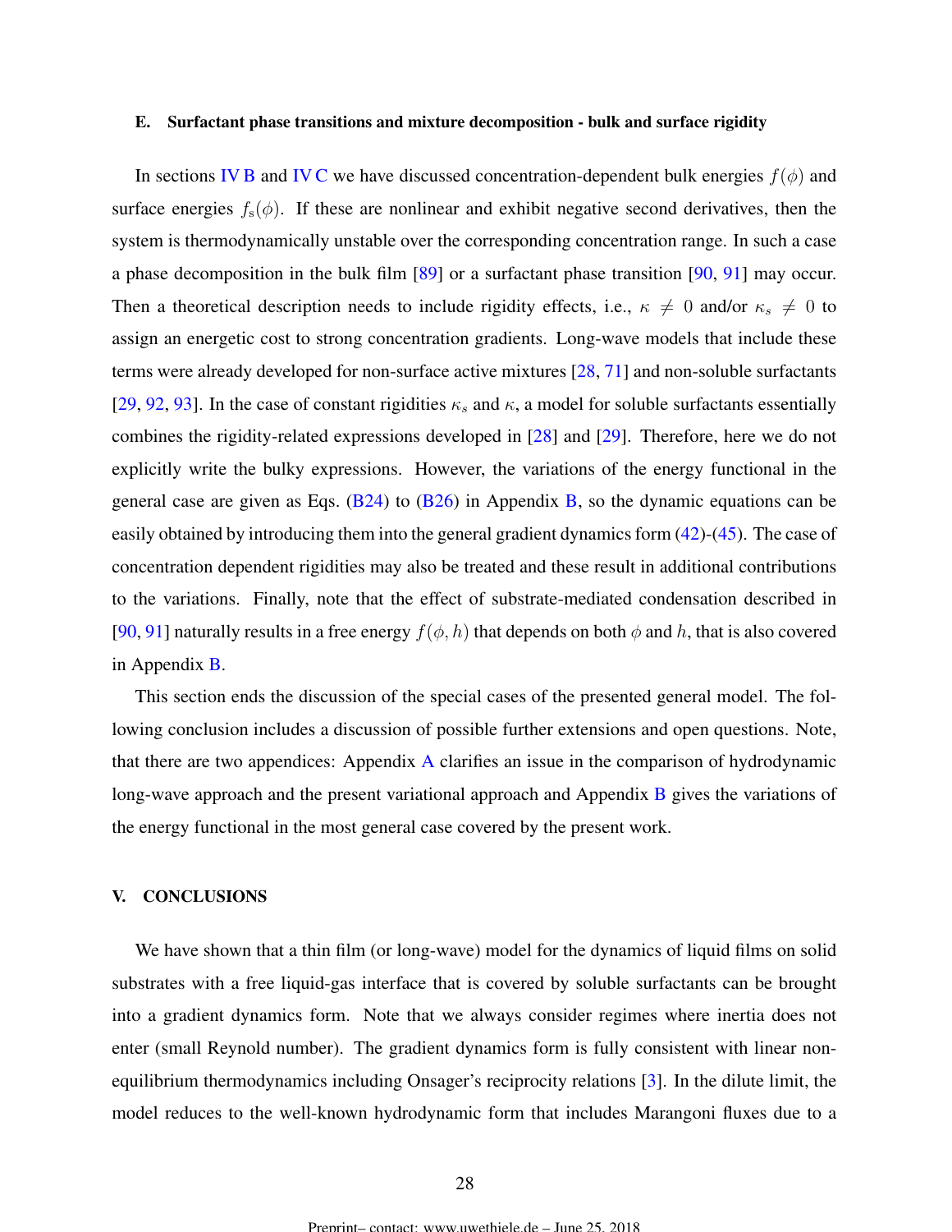### E. Surfactant phase transitions and mixture decomposition - bulk and surface rigidity

In sections IV B and IV C we have discussed concentration-dependent bulk energies $f(\phi)$ and surface energies $f_s(\phi)$. If these are nonlinear and exhibit negative second derivatives, then the system is thermodynamically unstable over the corresponding concentration range. In such a case a phase decomposition in the bulk film [89] or a surfactant phase transition [90, 91] may occur. Then a theoretical description needs to include rigidity effects, i.e., $\kappa \neq 0$ and/or $\kappa_s \neq 0$ to assign an energetic cost to strong concentration gradients. Long-wave models that include these terms were already developed for non-surface active mixtures [28, 71] and non-soluble surfactants [29, 92, 93]. In the case of constant rigidities $\kappa_s$ and $\kappa$, a model for soluble surfactants essentially combines the rigidity-related expressions developed in [28] and [29]. Therefore, here we do not explicitly write the bulky expressions. However, the variations of the energy functional in the general case are given as Eqs. (B24) to (B26) in Appendix B, so the dynamic equations can be easily obtained by introducing them into the general gradient dynamics form (42)-(45). The case of concentration dependent rigidities may also be treated and these result in additional contributions to the variations. Finally, note that the effect of substrate-mediated condensation described in [90, 91] naturally results in a free energy $f(\phi, h)$ that depends on both $\phi$ and $h$, that is also covered in Appendix B.

This section ends the discussion of the special cases of the presented general model. The following conclusion includes a discussion of possible further extensions and open questions. Note, that there are two appendices: Appendix A clarifies an issue in the comparison of hydrodynamic long-wave approach and the present variational approach and Appendix B gives the variations of the energy functional in the most general case covered by the present work.

## V. CONCLUSIONS

We have shown that a thin film (or long-wave) model for the dynamics of liquid films on solid substrates with a free liquid-gas interface that is covered by soluble surfactants can be brought into a gradient dynamics form. Note that we always consider regimes where inertia does not enter (small Reynold number). The gradient dynamics form is fully consistent with linear non-equilibrium thermodynamics including Onsager's reciprocity relations [3]. In the dilute limit, the model reduces to the well-known hydrodynamic form that includes Marangoni fluxes due to a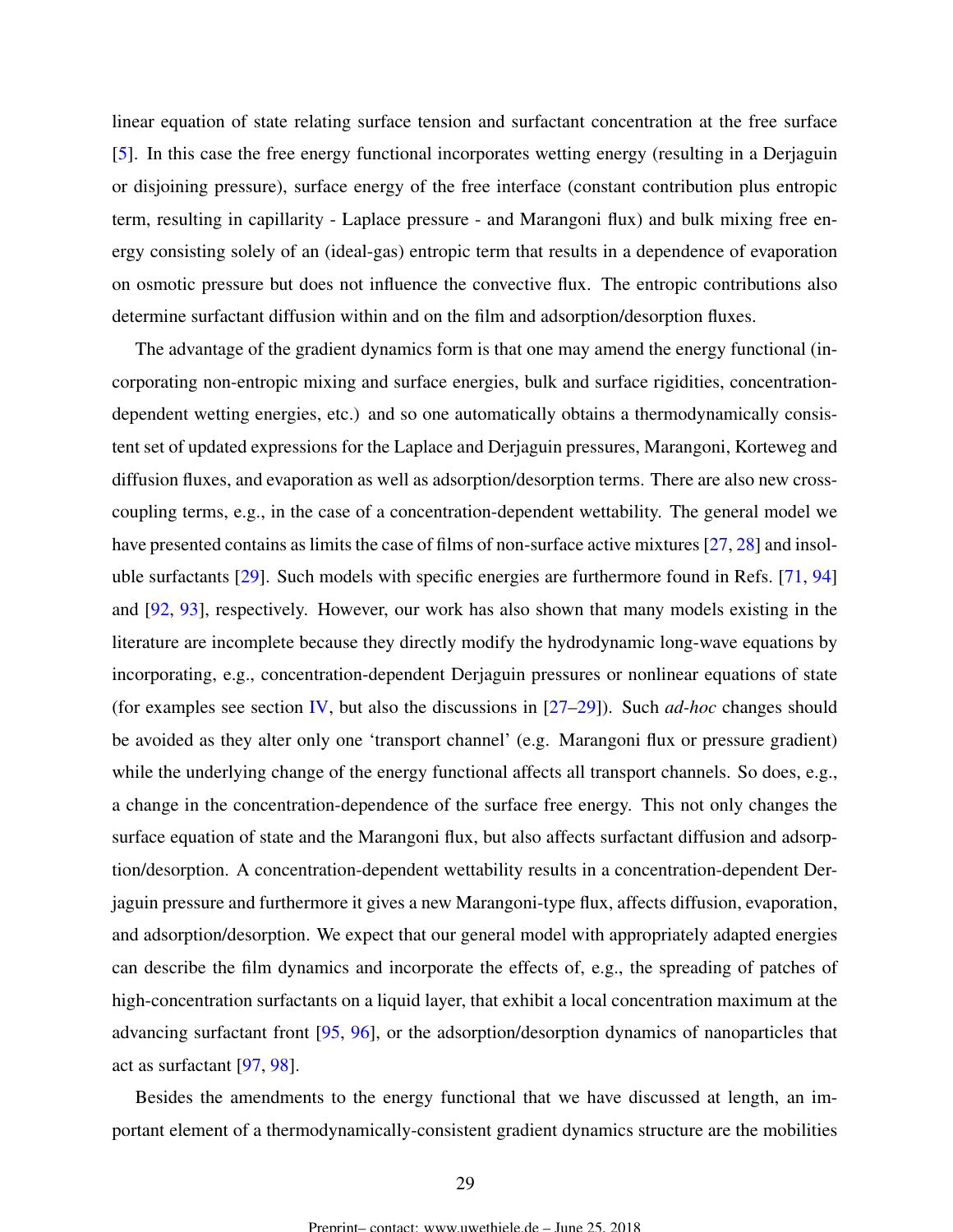linear equation of state relating surface tension and surfactant concentration at the free surface [5]. In this case the free energy functional incorporates wetting energy (resulting in a Derjaguin or disjoining pressure), surface energy of the free interface (constant contribution plus entropic term, resulting in capillarity - Laplace pressure - and Marangoni flux) and bulk mixing free energy consisting solely of an (ideal-gas) entropic term that results in a dependence of evaporation on osmotic pressure but does not influence the convective flux. The entropic contributions also determine surfactant diffusion within and on the film and adsorption/desorption fluxes.

The advantage of the gradient dynamics form is that one may amend the energy functional (incorporating non-entropic mixing and surface energies, bulk and surface rigidities, concentration-dependent wetting energies, etc.) and so one automatically obtains a thermodynamically consistent set of updated expressions for the Laplace and Derjaguin pressures, Marangoni, Korteweg and diffusion fluxes, and evaporation as well as adsorption/desorption terms. There are also new cross-coupling terms, e.g., in the case of a concentration-dependent wettability. The general model we have presented contains as limits the case of films of non-surface active mixtures [27, 28] and insoluble surfactants [29]. Such models with specific energies are furthermore found in Refs. [71, 94] and [92, 93], respectively. However, our work has also shown that many models existing in the literature are incomplete because they directly modify the hydrodynamic long-wave equations by incorporating, e.g., concentration-dependent Derjaguin pressures or nonlinear equations of state (for examples see section IV, but also the discussions in [27–29]). Such *ad-hoc* changes should be avoided as they alter only one 'transport channel' (e.g. Marangoni flux or pressure gradient) while the underlying change of the energy functional affects all transport channels. So does, e.g., a change in the concentration-dependence of the surface free energy. This not only changes the surface equation of state and the Marangoni flux, but also affects surfactant diffusion and adsorption/desorption. A concentration-dependent wettability results in a concentration-dependent Derjaguin pressure and furthermore it gives a new Marangoni-type flux, affects diffusion, evaporation, and adsorption/desorption. We expect that our general model with appropriately adapted energies can describe the film dynamics and incorporate the effects of, e.g., the spreading of patches of high-concentration surfactants on a liquid layer, that exhibit a local concentration maximum at the advancing surfactant front [95, 96], or the adsorption/desorption dynamics of nanoparticles that act as surfactant [97, 98].

Besides the amendments to the energy functional that we have discussed at length, an important element of a thermodynamically-consistent gradient dynamics structure are the mobilities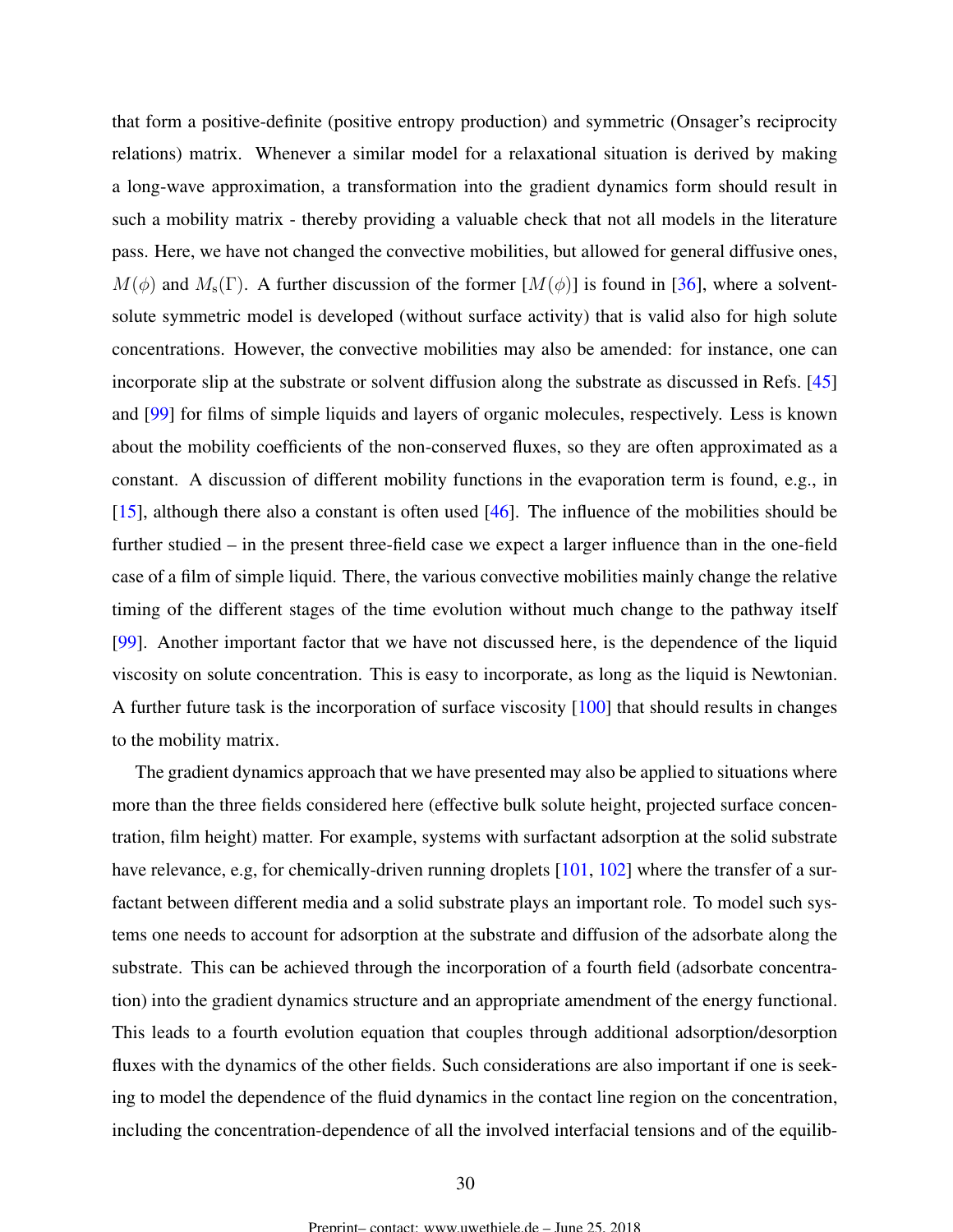that form a positive-definite (positive entropy production) and symmetric (Onsager's reciprocity relations) matrix. Whenever a similar model for a relaxational situation is derived by making a long-wave approximation, a transformation into the gradient dynamics form should result in such a mobility matrix - thereby providing a valuable check that not all models in the literature pass. Here, we have not changed the convective mobilities, but allowed for general diffusive ones, $M(\phi)$ and $M_\mathrm{s}(\Gamma)$. A further discussion of the former [$M(\phi)$] is found in [36], where a solvent-solute symmetric model is developed (without surface activity) that is valid also for high solute concentrations. However, the convective mobilities may also be amended: for instance, one can incorporate slip at the substrate or solvent diffusion along the substrate as discussed in Refs. [45] and [99] for films of simple liquids and layers of organic molecules, respectively. Less is known about the mobility coefficients of the non-conserved fluxes, so they are often approximated as a constant. A discussion of different mobility functions in the evaporation term is found, e.g., in [15], although there also a constant is often used [46]. The influence of the mobilities should be further studied – in the present three-field case we expect a larger influence than in the one-field case of a film of simple liquid. There, the various convective mobilities mainly change the relative timing of the different stages of the time evolution without much change to the pathway itself [99]. Another important factor that we have not discussed here, is the dependence of the liquid viscosity on solute concentration. This is easy to incorporate, as long as the liquid is Newtonian. A further future task is the incorporation of surface viscosity [100] that should results in changes to the mobility matrix.

The gradient dynamics approach that we have presented may also be applied to situations where more than the three fields considered here (effective bulk solute height, projected surface concentration, film height) matter. For example, systems with surfactant adsorption at the solid substrate have relevance, e.g, for chemically-driven running droplets [101, 102] where the transfer of a surfactant between different media and a solid substrate plays an important role. To model such systems one needs to account for adsorption at the substrate and diffusion of the adsorbate along the substrate. This can be achieved through the incorporation of a fourth field (adsorbate concentration) into the gradient dynamics structure and an appropriate amendment of the energy functional. This leads to a fourth evolution equation that couples through additional adsorption/desorption fluxes with the dynamics of the other fields. Such considerations are also important if one is seeking to model the dependence of the fluid dynamics in the contact line region on the concentration, including the concentration-dependence of all the involved interfacial tensions and of the equilib-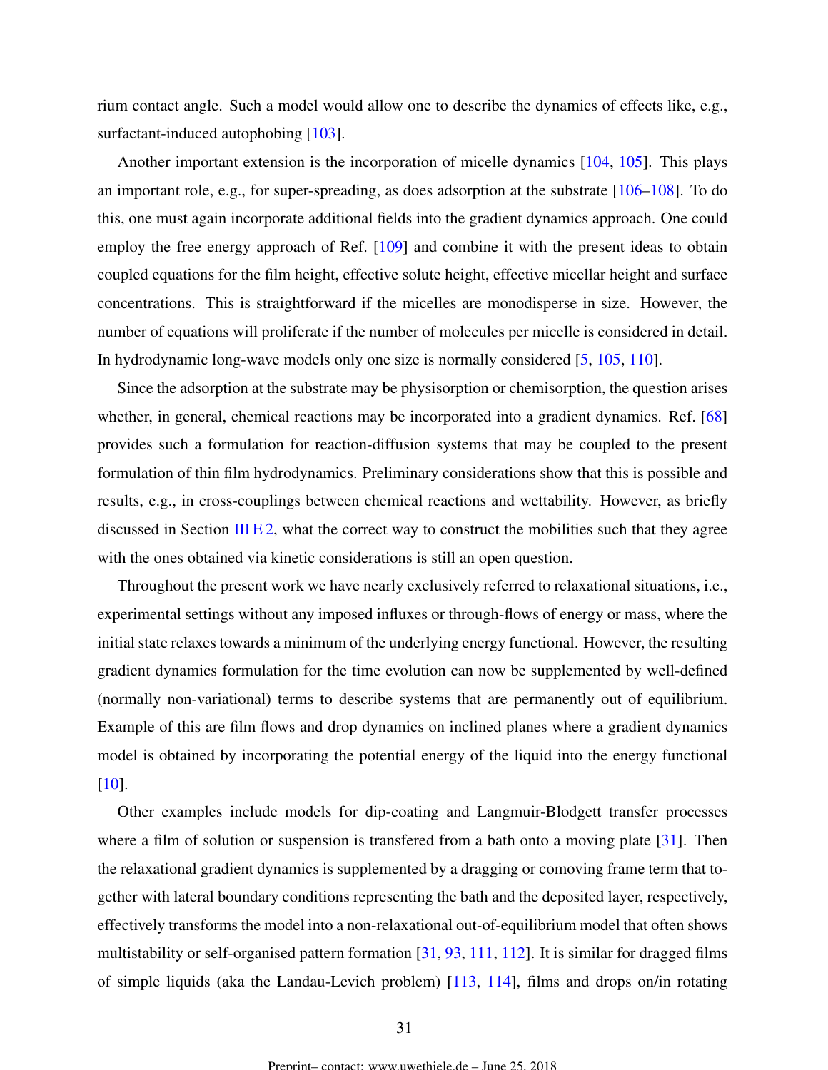rium contact angle. Such a model would allow one to describe the dynamics of effects like, e.g., surfactant-induced autophobing [103].

Another important extension is the incorporation of micelle dynamics [104, 105]. This plays an important role, e.g., for super-spreading, as does adsorption at the substrate [106–108]. To do this, one must again incorporate additional fields into the gradient dynamics approach. One could employ the free energy approach of Ref. [109] and combine it with the present ideas to obtain coupled equations for the film height, effective solute height, effective micellar height and surface concentrations. This is straightforward if the micelles are monodisperse in size. However, the number of equations will proliferate if the number of molecules per micelle is considered in detail. In hydrodynamic long-wave models only one size is normally considered [5, 105, 110].

Since the adsorption at the substrate may be physisorption or chemisorption, the question arises whether, in general, chemical reactions may be incorporated into a gradient dynamics. Ref. [68] provides such a formulation for reaction-diffusion systems that may be coupled to the present formulation of thin film hydrodynamics. Preliminary considerations show that this is possible and results, e.g., in cross-couplings between chemical reactions and wettability. However, as briefly discussed in Section III E 2, what the correct way to construct the mobilities such that they agree with the ones obtained via kinetic considerations is still an open question.

Throughout the present work we have nearly exclusively referred to relaxational situations, i.e., experimental settings without any imposed influxes or through-flows of energy or mass, where the initial state relaxes towards a minimum of the underlying energy functional. However, the resulting gradient dynamics formulation for the time evolution can now be supplemented by well-defined (normally non-variational) terms to describe systems that are permanently out of equilibrium. Example of this are film flows and drop dynamics on inclined planes where a gradient dynamics model is obtained by incorporating the potential energy of the liquid into the energy functional [10].

Other examples include models for dip-coating and Langmuir-Blodgett transfer processes where a film of solution or suspension is transfered from a bath onto a moving plate [31]. Then the relaxational gradient dynamics is supplemented by a dragging or comoving frame term that together with lateral boundary conditions representing the bath and the deposited layer, respectively, effectively transforms the model into a non-relaxational out-of-equilibrium model that often shows multistability or self-organised pattern formation [31, 93, 111, 112]. It is similar for dragged films of simple liquids (aka the Landau-Levich problem) [113, 114], films and drops on/in rotating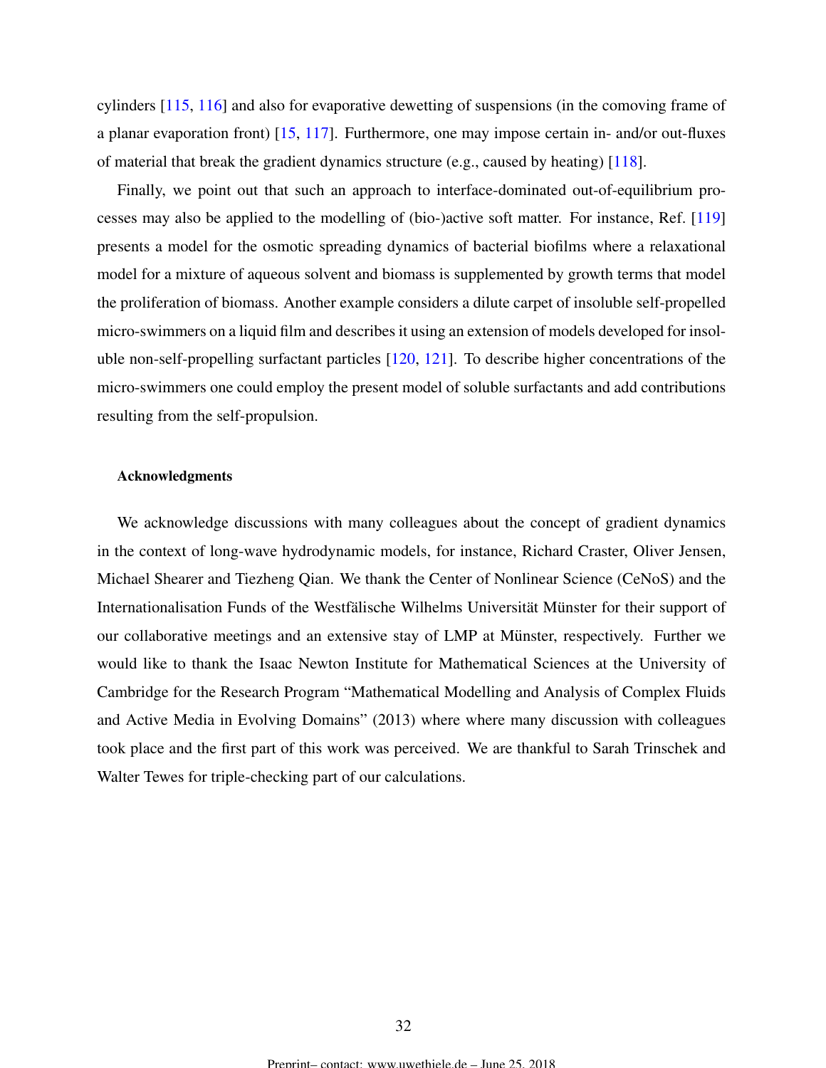cylinders [115, 116] and also for evaporative dewetting of suspensions (in the comoving frame of a planar evaporation front) [15, 117]. Furthermore, one may impose certain in- and/or out-fluxes of material that break the gradient dynamics structure (e.g., caused by heating) [118].

Finally, we point out that such an approach to interface-dominated out-of-equilibrium processes may also be applied to the modelling of (bio-)active soft matter. For instance, Ref. [119] presents a model for the osmotic spreading dynamics of bacterial biofilms where a relaxational model for a mixture of aqueous solvent and biomass is supplemented by growth terms that model the proliferation of biomass. Another example considers a dilute carpet of insoluble self-propelled micro-swimmers on a liquid film and describes it using an extension of models developed for insoluble non-self-propelling surfactant particles [120, 121]. To describe higher concentrations of the micro-swimmers one could employ the present model of soluble surfactants and add contributions resulting from the self-propulsion.

#### Acknowledgments

We acknowledge discussions with many colleagues about the concept of gradient dynamics in the context of long-wave hydrodynamic models, for instance, Richard Craster, Oliver Jensen, Michael Shearer and Tiezheng Qian. We thank the Center of Nonlinear Science (CeNoS) and the Internationalisation Funds of the Westfälische Wilhelms Universität Münster for their support of our collaborative meetings and an extensive stay of LMP at Münster, respectively. Further we would like to thank the Isaac Newton Institute for Mathematical Sciences at the University of Cambridge for the Research Program "Mathematical Modelling and Analysis of Complex Fluids and Active Media in Evolving Domains" (2013) where where many discussion with colleagues took place and the first part of this work was perceived. We are thankful to Sarah Trinschek and Walter Tewes for triple-checking part of our calculations.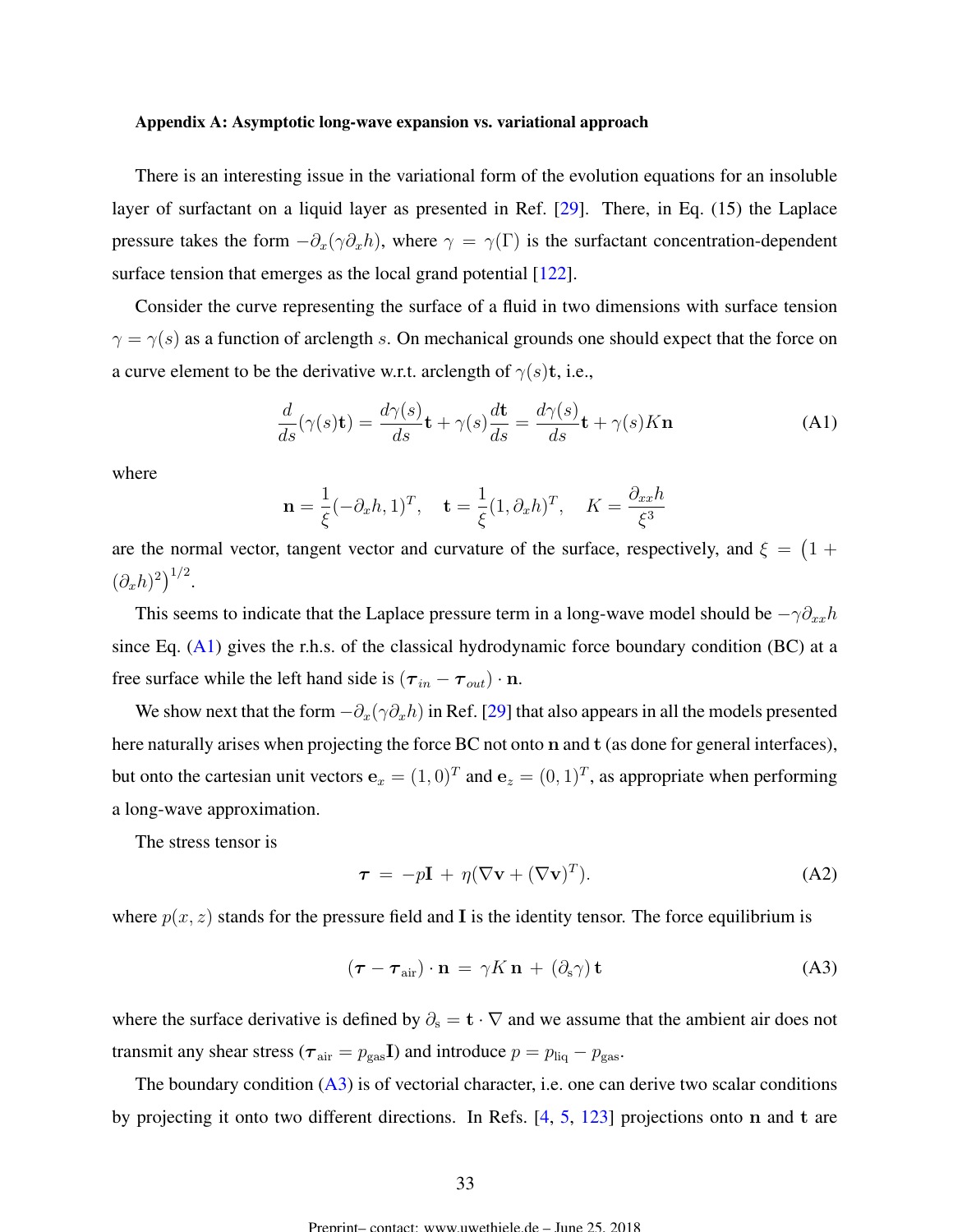### Appendix A: Asymptotic long-wave expansion vs. variational approach

There is an interesting issue in the variational form of the evolution equations for an insoluble layer of surfactant on a liquid layer as presented in Ref. [29]. There, in Eq. (15) the Laplace pressure takes the form $-\partial_x(\gamma\partial_x h)$, where $\gamma = \gamma(\Gamma)$ is the surfactant concentration-dependent surface tension that emerges as the local grand potential [122].

Consider the curve representing the surface of a fluid in two dimensions with surface tension $\gamma = \gamma(s)$ as a function of arclength $s$. On mechanical grounds one should expect that the force on a curve element to be the derivative w.r.t. arclength of $\gamma(s)\mathbf{t}$, i.e.,

$$\frac{d}{ds}(\gamma(s)\mathbf{t}) = \frac{d\gamma(s)}{ds}\mathbf{t} + \gamma(s)\frac{d\mathbf{t}}{ds} = \frac{d\gamma(s)}{ds}\mathbf{t} + \gamma(s)K\mathbf{n} \tag{A1}$$

where

$$\mathbf{n} = \frac{1}{\xi}(-\partial_x h, 1)^T, \quad \mathbf{t} = \frac{1}{\xi}(1, \partial_x h)^T, \quad K = \frac{\partial_{xx}h}{\xi^3}$$

are the normal vector, tangent vector and curvature of the surface, respectively, and $\xi = \left(1 + (\partial_x h)^2\right)^{1/2}$.

This seems to indicate that the Laplace pressure term in a long-wave model should be $-\gamma\partial_{xx}h$ since Eq. (A1) gives the r.h.s. of the classical hydrodynamic force boundary condition (BC) at a free surface while the left hand side is $(\boldsymbol{\tau}_{in} - \boldsymbol{\tau}_{out}) \cdot \mathbf{n}$.

We show next that the form $-\partial_x(\gamma\partial_x h)$ in Ref. [29] that also appears in all the models presented here naturally arises when projecting the force BC not onto $\mathbf{n}$ and $\mathbf{t}$ (as done for general interfaces), but onto the cartesian unit vectors $\mathbf{e}_x = (1,0)^T$ and $\mathbf{e}_z = (0,1)^T$, as appropriate when performing a long-wave approximation.

The stress tensor is

$$\boldsymbol{\tau} \;=\; -p\mathbf{I} \;+\; \eta(\nabla\mathbf{v} + (\nabla\mathbf{v})^T). \tag{A2}$$

where $p(x,z)$ stands for the pressure field and $\mathbf{I}$ is the identity tensor. The force equilibrium is

$$(\boldsymbol{\tau} - \boldsymbol{\tau}_{\mathrm{air}}) \cdot \mathbf{n} \;=\; \gamma K\,\mathbf{n} \;+\; (\partial_{\mathrm{s}}\gamma)\,\mathbf{t} \tag{A3}$$

where the surface derivative is defined by $\partial_{\mathrm{s}} = \mathbf{t} \cdot \nabla$ and we assume that the ambient air does not transmit any shear stress ($\boldsymbol{\tau}_{\mathrm{air}} = p_{\mathrm{gas}}\mathbf{I}$) and introduce $p = p_{\mathrm{liq}} - p_{\mathrm{gas}}$.

The boundary condition (A3) is of vectorial character, i.e. one can derive two scalar conditions by projecting it onto two different directions. In Refs. [4, 5, 123] projections onto $\mathbf{n}$ and $\mathbf{t}$ are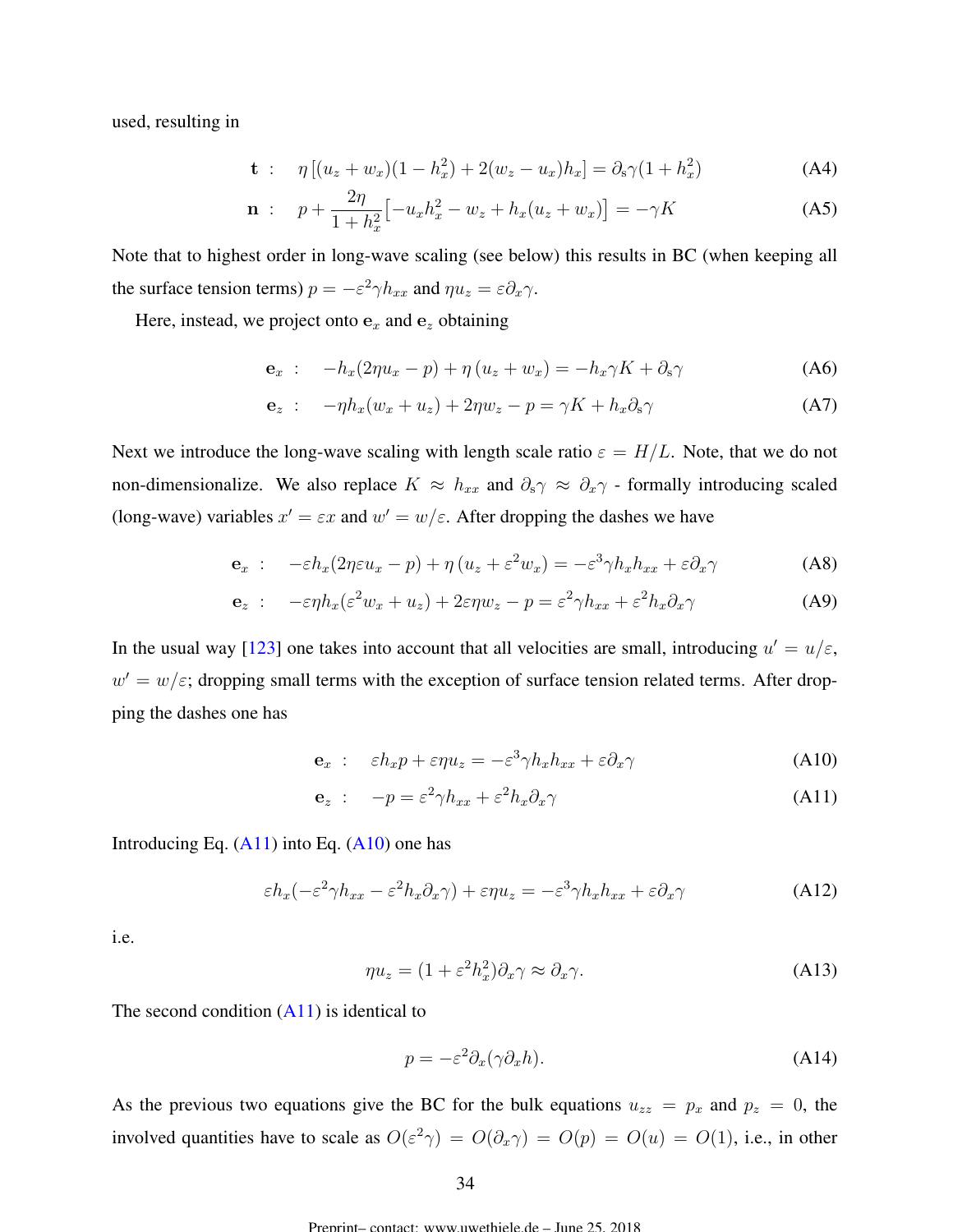used, resulting in

$$\mathbf{t} \;:\quad \eta\left[(u_z + w_x)(1 - h_x^2) + 2(w_z - u_x)h_x\right] = \partial_s\gamma(1 + h_x^2) \tag{A4}$$

$$\mathbf{n} \;:\quad p + \frac{2\eta}{1 + h_x^2}\left[-u_x h_x^2 - w_z + h_x(u_z + w_x)\right] = -\gamma K \tag{A5}$$

Note that to highest order in long-wave scaling (see below) this results in BC (when keeping all the surface tension terms) $p = -\varepsilon^2\gamma h_{xx}$ and $\eta u_z = \varepsilon\partial_x\gamma$.

Here, instead, we project onto $\mathbf{e}_x$ and $\mathbf{e}_z$ obtaining

$$\mathbf{e}_x \;:\quad -h_x(2\eta u_x - p) + \eta\left(u_z + w_x\right) = -h_x\gamma K + \partial_s\gamma \tag{A6}$$

$$\mathbf{e}_z \;:\quad -\eta h_x(w_x + u_z) + 2\eta w_z - p = \gamma K + h_x\partial_s\gamma \tag{A7}$$

Next we introduce the long-wave scaling with length scale ratio $\varepsilon = H/L$. Note, that we do not non-dimensionalize. We also replace $K \approx h_{xx}$ and $\partial_s\gamma \approx \partial_x\gamma$ - formally introducing scaled (long-wave) variables $x' = \varepsilon x$ and $w' = w/\varepsilon$. After dropping the dashes we have

$$\mathbf{e}_x \;:\quad -\varepsilon h_x(2\eta\varepsilon u_x - p) + \eta\left(u_z + \varepsilon^2 w_x\right) = -\varepsilon^3\gamma h_x h_{xx} + \varepsilon\partial_x\gamma \tag{A8}$$

$$\mathbf{e}_z \;:\quad -\varepsilon\eta h_x(\varepsilon^2 w_x + u_z) + 2\varepsilon\eta w_z - p = \varepsilon^2\gamma h_{xx} + \varepsilon^2 h_x\partial_x\gamma \tag{A9}$$

In the usual way [123] one takes into account that all velocities are small, introducing $u' = u/\varepsilon$, $w' = w/\varepsilon$; dropping small terms with the exception of surface tension related terms. After dropping the dashes one has

$$\mathbf{e}_x \;:\quad \varepsilon h_x p + \varepsilon\eta u_z = -\varepsilon^3\gamma h_x h_{xx} + \varepsilon\partial_x\gamma \tag{A10}$$

$$\mathbf{e}_z \;:\quad -p = \varepsilon^2\gamma h_{xx} + \varepsilon^2 h_x\partial_x\gamma \tag{A11}$$

Introducing Eq. (A11) into Eq. (A10) one has

$$\varepsilon h_x(-\varepsilon^2\gamma h_{xx} - \varepsilon^2 h_x\partial_x\gamma) + \varepsilon\eta u_z = -\varepsilon^3\gamma h_x h_{xx} + \varepsilon\partial_x\gamma \tag{A12}$$

i.e.

$$\eta u_z = (1 + \varepsilon^2 h_x^2)\partial_x\gamma \approx \partial_x\gamma. \tag{A13}$$

The second condition (A11) is identical to

$$p = -\varepsilon^2\partial_x(\gamma\partial_x h). \tag{A14}$$

As the previous two equations give the BC for the bulk equations $u_{zz} = p_x$ and $p_z = 0$, the involved quantities have to scale as $O(\varepsilon^2\gamma) = O(\partial_x\gamma) = O(p) = O(u) = O(1)$, i.e., in other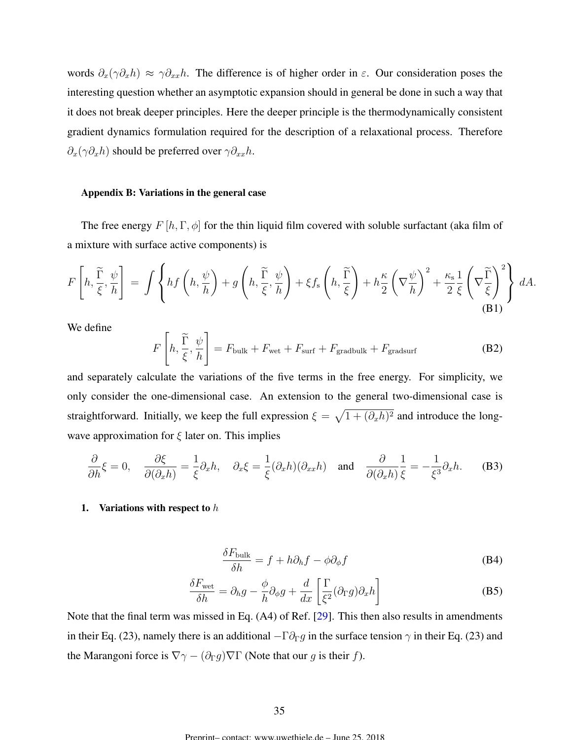words $\partial_x(\gamma\partial_x h) \approx \gamma\partial_{xx}h$. The difference is of higher order in $\varepsilon$. Our consideration poses the interesting question whether an asymptotic expansion should in general be done in such a way that it does not break deeper principles. Here the deeper principle is the thermodynamically consistent gradient dynamics formulation required for the description of a relaxational process. Therefore $\partial_x(\gamma\partial_x h)$ should be preferred over $\gamma\partial_{xx}h$.

### Appendix B: Variations in the general case

The free energy $F[h, \Gamma, \phi]$ for the thin liquid film covered with soluble surfactant (aka film of a mixture with surface active components) is

$$F\left[h, \frac{\widetilde{\Gamma}}{\xi}, \frac{\psi}{h}\right] = \int \left\{ hf\left(h, \frac{\psi}{h}\right) + g\left(h, \frac{\widetilde{\Gamma}}{\xi}, \frac{\psi}{h}\right) + \xi f_{\mathrm{s}}\left(h, \frac{\widetilde{\Gamma}}{\xi}\right) + h\frac{\kappa}{2}\left(\nabla\frac{\psi}{h}\right)^2 + \frac{\kappa_{\mathrm{s}}}{2}\frac{1}{\xi}\left(\nabla\frac{\widetilde{\Gamma}}{\xi}\right)^2 \right\} dA. \tag{B1}$$

We define

$$F\left[h, \frac{\widetilde{\Gamma}}{\xi}, \frac{\psi}{h}\right] = F_{\mathrm{bulk}} + F_{\mathrm{wet}} + F_{\mathrm{surf}} + F_{\mathrm{gradbulk}} + F_{\mathrm{gradsurf}} \tag{B2}$$

and separately calculate the variations of the five terms in the free energy. For simplicity, we only consider the one-dimensional case. An extension to the general two-dimensional case is straightforward. Initially, we keep the full expression $\xi = \sqrt{1 + (\partial_x h)^2}$ and introduce the long-wave approximation for $\xi$ later on. This implies

$$\frac{\partial}{\partial h}\xi = 0, \quad \frac{\partial \xi}{\partial(\partial_x h)} = \frac{1}{\xi}\partial_x h, \quad \partial_x \xi = \frac{1}{\xi}(\partial_x h)(\partial_{xx}h) \quad \text{and} \quad \frac{\partial}{\partial(\partial_x h)}\frac{1}{\xi} = -\frac{1}{\xi^3}\partial_x h. \tag{B3}$$

#### 1. Variations with respect to $h$

$$\frac{\delta F_{\mathrm{bulk}}}{\delta h} = f + h\partial_h f - \phi\partial_\phi f \tag{B4}$$

$$\frac{\delta F_{\mathrm{wet}}}{\delta h} = \partial_h g - \frac{\phi}{h}\partial_\phi g + \frac{d}{dx}\left[\frac{\Gamma}{\xi^2}(\partial_\Gamma g)\partial_x h\right] \tag{B5}$$

Note that the final term was missed in Eq. (A4) of Ref. [29]. This then also results in amendments in their Eq. (23), namely there is an additional $-\Gamma\partial_\Gamma g$ in the surface tension $\gamma$ in their Eq. (23) and the Marangoni force is $\nabla\gamma - (\partial_\Gamma g)\nabla\Gamma$ (Note that our $g$ is their $f$).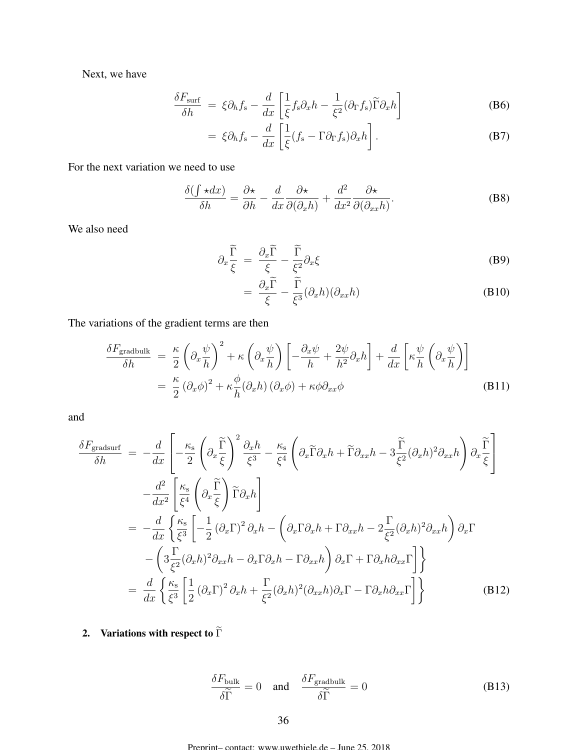Next, we have

$$
\begin{aligned}
\frac{\delta F_{\rm surf}}{\delta h} &= \xi \partial_h f_{\rm s} - \frac{d}{dx}\left[\frac{1}{\xi} f_{\rm s} \partial_x h - \frac{1}{\xi^2}(\partial_\Gamma f_{\rm s})\widetilde{\Gamma}\partial_x h\right] && \text{(B6)}\\
&= \xi \partial_h f_{\rm s} - \frac{d}{dx}\left[\frac{1}{\xi}(f_{\rm s} - \Gamma \partial_\Gamma f_{\rm s})\partial_x h\right]. && \text{(B7)}
\end{aligned}
$$

For the next variation we need to use

$$
\frac{\delta(\int \star dx)}{\delta h} = \frac{\partial \star}{\partial h} - \frac{d}{dx}\frac{\partial \star}{\partial(\partial_x h)} + \frac{d^2}{dx^2}\frac{\partial \star}{\partial(\partial_{xx} h)}. \qquad \text{(B8)}
$$

We also need

$$
\begin{aligned}
\partial_x \frac{\widetilde{\Gamma}}{\xi} &= \frac{\partial_x \widetilde{\Gamma}}{\xi} - \frac{\widetilde{\Gamma}}{\xi^2}\partial_x \xi && \text{(B9)}\\
&= \frac{\partial_x \widetilde{\Gamma}}{\xi} - \frac{\widetilde{\Gamma}}{\xi^3}(\partial_x h)(\partial_{xx} h) && \text{(B10)}
\end{aligned}
$$

The variations of the gradient terms are then

$$
\begin{aligned}
\frac{\delta F_{\rm gradbulk}}{\delta h} &= \frac{\kappa}{2}\left(\partial_x \frac{\psi}{h}\right)^2 + \kappa\left(\partial_x \frac{\psi}{h}\right)\left[-\frac{\partial_x \psi}{h} + \frac{2\psi}{h^2}\partial_x h\right] + \frac{d}{dx}\left[\kappa \frac{\psi}{h}\left(\partial_x \frac{\psi}{h}\right)\right]\\
&= \frac{\kappa}{2}\left(\partial_x \phi\right)^2 + \kappa \frac{\phi}{h}(\partial_x h)\left(\partial_x \phi\right) + \kappa \phi \partial_{xx}\phi && \text{(B11)}
\end{aligned}
$$

and

$$
\begin{aligned}
\frac{\delta F_{\rm gradsurf}}{\delta h} &= -\frac{d}{dx}\left[-\frac{\kappa_{\rm s}}{2}\left(\partial_x \frac{\widetilde{\Gamma}}{\xi}\right)^2 \frac{\partial_x h}{\xi^3} - \frac{\kappa_{\rm s}}{\xi^4}\left(\partial_x \widetilde{\Gamma}\partial_x h + \widetilde{\Gamma}\partial_{xx} h - 3\frac{\widetilde{\Gamma}}{\xi^2}(\partial_x h)^2 \partial_{xx} h\right)\partial_x \frac{\widetilde{\Gamma}}{\xi}\right]\\
&\quad - \frac{d^2}{dx^2}\left[\frac{\kappa_{\rm s}}{\xi^4}\left(\partial_x \frac{\widetilde{\Gamma}}{\xi}\right)\widetilde{\Gamma}\partial_x h\right]\\
&= -\frac{d}{dx}\left\{\frac{\kappa_{\rm s}}{\xi^3}\left[-\frac{1}{2}\left(\partial_x \Gamma\right)^2 \partial_x h - \left(\partial_x \Gamma \partial_x h + \Gamma \partial_{xx} h - 2\frac{\Gamma}{\xi^2}(\partial_x h)^2 \partial_{xx} h\right)\partial_x \Gamma\right.\right.\\
&\quad \left.\left. - \left(3\frac{\Gamma}{\xi^2}(\partial_x h)^2 \partial_{xx} h - \partial_x \Gamma \partial_x h - \Gamma \partial_{xx} h\right)\partial_x \Gamma + \Gamma \partial_x h \partial_{xx}\Gamma\right]\right\}\\
&= \frac{d}{dx}\left\{\frac{\kappa_{\rm s}}{\xi^3}\left[\frac{1}{2}\left(\partial_x \Gamma\right)^2 \partial_x h + \frac{\Gamma}{\xi^2}(\partial_x h)^2(\partial_{xx} h)\partial_x \Gamma - \Gamma \partial_x h \partial_{xx}\Gamma\right]\right\} && \text{(B12)}
\end{aligned}
$$

### 2. Variations with respect to $\widetilde{\Gamma}$

$$
\frac{\delta F_{\rm bulk}}{\delta \widetilde{\Gamma}} = 0 \quad \text{and} \quad \frac{\delta F_{\rm gradbulk}}{\delta \widetilde{\Gamma}} = 0 \qquad \text{(B13)}
$$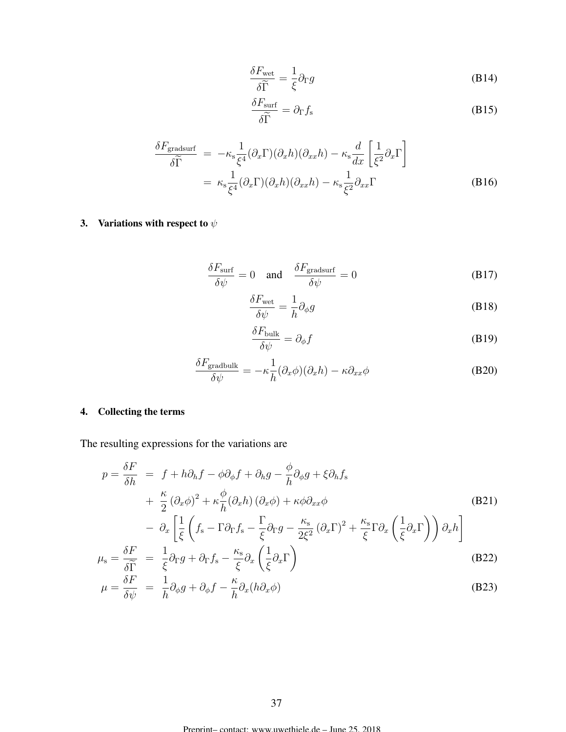$$\frac{\delta F_{\mathrm{wet}}}{\delta \widetilde{\Gamma}} = \frac{1}{\xi} \partial_\Gamma g \tag{B14}$$

$$\frac{\delta F_{\mathrm{surf}}}{\delta \widetilde{\Gamma}} = \partial_\Gamma f_{\mathrm{s}} \tag{B15}$$

$$\begin{aligned}
\frac{\delta F_{\mathrm{gradsurf}}}{\delta \widetilde{\Gamma}} &= -\kappa_{\mathrm{s}} \frac{1}{\xi^4} (\partial_x \Gamma)(\partial_x h)(\partial_{xx} h) - \kappa_{\mathrm{s}} \frac{d}{dx} \left[ \frac{1}{\xi^2} \partial_x \Gamma \right] \\
&= \kappa_{\mathrm{s}} \frac{1}{\xi^4} (\partial_x \Gamma)(\partial_x h)(\partial_{xx} h) - \kappa_{\mathrm{s}} \frac{1}{\xi^2} \partial_{xx} \Gamma
\end{aligned} \tag{B16}$$

### 3. Variations with respect to $\psi$

$$\frac{\delta F_{\mathrm{surf}}}{\delta \psi} = 0 \quad \text{and} \quad \frac{\delta F_{\mathrm{gradsurf}}}{\delta \psi} = 0 \tag{B17}$$

$$\frac{\delta F_{\mathrm{wet}}}{\delta \psi} = \frac{1}{h} \partial_\phi g \tag{B18}$$

$$\frac{\delta F_{\mathrm{bulk}}}{\delta \psi} = \partial_\phi f \tag{B19}$$

$$\frac{\delta F_{\mathrm{gradbulk}}}{\delta \psi} = -\kappa \frac{1}{h} (\partial_x \phi)(\partial_x h) - \kappa \partial_{xx} \phi \tag{B20}$$

### 4. Collecting the terms

The resulting expressions for the variations are

$$\begin{aligned}
p = \frac{\delta F}{\delta h} &= f + h\partial_h f - \phi \partial_\phi f + \partial_h g - \frac{\phi}{h} \partial_\phi g + \xi \partial_h f_{\mathrm{s}} \\
&+ \frac{\kappa}{2} (\partial_x \phi)^2 + \kappa \frac{\phi}{h} (\partial_x h)(\partial_x \phi) + \kappa \phi \partial_{xx} \phi \\
&- \partial_x \left[ \frac{1}{\xi} \left( f_{\mathrm{s}} - \Gamma \partial_\Gamma f_{\mathrm{s}} - \frac{\Gamma}{\xi} \partial_\Gamma g - \frac{\kappa_{\mathrm{s}}}{2\xi^2} (\partial_x \Gamma)^2 + \frac{\kappa_{\mathrm{s}}}{\xi} \Gamma \partial_x \left( \frac{1}{\xi} \partial_x \Gamma \right) \right) \partial_x h \right]
\end{aligned} \tag{B21}$$

$$\mu_{\mathrm{s}} = \frac{\delta F}{\delta \widetilde{\Gamma}} = \frac{1}{\xi} \partial_\Gamma g + \partial_\Gamma f_{\mathrm{s}} - \frac{\kappa_{\mathrm{s}}}{\xi} \partial_x \left( \frac{1}{\xi} \partial_x \Gamma \right) \tag{B22}$$

$$\mu = \frac{\delta F}{\delta \psi} = \frac{1}{h} \partial_\phi g + \partial_\phi f - \frac{\kappa}{h} \partial_x (h \partial_x \phi) \tag{B23}$$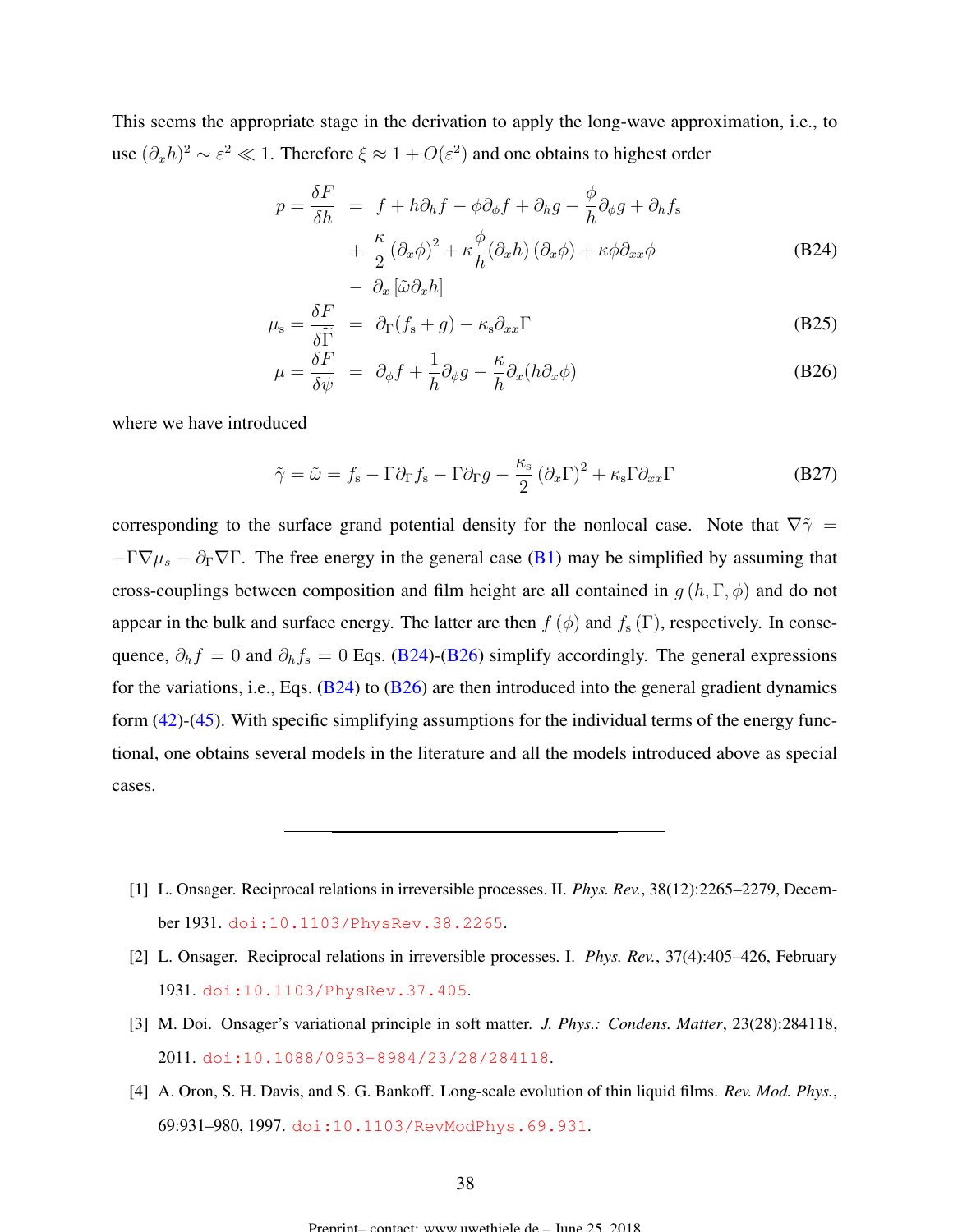This seems the appropriate stage in the derivation to apply the long-wave approximation, i.e., to use $(\partial_x h)^2 \sim \varepsilon^2 \ll 1$. Therefore $\xi \approx 1 + O(\varepsilon^2)$ and one obtains to highest order

$$
\begin{aligned}
p = \frac{\delta F}{\delta h} &= f + h\partial_h f - \phi\partial_\phi f + \partial_h g - \frac{\phi}{h}\partial_\phi g + \partial_h f_\mathrm{s} \\
&+ \frac{\kappa}{2}\left(\partial_x\phi\right)^2 + \kappa\frac{\phi}{h}(\partial_x h)\left(\partial_x\phi\right) + \kappa\phi\partial_{xx}\phi \\
&- \partial_x\left[\tilde{\omega}\partial_x h\right]
\end{aligned}
\tag{B24}
$$

$$
\mu_\mathrm{s} = \frac{\delta F}{\delta\widetilde{\Gamma}} = \partial_\Gamma(f_\mathrm{s} + g) - \kappa_\mathrm{s}\partial_{xx}\Gamma \tag{B25}
$$

$$
\mu = \frac{\delta F}{\delta\psi} = \partial_\phi f + \frac{1}{h}\partial_\phi g - \frac{\kappa}{h}\partial_x(h\partial_x\phi) \tag{B26}
$$

where we have introduced

$$
\tilde{\gamma} = \tilde{\omega} = f_\mathrm{s} - \Gamma\partial_\Gamma f_\mathrm{s} - \Gamma\partial_\Gamma g - \frac{\kappa_\mathrm{s}}{2}\left(\partial_x\Gamma\right)^2 + \kappa_\mathrm{s}\Gamma\partial_{xx}\Gamma \tag{B27}
$$

corresponding to the surface grand potential density for the nonlocal case. Note that $\nabla\tilde{\gamma} = -\Gamma\nabla\mu_s - \partial_\Gamma\nabla\Gamma$. The free energy in the general case (B1) may be simplified by assuming that cross-couplings between composition and film height are all contained in $g\left(h,\Gamma,\phi\right)$ and do not appear in the bulk and surface energy. The latter are then $f\left(\phi\right)$ and $f_\mathrm{s}\left(\Gamma\right)$, respectively. In consequence, $\partial_h f = 0$ and $\partial_h f_\mathrm{s} = 0$ Eqs. (B24)-(B26) simplify accordingly. The general expressions for the variations, i.e., Eqs. (B24) to (B26) are then introduced into the general gradient dynamics form (42)-(45). With specific simplifying assumptions for the individual terms of the energy functional, one obtains several models in the literature and all the models introduced above as special cases.

---

[1] L. Onsager. Reciprocal relations in irreversible processes. II. *Phys. Rev.*, 38(12):2265–2279, December 1931. doi:10.1103/PhysRev.38.2265.

[2] L. Onsager. Reciprocal relations in irreversible processes. I. *Phys. Rev.*, 37(4):405–426, February 1931. doi:10.1103/PhysRev.37.405.

[3] M. Doi. Onsager's variational principle in soft matter. *J. Phys.: Condens. Matter*, 23(28):284118, 2011. doi:10.1088/0953-8984/23/28/284118.

[4] A. Oron, S. H. Davis, and S. G. Bankoff. Long-scale evolution of thin liquid films. *Rev. Mod. Phys.*, 69:931–980, 1997. doi:10.1103/RevModPhys.69.931.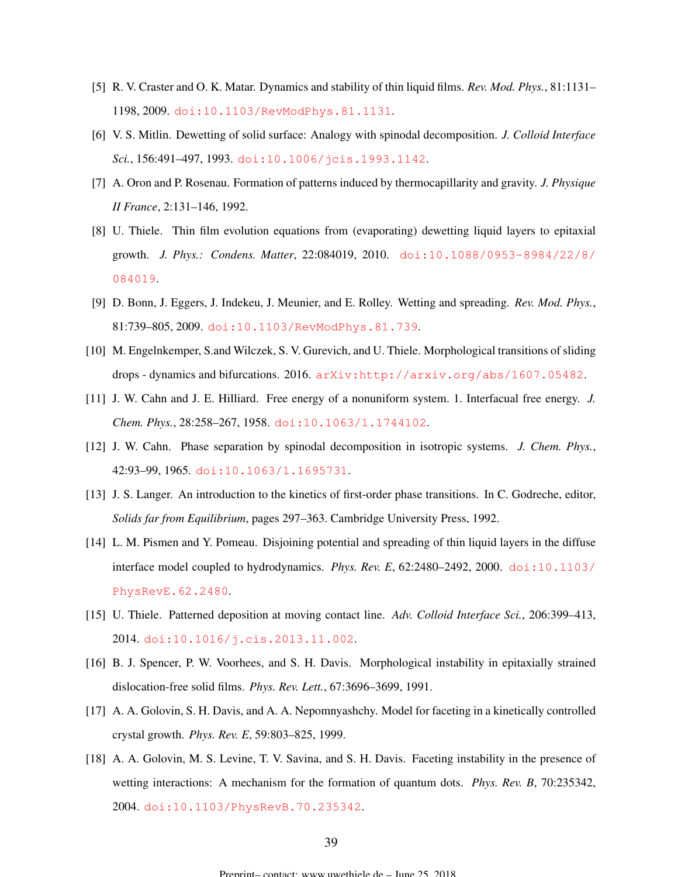[5] R. V. Craster and O. K. Matar. Dynamics and stability of thin liquid films. *Rev. Mod. Phys.*, 81:1131–1198, 2009. doi:10.1103/RevModPhys.81.1131.

[6] V. S. Mitlin. Dewetting of solid surface: Analogy with spinodal decomposition. *J. Colloid Interface Sci.*, 156:491–497, 1993. doi:10.1006/jcis.1993.1142.

[7] A. Oron and P. Rosenau. Formation of patterns induced by thermocapillarity and gravity. *J. Physique II France*, 2:131–146, 1992.

[8] U. Thiele. Thin film evolution equations from (evaporating) dewetting liquid layers to epitaxial growth. *J. Phys.: Condens. Matter*, 22:084019, 2010. doi:10.1088/0953-8984/22/8/084019.

[9] D. Bonn, J. Eggers, J. Indekeu, J. Meunier, and E. Rolley. Wetting and spreading. *Rev. Mod. Phys.*, 81:739–805, 2009. doi:10.1103/RevModPhys.81.739.

[10] M. Engelnkemper, S.and Wilczek, S. V. Gurevich, and U. Thiele. Morphological transitions of sliding drops - dynamics and bifurcations. 2016. arXiv:http://arxiv.org/abs/1607.05482.

[11] J. W. Cahn and J. E. Hilliard. Free energy of a nonuniform system. 1. Interfacual free energy. *J. Chem. Phys.*, 28:258–267, 1958. doi:10.1063/1.1744102.

[12] J. W. Cahn. Phase separation by spinodal decomposition in isotropic systems. *J. Chem. Phys.*, 42:93–99, 1965. doi:10.1063/1.1695731.

[13] J. S. Langer. An introduction to the kinetics of first-order phase transitions. In C. Godreche, editor, *Solids far from Equilibrium*, pages 297–363. Cambridge University Press, 1992.

[14] L. M. Pismen and Y. Pomeau. Disjoining potential and spreading of thin liquid layers in the diffuse interface model coupled to hydrodynamics. *Phys. Rev. E*, 62:2480–2492, 2000. doi:10.1103/PhysRevE.62.2480.

[15] U. Thiele. Patterned deposition at moving contact line. *Adv. Colloid Interface Sci.*, 206:399–413, 2014. doi:10.1016/j.cis.2013.11.002.

[16] B. J. Spencer, P. W. Voorhees, and S. H. Davis. Morphological instability in epitaxially strained dislocation-free solid films. *Phys. Rev. Lett.*, 67:3696–3699, 1991.

[17] A. A. Golovin, S. H. Davis, and A. A. Nepomnyashchy. Model for faceting in a kinetically controlled crystal growth. *Phys. Rev. E*, 59:803–825, 1999.

[18] A. A. Golovin, M. S. Levine, T. V. Savina, and S. H. Davis. Faceting instability in the presence of wetting interactions: A mechanism for the formation of quantum dots. *Phys. Rev. B*, 70:235342, 2004. doi:10.1103/PhysRevB.70.235342.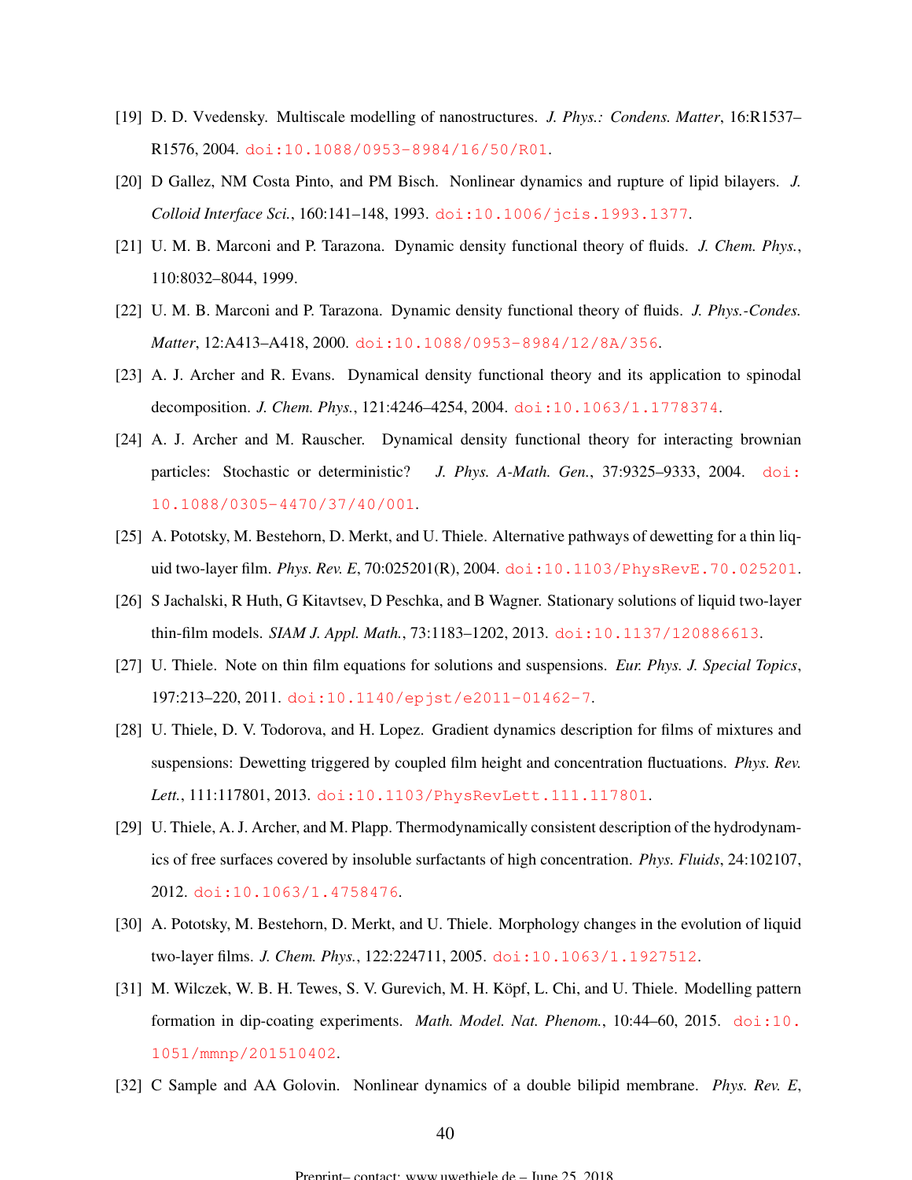[19] D. D. Vvedensky. Multiscale modelling of nanostructures. *J. Phys.: Condens. Matter*, 16:R1537–R1576, 2004. doi:10.1088/0953-8984/16/50/R01.

[20] D Gallez, NM Costa Pinto, and PM Bisch. Nonlinear dynamics and rupture of lipid bilayers. *J. Colloid Interface Sci.*, 160:141–148, 1993. doi:10.1006/jcis.1993.1377.

[21] U. M. B. Marconi and P. Tarazona. Dynamic density functional theory of fluids. *J. Chem. Phys.*, 110:8032–8044, 1999.

[22] U. M. B. Marconi and P. Tarazona. Dynamic density functional theory of fluids. *J. Phys.-Condes. Matter*, 12:A413–A418, 2000. doi:10.1088/0953-8984/12/8A/356.

[23] A. J. Archer and R. Evans. Dynamical density functional theory and its application to spinodal decomposition. *J. Chem. Phys.*, 121:4246–4254, 2004. doi:10.1063/1.1778374.

[24] A. J. Archer and M. Rauscher. Dynamical density functional theory for interacting brownian particles: Stochastic or deterministic? *J. Phys. A-Math. Gen.*, 37:9325–9333, 2004. doi:10.1088/0305-4470/37/40/001.

[25] A. Pototsky, M. Bestehorn, D. Merkt, and U. Thiele. Alternative pathways of dewetting for a thin liquid two-layer film. *Phys. Rev. E*, 70:025201(R), 2004. doi:10.1103/PhysRevE.70.025201.

[26] S Jachalski, R Huth, G Kitavtsev, D Peschka, and B Wagner. Stationary solutions of liquid two-layer thin-film models. *SIAM J. Appl. Math.*, 73:1183–1202, 2013. doi:10.1137/120886613.

[27] U. Thiele. Note on thin film equations for solutions and suspensions. *Eur. Phys. J. Special Topics*, 197:213–220, 2011. doi:10.1140/epjst/e2011-01462-7.

[28] U. Thiele, D. V. Todorova, and H. Lopez. Gradient dynamics description for films of mixtures and suspensions: Dewetting triggered by coupled film height and concentration fluctuations. *Phys. Rev. Lett.*, 111:117801, 2013. doi:10.1103/PhysRevLett.111.117801.

[29] U. Thiele, A. J. Archer, and M. Plapp. Thermodynamically consistent description of the hydrodynamics of free surfaces covered by insoluble surfactants of high concentration. *Phys. Fluids*, 24:102107, 2012. doi:10.1063/1.4758476.

[30] A. Pototsky, M. Bestehorn, D. Merkt, and U. Thiele. Morphology changes in the evolution of liquid two-layer films. *J. Chem. Phys.*, 122:224711, 2005. doi:10.1063/1.1927512.

[31] M. Wilczek, W. B. H. Tewes, S. V. Gurevich, M. H. Köpf, L. Chi, and U. Thiele. Modelling pattern formation in dip-coating experiments. *Math. Model. Nat. Phenom.*, 10:44–60, 2015. doi:10.1051/mmnp/201510402.

[32] C Sample and AA Golovin. Nonlinear dynamics of a double bilipid membrane. *Phys. Rev. E*,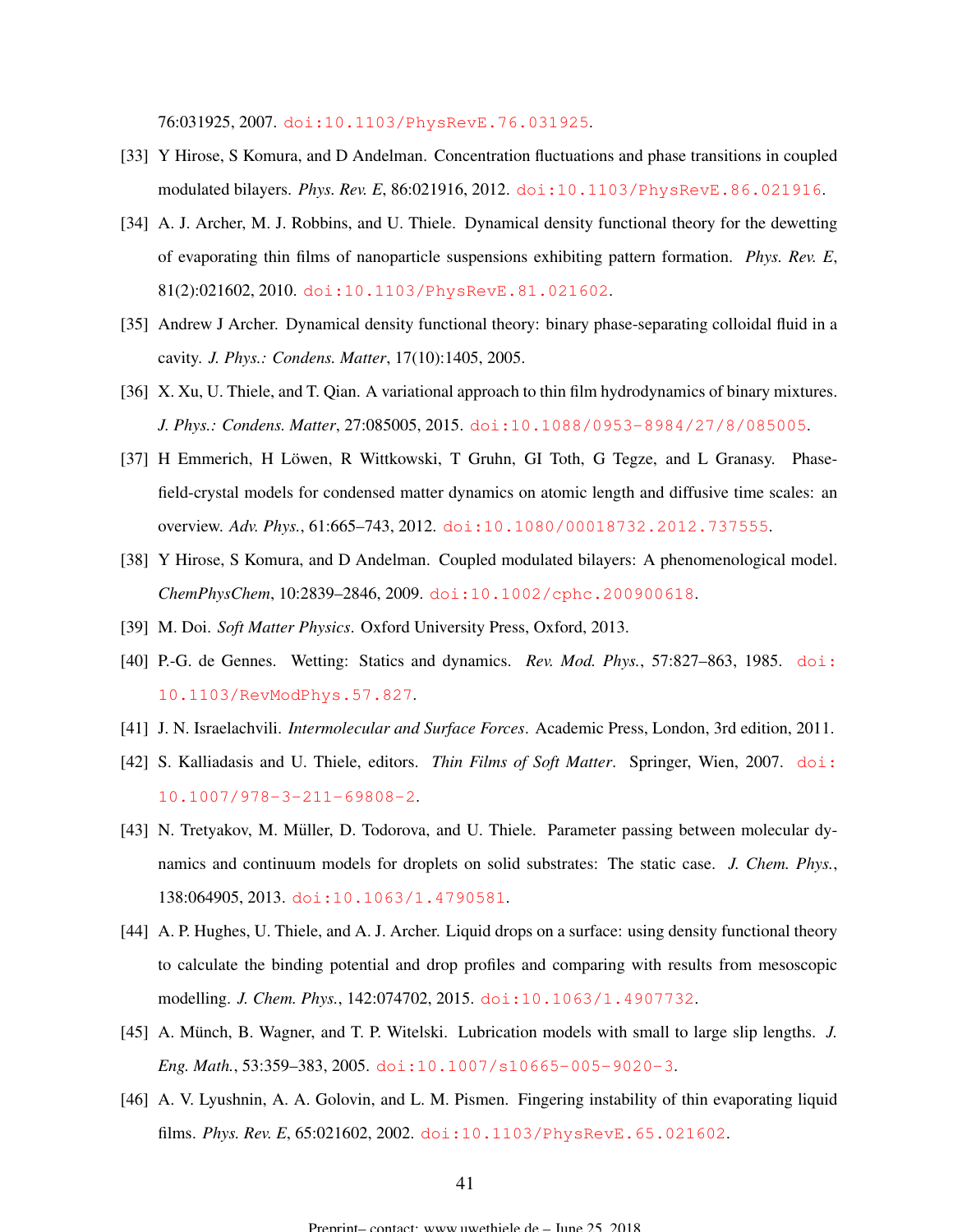76:031925, 2007. doi:10.1103/PhysRevE.76.031925.

[33] Y Hirose, S Komura, and D Andelman. Concentration fluctuations and phase transitions in coupled modulated bilayers. *Phys. Rev. E*, 86:021916, 2012. doi:10.1103/PhysRevE.86.021916.

[34] A. J. Archer, M. J. Robbins, and U. Thiele. Dynamical density functional theory for the dewetting of evaporating thin films of nanoparticle suspensions exhibiting pattern formation. *Phys. Rev. E*, 81(2):021602, 2010. doi:10.1103/PhysRevE.81.021602.

[35] Andrew J Archer. Dynamical density functional theory: binary phase-separating colloidal fluid in a cavity. *J. Phys.: Condens. Matter*, 17(10):1405, 2005.

[36] X. Xu, U. Thiele, and T. Qian. A variational approach to thin film hydrodynamics of binary mixtures. *J. Phys.: Condens. Matter*, 27:085005, 2015. doi:10.1088/0953-8984/27/8/085005.

[37] H Emmerich, H Löwen, R Wittkowski, T Gruhn, GI Toth, G Tegze, and L Granasy. Phase-field-crystal models for condensed matter dynamics on atomic length and diffusive time scales: an overview. *Adv. Phys.*, 61:665–743, 2012. doi:10.1080/00018732.2012.737555.

[38] Y Hirose, S Komura, and D Andelman. Coupled modulated bilayers: A phenomenological model. *ChemPhysChem*, 10:2839–2846, 2009. doi:10.1002/cphc.200900618.

[39] M. Doi. *Soft Matter Physics*. Oxford University Press, Oxford, 2013.

[40] P.-G. de Gennes. Wetting: Statics and dynamics. *Rev. Mod. Phys.*, 57:827–863, 1985. doi:10.1103/RevModPhys.57.827.

[41] J. N. Israelachvili. *Intermolecular and Surface Forces*. Academic Press, London, 3rd edition, 2011.

[42] S. Kalliadasis and U. Thiele, editors. *Thin Films of Soft Matter*. Springer, Wien, 2007. doi:10.1007/978-3-211-69808-2.

[43] N. Tretyakov, M. Müller, D. Todorova, and U. Thiele. Parameter passing between molecular dynamics and continuum models for droplets on solid substrates: The static case. *J. Chem. Phys.*, 138:064905, 2013. doi:10.1063/1.4790581.

[44] A. P. Hughes, U. Thiele, and A. J. Archer. Liquid drops on a surface: using density functional theory to calculate the binding potential and drop profiles and comparing with results from mesoscopic modelling. *J. Chem. Phys.*, 142:074702, 2015. doi:10.1063/1.4907732.

[45] A. Münch, B. Wagner, and T. P. Witelski. Lubrication models with small to large slip lengths. *J. Eng. Math.*, 53:359–383, 2005. doi:10.1007/s10665-005-9020-3.

[46] A. V. Lyushnin, A. A. Golovin, and L. M. Pismen. Fingering instability of thin evaporating liquid films. *Phys. Rev. E*, 65:021602, 2002. doi:10.1103/PhysRevE.65.021602.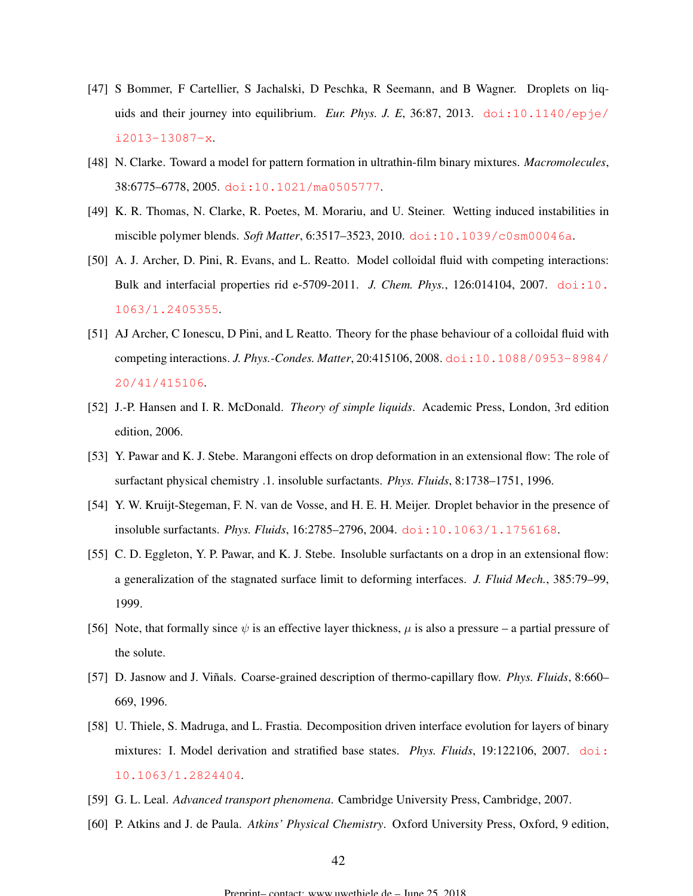[47] S Bommer, F Cartellier, S Jachalski, D Peschka, R Seemann, and B Wagner. Droplets on liquids and their journey into equilibrium. *Eur. Phys. J. E*, 36:87, 2013. doi:10.1140/epje/i2013-13087-x.

[48] N. Clarke. Toward a model for pattern formation in ultrathin-film binary mixtures. *Macromolecules*, 38:6775–6778, 2005. doi:10.1021/ma0505777.

[49] K. R. Thomas, N. Clarke, R. Poetes, M. Morariu, and U. Steiner. Wetting induced instabilities in miscible polymer blends. *Soft Matter*, 6:3517–3523, 2010. doi:10.1039/c0sm00046a.

[50] A. J. Archer, D. Pini, R. Evans, and L. Reatto. Model colloidal fluid with competing interactions: Bulk and interfacial properties rid e-5709-2011. *J. Chem. Phys.*, 126:014104, 2007. doi:10.1063/1.2405355.

[51] AJ Archer, C Ionescu, D Pini, and L Reatto. Theory for the phase behaviour of a colloidal fluid with competing interactions. *J. Phys.-Condes. Matter*, 20:415106, 2008. doi:10.1088/0953-8984/20/41/415106.

[52] J.-P. Hansen and I. R. McDonald. *Theory of simple liquids*. Academic Press, London, 3rd edition edition, 2006.

[53] Y. Pawar and K. J. Stebe. Marangoni effects on drop deformation in an extensional flow: The role of surfactant physical chemistry .1. insoluble surfactants. *Phys. Fluids*, 8:1738–1751, 1996.

[54] Y. W. Kruijt-Stegeman, F. N. van de Vosse, and H. E. H. Meijer. Droplet behavior in the presence of insoluble surfactants. *Phys. Fluids*, 16:2785–2796, 2004. doi:10.1063/1.1756168.

[55] C. D. Eggleton, Y. P. Pawar, and K. J. Stebe. Insoluble surfactants on a drop in an extensional flow: a generalization of the stagnated surface limit to deforming interfaces. *J. Fluid Mech.*, 385:79–99, 1999.

[56] Note, that formally since $\psi$ is an effective layer thickness, $\mu$ is also a pressure – a partial pressure of the solute.

[57] D. Jasnow and J. Viñals. Coarse-grained description of thermo-capillary flow. *Phys. Fluids*, 8:660–669, 1996.

[58] U. Thiele, S. Madruga, and L. Frastia. Decomposition driven interface evolution for layers of binary mixtures: I. Model derivation and stratified base states. *Phys. Fluids*, 19:122106, 2007. doi:10.1063/1.2824404.

[59] G. L. Leal. *Advanced transport phenomena*. Cambridge University Press, Cambridge, 2007.

[60] P. Atkins and J. de Paula. *Atkins' Physical Chemistry*. Oxford University Press, Oxford, 9 edition,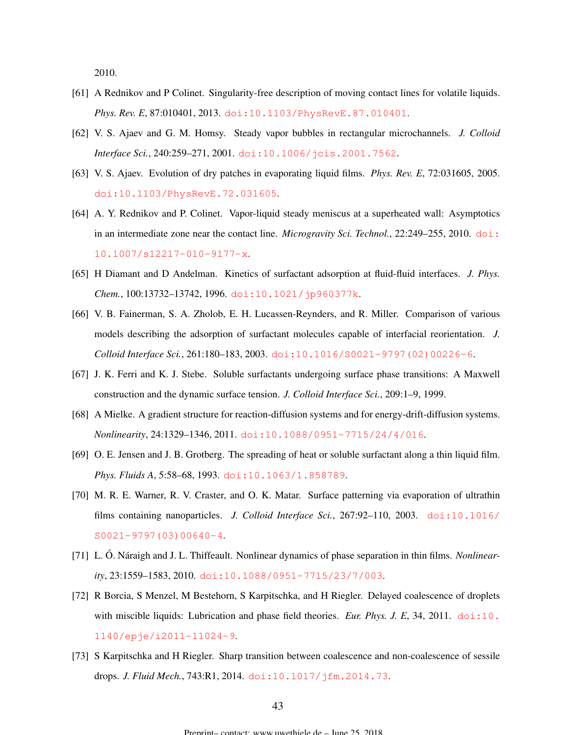2010.

[61] A Rednikov and P Colinet. Singularity-free description of moving contact lines for volatile liquids. *Phys. Rev. E*, 87:010401, 2013. doi:10.1103/PhysRevE.87.010401.

[62] V. S. Ajaev and G. M. Homsy. Steady vapor bubbles in rectangular microchannels. *J. Colloid Interface Sci.*, 240:259–271, 2001. doi:10.1006/jcis.2001.7562.

[63] V. S. Ajaev. Evolution of dry patches in evaporating liquid films. *Phys. Rev. E*, 72:031605, 2005. doi:10.1103/PhysRevE.72.031605.

[64] A. Y. Rednikov and P. Colinet. Vapor-liquid steady meniscus at a superheated wall: Asymptotics in an intermediate zone near the contact line. *Microgravity Sci. Technol.*, 22:249–255, 2010. doi:10.1007/s12217-010-9177-x.

[65] H Diamant and D Andelman. Kinetics of surfactant adsorption at fluid-fluid interfaces. *J. Phys. Chem.*, 100:13732–13742, 1996. doi:10.1021/jp960377k.

[66] V. B. Fainerman, S. A. Zholob, E. H. Lucassen-Reynders, and R. Miller. Comparison of various models describing the adsorption of surfactant molecules capable of interfacial reorientation. *J. Colloid Interface Sci.*, 261:180–183, 2003. doi:10.1016/S0021-9797(02)00226-6.

[67] J. K. Ferri and K. J. Stebe. Soluble surfactants undergoing surface phase transitions: A Maxwell construction and the dynamic surface tension. *J. Colloid Interface Sci.*, 209:1–9, 1999.

[68] A Mielke. A gradient structure for reaction-diffusion systems and for energy-drift-diffusion systems. *Nonlinearity*, 24:1329–1346, 2011. doi:10.1088/0951-7715/24/4/016.

[69] O. E. Jensen and J. B. Grotberg. The spreading of heat or soluble surfactant along a thin liquid film. *Phys. Fluids A*, 5:58–68, 1993. doi:10.1063/1.858789.

[70] M. R. E. Warner, R. V. Craster, and O. K. Matar. Surface patterning via evaporation of ultrathin films containing nanoparticles. *J. Colloid Interface Sci.*, 267:92–110, 2003. doi:10.1016/S0021-9797(03)00640-4.

[71] L. Ó. Náraigh and J. L. Thiffeault. Nonlinear dynamics of phase separation in thin films. *Nonlinearity*, 23:1559–1583, 2010. doi:10.1088/0951-7715/23/7/003.

[72] R Borcia, S Menzel, M Bestehorn, S Karpitschka, and H Riegler. Delayed coalescence of droplets with miscible liquids: Lubrication and phase field theories. *Eur. Phys. J. E*, 34, 2011. doi:10.1140/epje/i2011-11024-9.

[73] S Karpitschka and H Riegler. Sharp transition between coalescence and non-coalescence of sessile drops. *J. Fluid Mech.*, 743:R1, 2014. doi:10.1017/jfm.2014.73.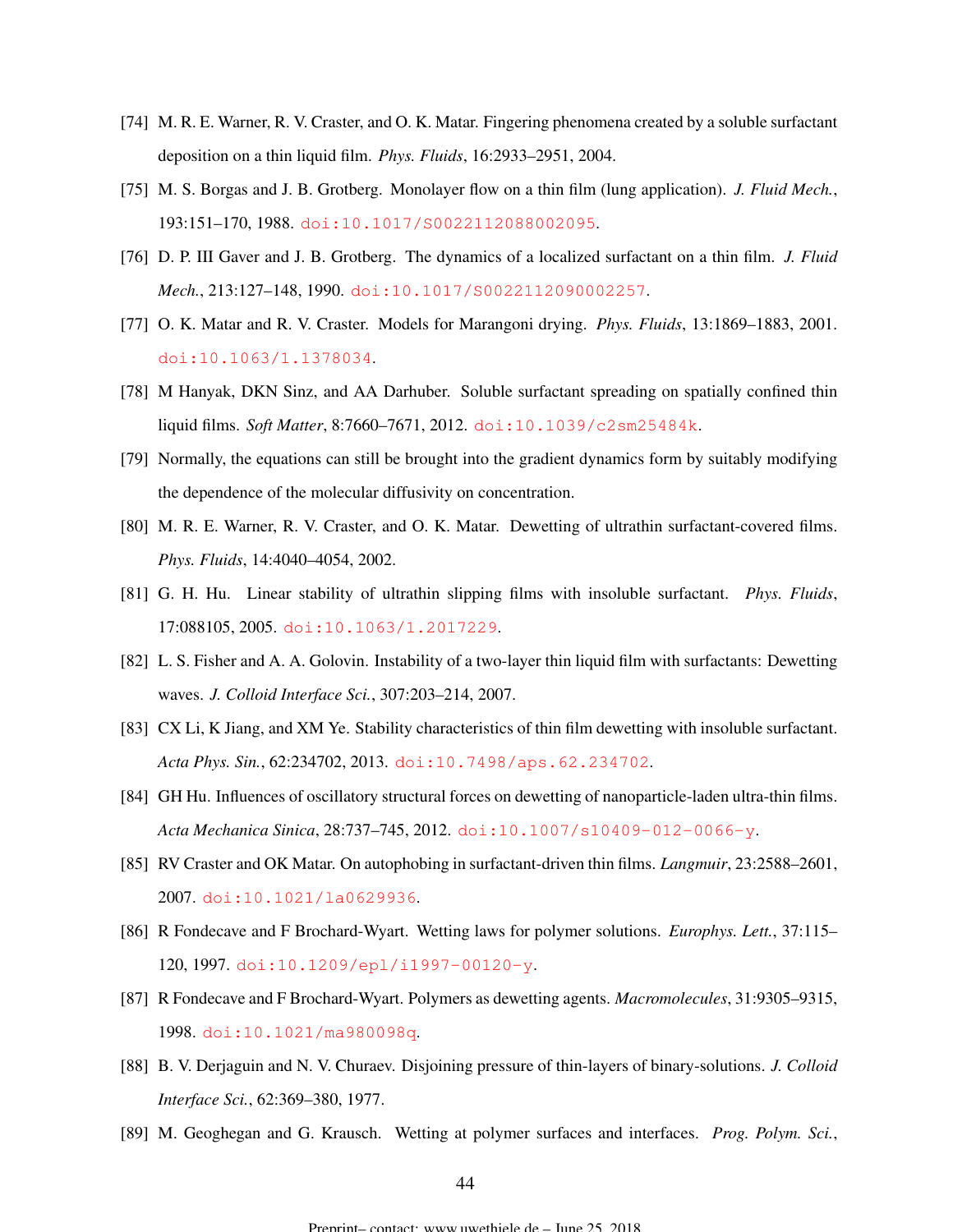[74] M. R. E. Warner, R. V. Craster, and O. K. Matar. Fingering phenomena created by a soluble surfactant deposition on a thin liquid film. *Phys. Fluids*, 16:2933–2951, 2004.

[75] M. S. Borgas and J. B. Grotberg. Monolayer flow on a thin film (lung application). *J. Fluid Mech.*, 193:151–170, 1988. doi:10.1017/S0022112088002095.

[76] D. P. III Gaver and J. B. Grotberg. The dynamics of a localized surfactant on a thin film. *J. Fluid Mech.*, 213:127–148, 1990. doi:10.1017/S0022112090002257.

[77] O. K. Matar and R. V. Craster. Models for Marangoni drying. *Phys. Fluids*, 13:1869–1883, 2001. doi:10.1063/1.1378034.

[78] M Hanyak, DKN Sinz, and AA Darhuber. Soluble surfactant spreading on spatially confined thin liquid films. *Soft Matter*, 8:7660–7671, 2012. doi:10.1039/c2sm25484k.

[79] Normally, the equations can still be brought into the gradient dynamics form by suitably modifying the dependence of the molecular diffusivity on concentration.

[80] M. R. E. Warner, R. V. Craster, and O. K. Matar. Dewetting of ultrathin surfactant-covered films. *Phys. Fluids*, 14:4040–4054, 2002.

[81] G. H. Hu. Linear stability of ultrathin slipping films with insoluble surfactant. *Phys. Fluids*, 17:088105, 2005. doi:10.1063/1.2017229.

[82] L. S. Fisher and A. A. Golovin. Instability of a two-layer thin liquid film with surfactants: Dewetting waves. *J. Colloid Interface Sci.*, 307:203–214, 2007.

[83] CX Li, K Jiang, and XM Ye. Stability characteristics of thin film dewetting with insoluble surfactant. *Acta Phys. Sin.*, 62:234702, 2013. doi:10.7498/aps.62.234702.

[84] GH Hu. Influences of oscillatory structural forces on dewetting of nanoparticle-laden ultra-thin films. *Acta Mechanica Sinica*, 28:737–745, 2012. doi:10.1007/s10409-012-0066-y.

[85] RV Craster and OK Matar. On autophobing in surfactant-driven thin films. *Langmuir*, 23:2588–2601, 2007. doi:10.1021/la0629936.

[86] R Fondecave and F Brochard-Wyart. Wetting laws for polymer solutions. *Europhys. Lett.*, 37:115–120, 1997. doi:10.1209/epl/i1997-00120-y.

[87] R Fondecave and F Brochard-Wyart. Polymers as dewetting agents. *Macromolecules*, 31:9305–9315, 1998. doi:10.1021/ma980098q.

[88] B. V. Derjaguin and N. V. Churaev. Disjoining pressure of thin-layers of binary-solutions. *J. Colloid Interface Sci.*, 62:369–380, 1977.

[89] M. Geoghegan and G. Krausch. Wetting at polymer surfaces and interfaces. *Prog. Polym. Sci.*,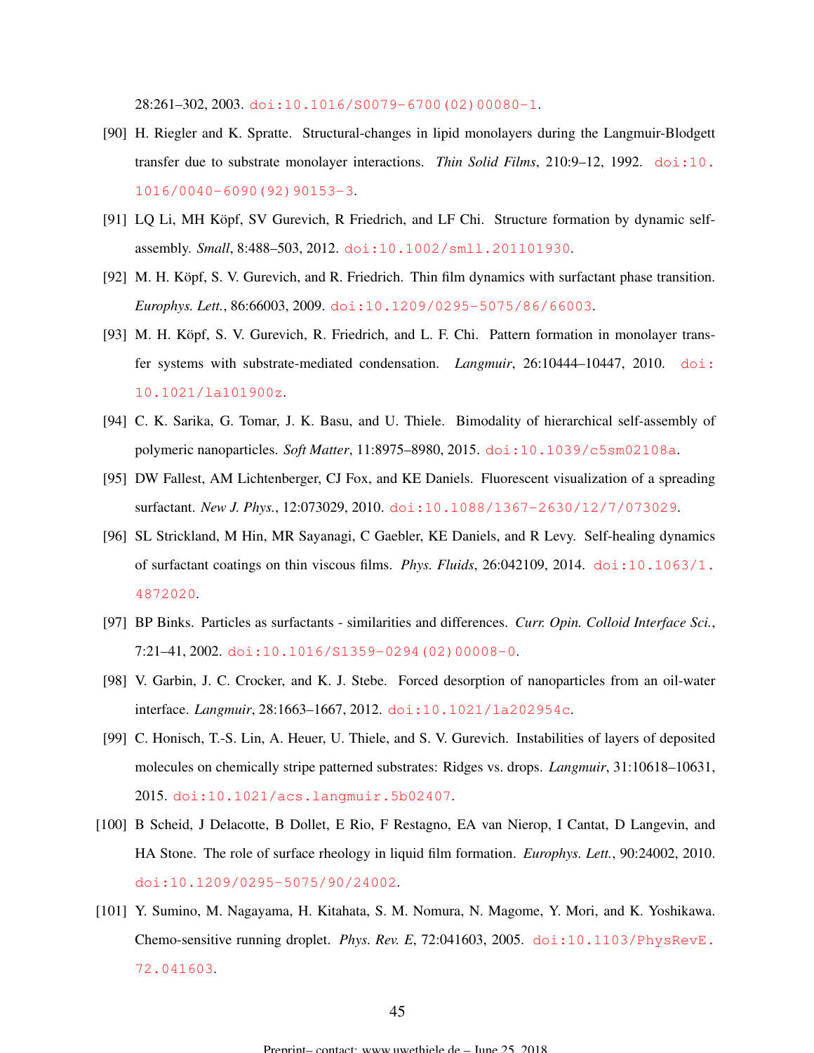28:261–302, 2003. doi:10.1016/S0079-6700(02)00080-1.

[90] H. Riegler and K. Spratte. Structural-changes in lipid monolayers during the Langmuir-Blodgett transfer due to substrate monolayer interactions. *Thin Solid Films*, 210:9–12, 1992. doi:10.1016/0040-6090(92)90153-3.

[91] LQ Li, MH Köpf, SV Gurevich, R Friedrich, and LF Chi. Structure formation by dynamic self-assembly. *Small*, 8:488–503, 2012. doi:10.1002/smll.201101930.

[92] M. H. Köpf, S. V. Gurevich, and R. Friedrich. Thin film dynamics with surfactant phase transition. *Europhys. Lett.*, 86:66003, 2009. doi:10.1209/0295-5075/86/66003.

[93] M. H. Köpf, S. V. Gurevich, R. Friedrich, and L. F. Chi. Pattern formation in monolayer transfer systems with substrate-mediated condensation. *Langmuir*, 26:10444–10447, 2010. doi:10.1021/la101900z.

[94] C. K. Sarika, G. Tomar, J. K. Basu, and U. Thiele. Bimodality of hierarchical self-assembly of polymeric nanoparticles. *Soft Matter*, 11:8975–8980, 2015. doi:10.1039/c5sm02108a.

[95] DW Fallest, AM Lichtenberger, CJ Fox, and KE Daniels. Fluorescent visualization of a spreading surfactant. *New J. Phys.*, 12:073029, 2010. doi:10.1088/1367-2630/12/7/073029.

[96] SL Strickland, M Hin, MR Sayanagi, C Gaebler, KE Daniels, and R Levy. Self-healing dynamics of surfactant coatings on thin viscous films. *Phys. Fluids*, 26:042109, 2014. doi:10.1063/1.4872020.

[97] BP Binks. Particles as surfactants - similarities and differences. *Curr. Opin. Colloid Interface Sci.*, 7:21–41, 2002. doi:10.1016/S1359-0294(02)00008-0.

[98] V. Garbin, J. C. Crocker, and K. J. Stebe. Forced desorption of nanoparticles from an oil-water interface. *Langmuir*, 28:1663–1667, 2012. doi:10.1021/la202954c.

[99] C. Honisch, T.-S. Lin, A. Heuer, U. Thiele, and S. V. Gurevich. Instabilities of layers of deposited molecules on chemically stripe patterned substrates: Ridges vs. drops. *Langmuir*, 31:10618–10631, 2015. doi:10.1021/acs.langmuir.5b02407.

[100] B Scheid, J Delacotte, B Dollet, E Rio, F Restagno, EA van Nierop, I Cantat, D Langevin, and HA Stone. The role of surface rheology in liquid film formation. *Europhys. Lett.*, 90:24002, 2010. doi:10.1209/0295-5075/90/24002.

[101] Y. Sumino, M. Nagayama, H. Kitahata, S. M. Nomura, N. Magome, Y. Mori, and K. Yoshikawa. Chemo-sensitive running droplet. *Phys. Rev. E*, 72:041603, 2005. doi:10.1103/PhysRevE.72.041603.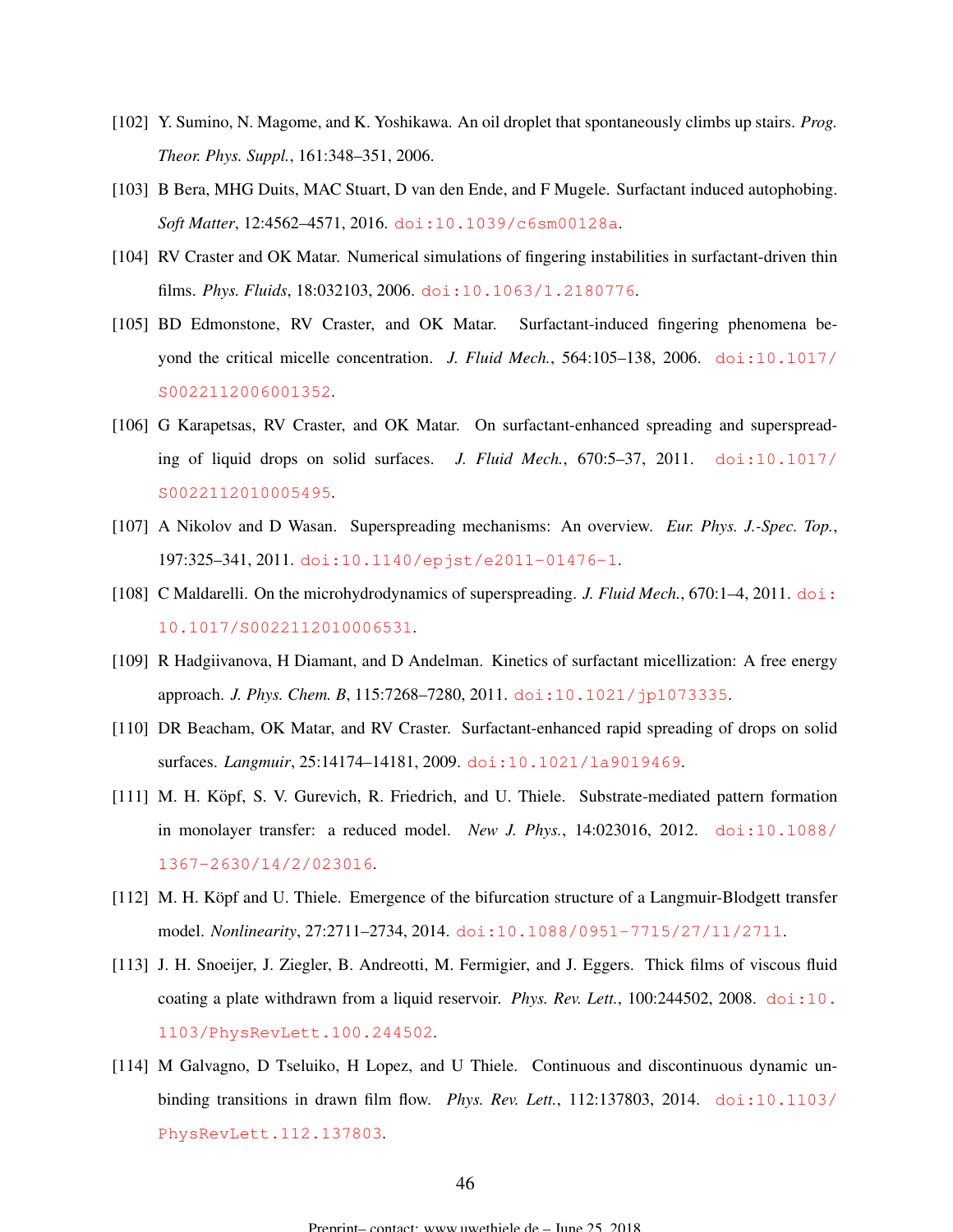[102] Y. Sumino, N. Magome, and K. Yoshikawa. An oil droplet that spontaneously climbs up stairs. *Prog. Theor. Phys. Suppl.*, 161:348–351, 2006.

[103] B Bera, MHG Duits, MAC Stuart, D van den Ende, and F Mugele. Surfactant induced autophobing. *Soft Matter*, 12:4562–4571, 2016. doi:10.1039/c6sm00128a.

[104] RV Craster and OK Matar. Numerical simulations of fingering instabilities in surfactant-driven thin films. *Phys. Fluids*, 18:032103, 2006. doi:10.1063/1.2180776.

[105] BD Edmonstone, RV Craster, and OK Matar. Surfactant-induced fingering phenomena beyond the critical micelle concentration. *J. Fluid Mech.*, 564:105–138, 2006. doi:10.1017/S0022112006001352.

[106] G Karapetsas, RV Craster, and OK Matar. On surfactant-enhanced spreading and superspreading of liquid drops on solid surfaces. *J. Fluid Mech.*, 670:5–37, 2011. doi:10.1017/S0022112010005495.

[107] A Nikolov and D Wasan. Superspreading mechanisms: An overview. *Eur. Phys. J.-Spec. Top.*, 197:325–341, 2011. doi:10.1140/epjst/e2011-01476-1.

[108] C Maldarelli. On the microhydrodynamics of superspreading. *J. Fluid Mech.*, 670:1–4, 2011. doi:10.1017/S0022112010006531.

[109] R Hadgiivanova, H Diamant, and D Andelman. Kinetics of surfactant micellization: A free energy approach. *J. Phys. Chem. B*, 115:7268–7280, 2011. doi:10.1021/jp1073335.

[110] DR Beacham, OK Matar, and RV Craster. Surfactant-enhanced rapid spreading of drops on solid surfaces. *Langmuir*, 25:14174–14181, 2009. doi:10.1021/la9019469.

[111] M. H. Köpf, S. V. Gurevich, R. Friedrich, and U. Thiele. Substrate-mediated pattern formation in monolayer transfer: a reduced model. *New J. Phys.*, 14:023016, 2012. doi:10.1088/1367-2630/14/2/023016.

[112] M. H. Köpf and U. Thiele. Emergence of the bifurcation structure of a Langmuir-Blodgett transfer model. *Nonlinearity*, 27:2711–2734, 2014. doi:10.1088/0951-7715/27/11/2711.

[113] J. H. Snoeijer, J. Ziegler, B. Andreotti, M. Fermigier, and J. Eggers. Thick films of viscous fluid coating a plate withdrawn from a liquid reservoir. *Phys. Rev. Lett.*, 100:244502, 2008. doi:10.1103/PhysRevLett.100.244502.

[114] M Galvagno, D Tseluiko, H Lopez, and U Thiele. Continuous and discontinuous dynamic unbinding transitions in drawn film flow. *Phys. Rev. Lett.*, 112:137803, 2014. doi:10.1103/PhysRevLett.112.137803.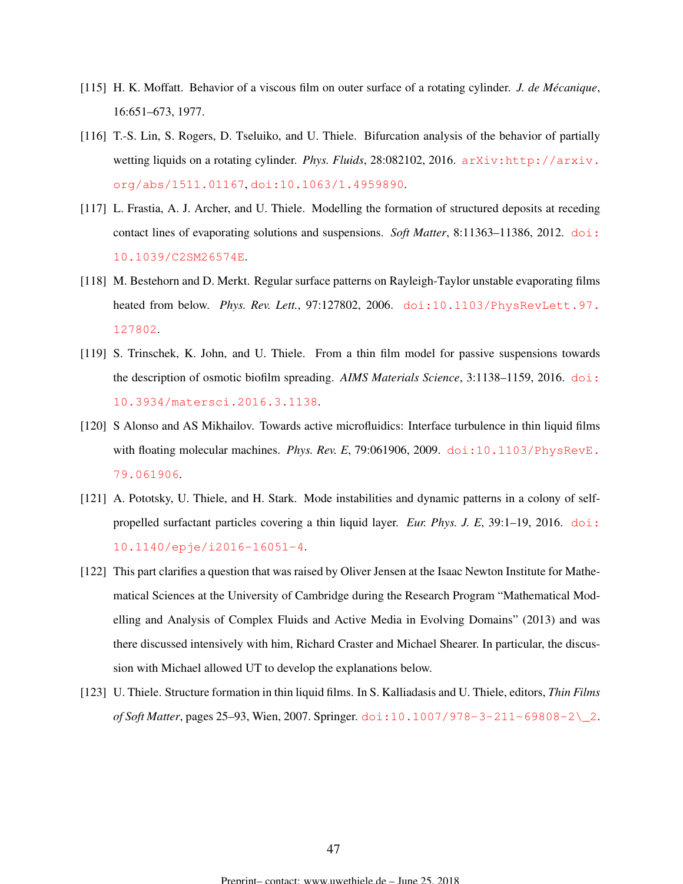[115] H. K. Moffatt. Behavior of a viscous film on outer surface of a rotating cylinder. *J. de Mécanique*, 16:651–673, 1977.

[116] T.-S. Lin, S. Rogers, D. Tseluiko, and U. Thiele. Bifurcation analysis of the behavior of partially wetting liquids on a rotating cylinder. *Phys. Fluids*, 28:082102, 2016. arXiv:http://arxiv.org/abs/1511.01167, doi:10.1063/1.4959890.

[117] L. Frastia, A. J. Archer, and U. Thiele. Modelling the formation of structured deposits at receding contact lines of evaporating solutions and suspensions. *Soft Matter*, 8:11363–11386, 2012. doi:10.1039/C2SM26574E.

[118] M. Bestehorn and D. Merkt. Regular surface patterns on Rayleigh-Taylor unstable evaporating films heated from below. *Phys. Rev. Lett.*, 97:127802, 2006. doi:10.1103/PhysRevLett.97.127802.

[119] S. Trinschek, K. John, and U. Thiele. From a thin film model for passive suspensions towards the description of osmotic biofilm spreading. *AIMS Materials Science*, 3:1138–1159, 2016. doi:10.3934/matersci.2016.3.1138.

[120] S Alonso and AS Mikhailov. Towards active microfluidics: Interface turbulence in thin liquid films with floating molecular machines. *Phys. Rev. E*, 79:061906, 2009. doi:10.1103/PhysRevE.79.061906.

[121] A. Pototsky, U. Thiele, and H. Stark. Mode instabilities and dynamic patterns in a colony of self-propelled surfactant particles covering a thin liquid layer. *Eur. Phys. J. E*, 39:1–19, 2016. doi:10.1140/epje/i2016-16051-4.

[122] This part clarifies a question that was raised by Oliver Jensen at the Isaac Newton Institute for Mathematical Sciences at the University of Cambridge during the Research Program "Mathematical Modelling and Analysis of Complex Fluids and Active Media in Evolving Domains" (2013) and was there discussed intensively with him, Richard Craster and Michael Shearer. In particular, the discussion with Michael allowed UT to develop the explanations below.

[123] U. Thiele. Structure formation in thin liquid films. In S. Kalliadasis and U. Thiele, editors, *Thin Films of Soft Matter*, pages 25–93, Wien, 2007. Springer. doi:10.1007/978-3-211-69808-2\_2.